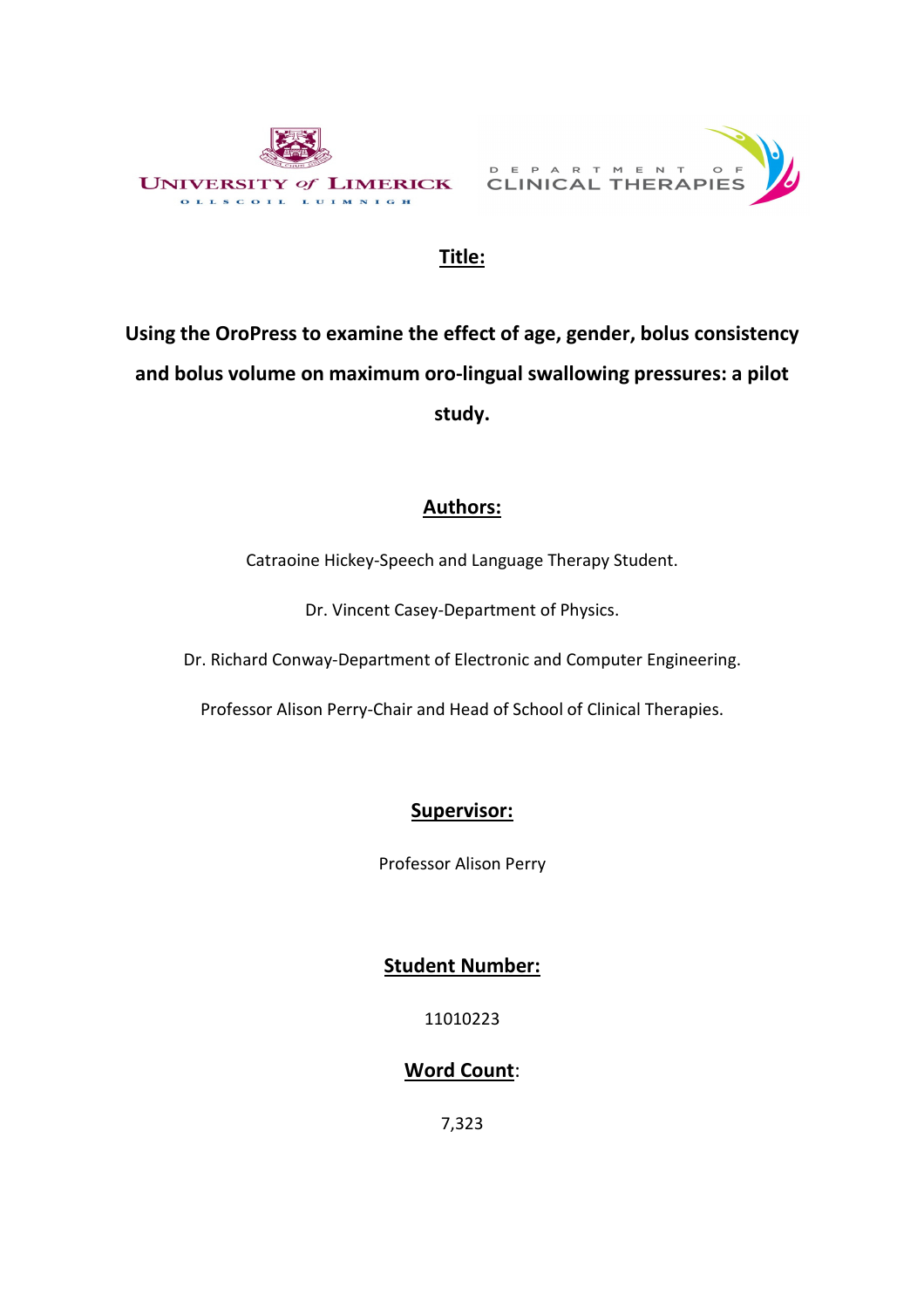University of Limerick

Ollscoil Luimnigh

Department of Clinical Therapies

**Title:**

# Using the OroPress to examine the effect of age, gender, bolus consistency and bolus volume on maximum oro-lingual swallowing pressures: a pilot study.

**Authors:**

Catraoine Hickey-Speech and Language Therapy Student.

Dr. Vincent Casey-Department of Physics.

Dr. Richard Conway-Department of Electronic and Computer Engineering.

Professor Alison Perry-Chair and Head of School of Clinical Therapies.

**Supervisor:**

Professor Alison Perry

**Student Number:**

11010223

**Word Count**:

7,323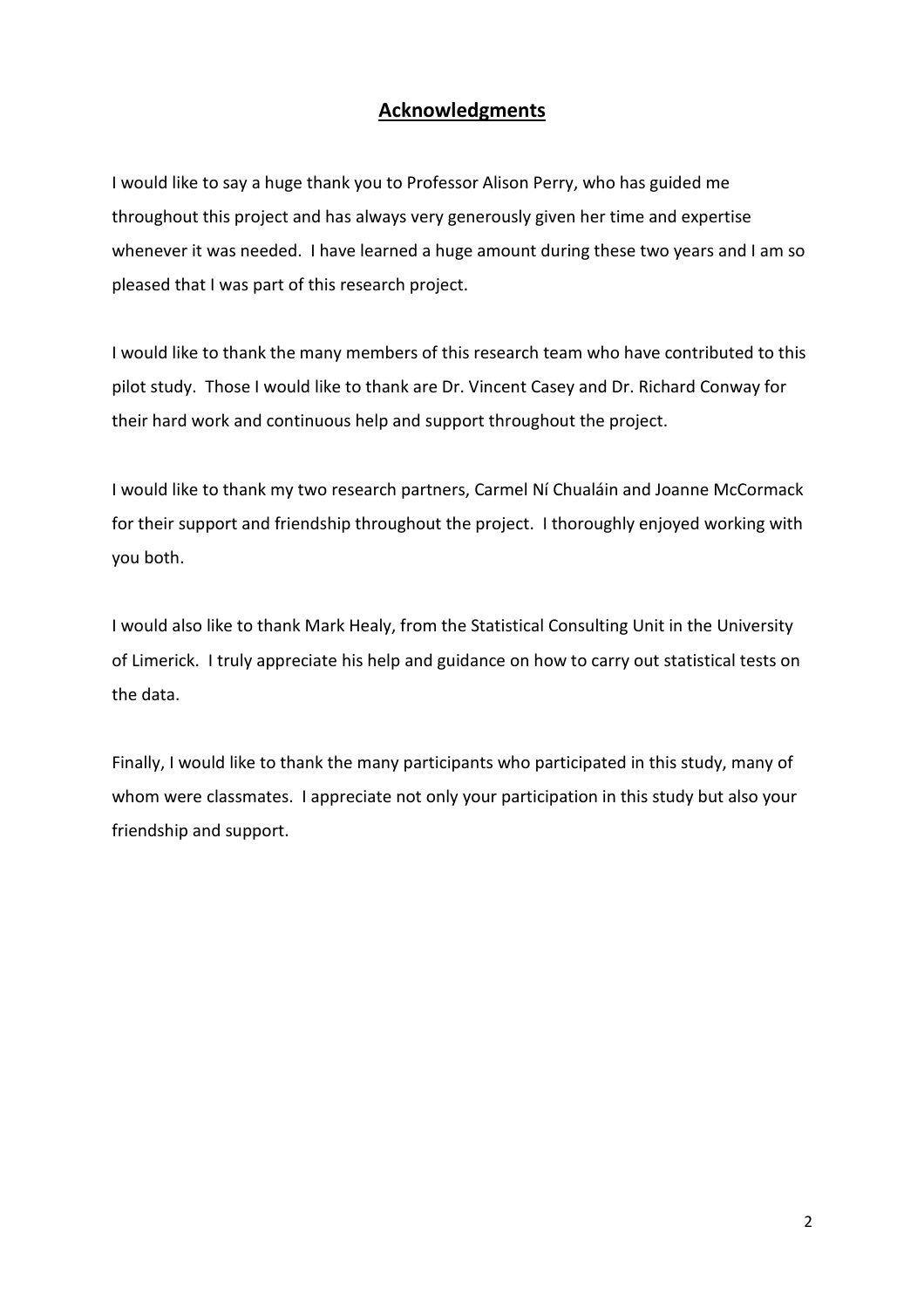# Acknowledgments

I would like to say a huge thank you to Professor Alison Perry, who has guided me throughout this project and has always very generously given her time and expertise whenever it was needed. I have learned a huge amount during these two years and I am so pleased that I was part of this research project.

I would like to thank the many members of this research team who have contributed to this pilot study. Those I would like to thank are Dr. Vincent Casey and Dr. Richard Conway for their hard work and continuous help and support throughout the project.

I would like to thank my two research partners, Carmel Ní Chualáin and Joanne McCormack for their support and friendship throughout the project. I thoroughly enjoyed working with you both.

I would also like to thank Mark Healy, from the Statistical Consulting Unit in the University of Limerick. I truly appreciate his help and guidance on how to carry out statistical tests on the data.

Finally, I would like to thank the many participants who participated in this study, many of whom were classmates. I appreciate not only your participation in this study but also your friendship and support.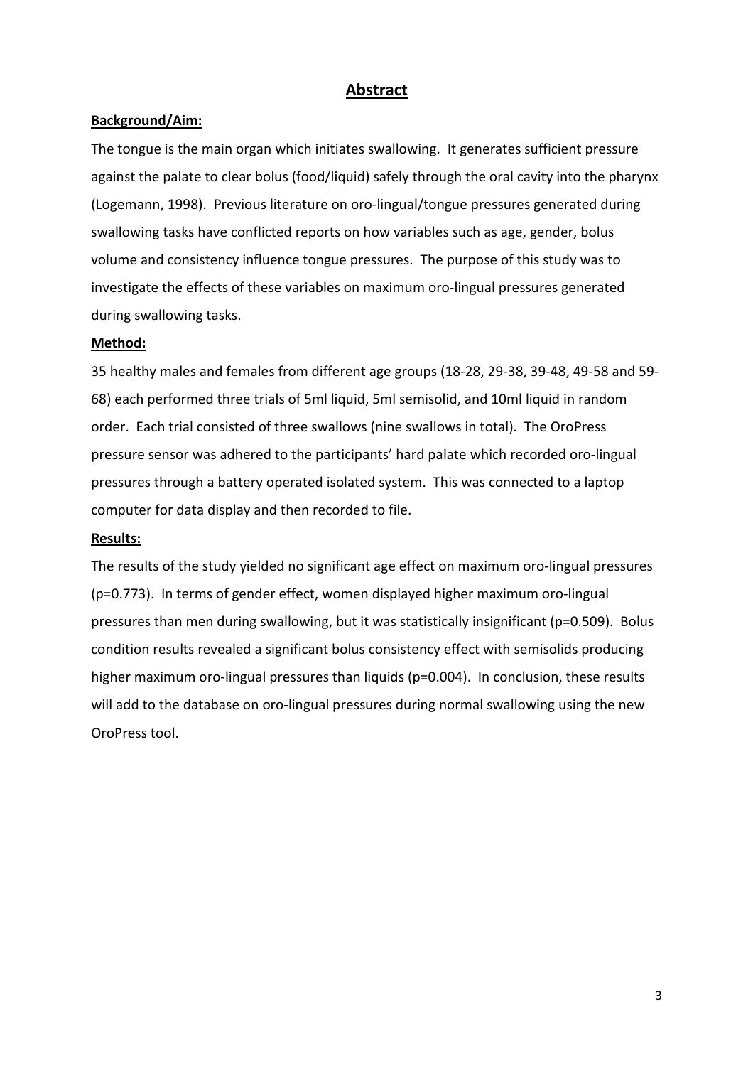# Abstract

**Background/Aim:**

The tongue is the main organ which initiates swallowing. It generates sufficient pressure against the palate to clear bolus (food/liquid) safely through the oral cavity into the pharynx (Logemann, 1998). Previous literature on oro-lingual/tongue pressures generated during swallowing tasks have conflicted reports on how variables such as age, gender, bolus volume and consistency influence tongue pressures. The purpose of this study was to investigate the effects of these variables on maximum oro-lingual pressures generated during swallowing tasks.

**Method:**

35 healthy males and females from different age groups (18-28, 29-38, 39-48, 49-58 and 59-68) each performed three trials of 5ml liquid, 5ml semisolid, and 10ml liquid in random order. Each trial consisted of three swallows (nine swallows in total). The OroPress pressure sensor was adhered to the participants' hard palate which recorded oro-lingual pressures through a battery operated isolated system. This was connected to a laptop computer for data display and then recorded to file.

**Results:**

The results of the study yielded no significant age effect on maximum oro-lingual pressures ($p=0.773$). In terms of gender effect, women displayed higher maximum oro-lingual pressures than men during swallowing, but it was statistically insignificant ($p=0.509$). Bolus condition results revealed a significant bolus consistency effect with semisolids producing higher maximum oro-lingual pressures than liquids ($p=0.004$). In conclusion, these results will add to the database on oro-lingual pressures during normal swallowing using the new OroPress tool.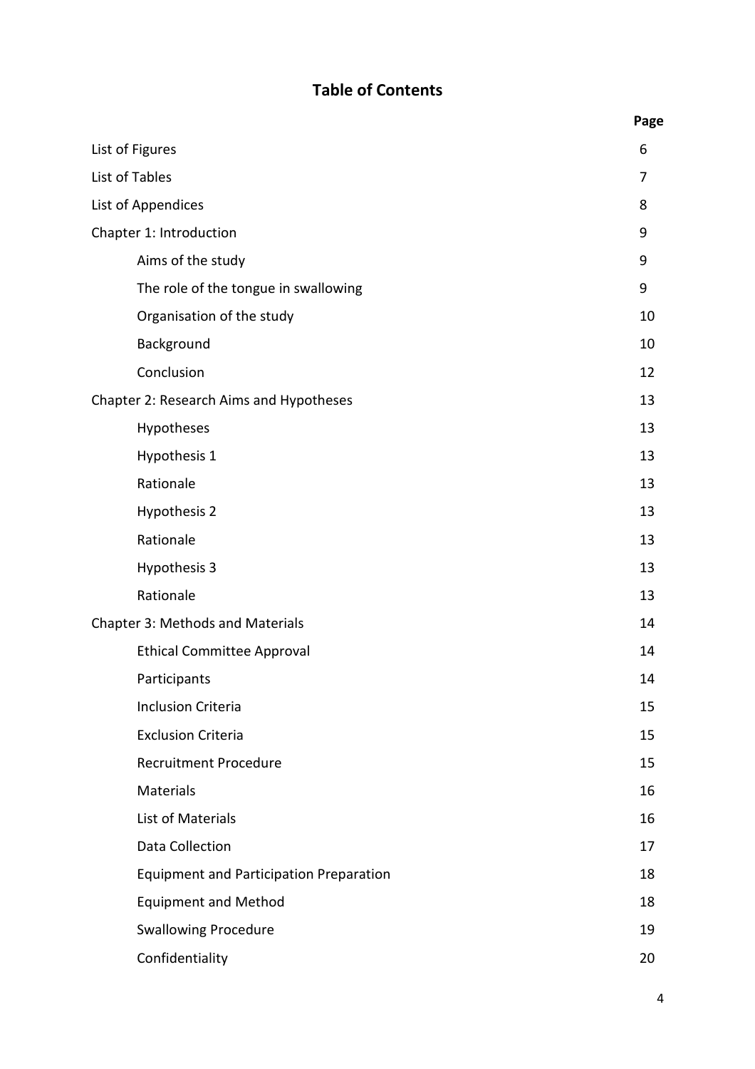# Table of Contents

| | Page |
|---|---|
| List of Figures | 6 |
| List of Tables | 7 |
| List of Appendices | 8 |
| Chapter 1: Introduction | 9 |
| Aims of the study | 9 |
| The role of the tongue in swallowing | 9 |
| Organisation of the study | 10 |
| Background | 10 |
| Conclusion | 12 |
| Chapter 2: Research Aims and Hypotheses | 13 |
| Hypotheses | 13 |
| Hypothesis 1 | 13 |
| Rationale | 13 |
| Hypothesis 2 | 13 |
| Rationale | 13 |
| Hypothesis 3 | 13 |
| Rationale | 13 |
| Chapter 3: Methods and Materials | 14 |
| Ethical Committee Approval | 14 |
| Participants | 14 |
| Inclusion Criteria | 15 |
| Exclusion Criteria | 15 |
| Recruitment Procedure | 15 |
| Materials | 16 |
| List of Materials | 16 |
| Data Collection | 17 |
| Equipment and Participation Preparation | 18 |
| Equipment and Method | 18 |
| Swallowing Procedure | 19 |
| Confidentiality | 20 |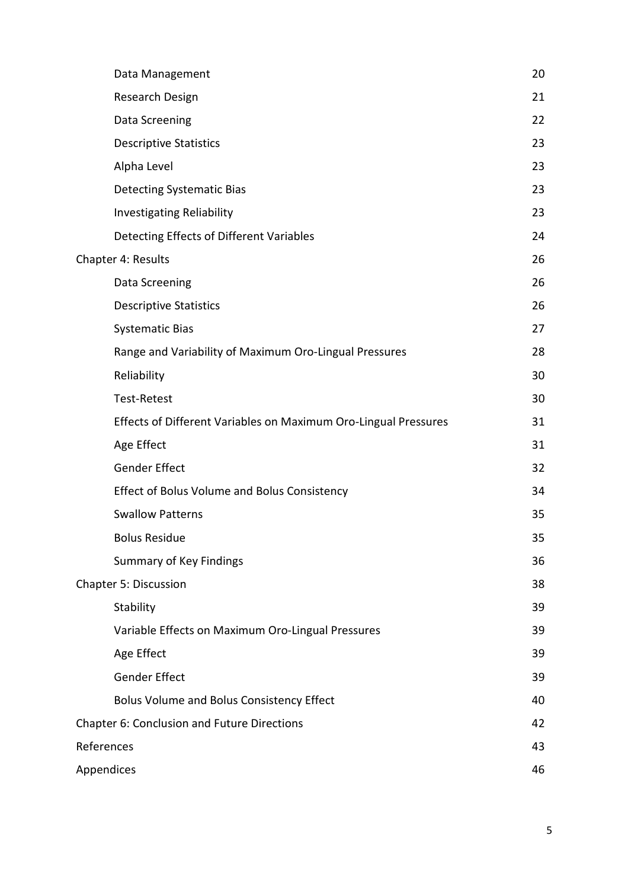| | |
|---|---|
| Data Management | 20 |
| Research Design | 21 |
| Data Screening | 22 |
| Descriptive Statistics | 23 |
| Alpha Level | 23 |
| Detecting Systematic Bias | 23 |
| Investigating Reliability | 23 |
| Detecting Effects of Different Variables | 24 |
| Chapter 4: Results | 26 |
| Data Screening | 26 |
| Descriptive Statistics | 26 |
| Systematic Bias | 27 |
| Range and Variability of Maximum Oro-Lingual Pressures | 28 |
| Reliability | 30 |
| Test-Retest | 30 |
| Effects of Different Variables on Maximum Oro-Lingual Pressures | 31 |
| Age Effect | 31 |
| Gender Effect | 32 |
| Effect of Bolus Volume and Bolus Consistency | 34 |
| Swallow Patterns | 35 |
| Bolus Residue | 35 |
| Summary of Key Findings | 36 |
| Chapter 5: Discussion | 38 |
| Stability | 39 |
| Variable Effects on Maximum Oro-Lingual Pressures | 39 |
| Age Effect | 39 |
| Gender Effect | 39 |
| Bolus Volume and Bolus Consistency Effect | 40 |
| Chapter 6: Conclusion and Future Directions | 42 |
| References | 43 |
| Appendices | 46 |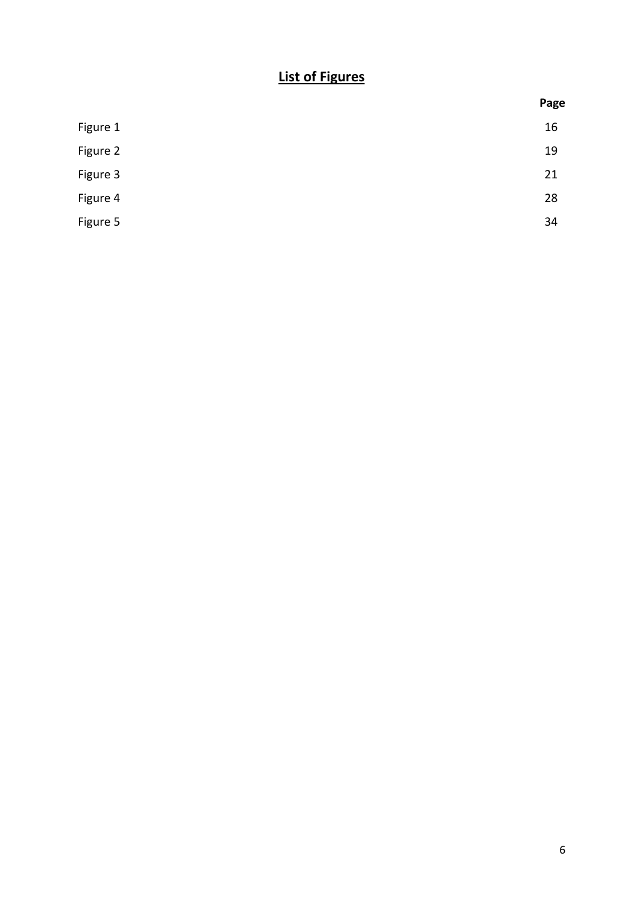## List of Figures

| | Page |
|---|---|
| Figure 1 | 16 |
| Figure 2 | 19 |
| Figure 3 | 21 |
| Figure 4 | 28 |
| Figure 5 | 34 |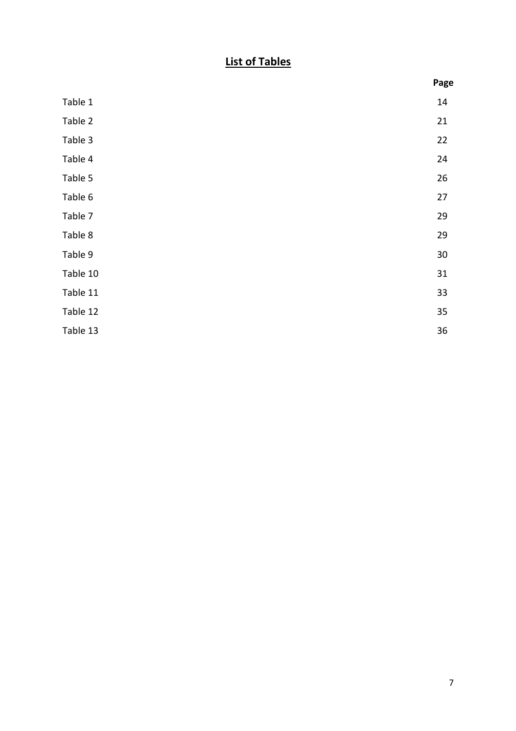## List of Tables

| | Page |
|---|---|
| Table 1 | 14 |
| Table 2 | 21 |
| Table 3 | 22 |
| Table 4 | 24 |
| Table 5 | 26 |
| Table 6 | 27 |
| Table 7 | 29 |
| Table 8 | 29 |
| Table 9 | 30 |
| Table 10 | 31 |
| Table 11 | 33 |
| Table 12 | 35 |
| Table 13 | 36 |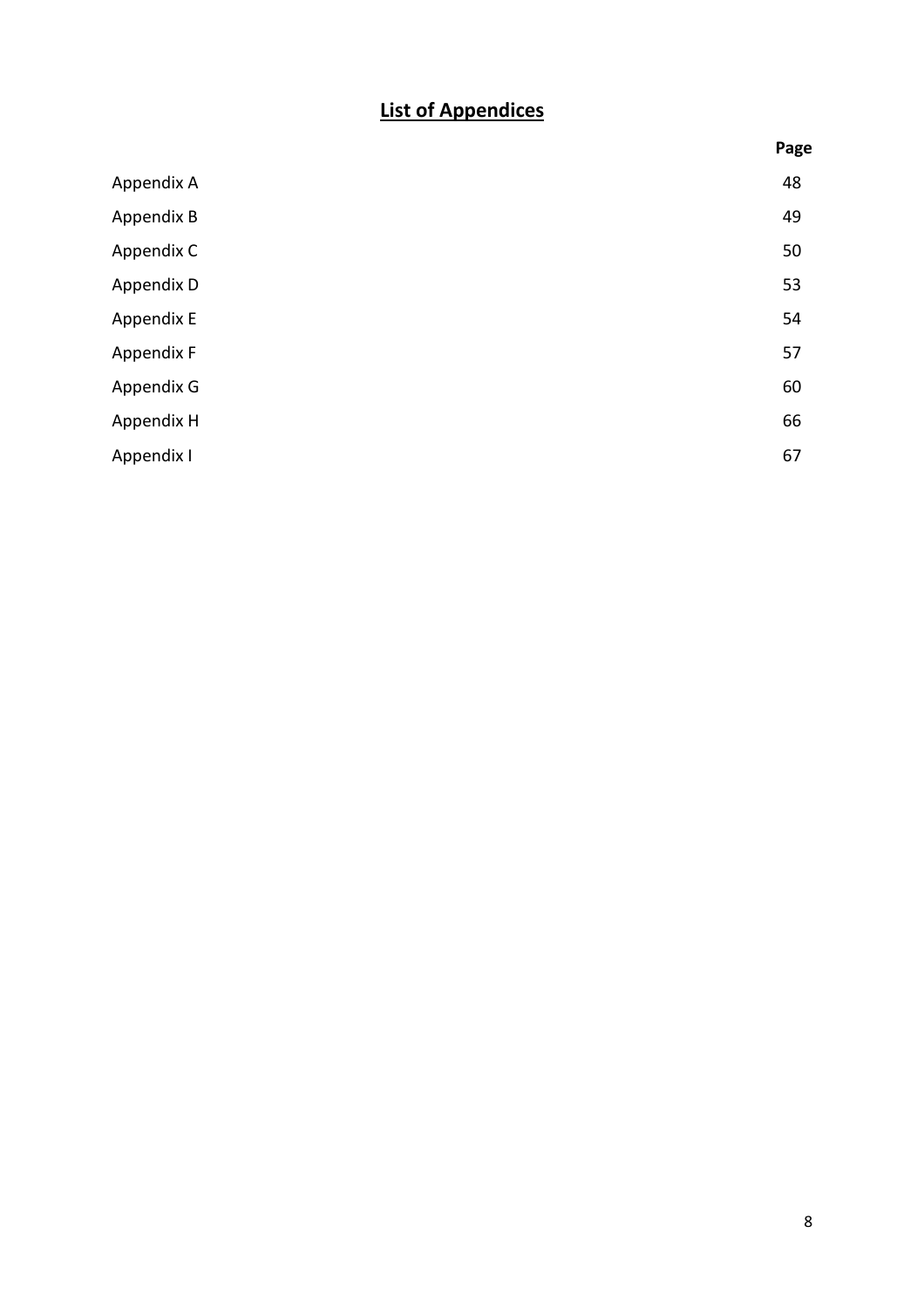# List of Appendices

| | Page |
|---|---|
| Appendix A | 48 |
| Appendix B | 49 |
| Appendix C | 50 |
| Appendix D | 53 |
| Appendix E | 54 |
| Appendix F | 57 |
| Appendix G | 60 |
| Appendix H | 66 |
| Appendix I | 67 |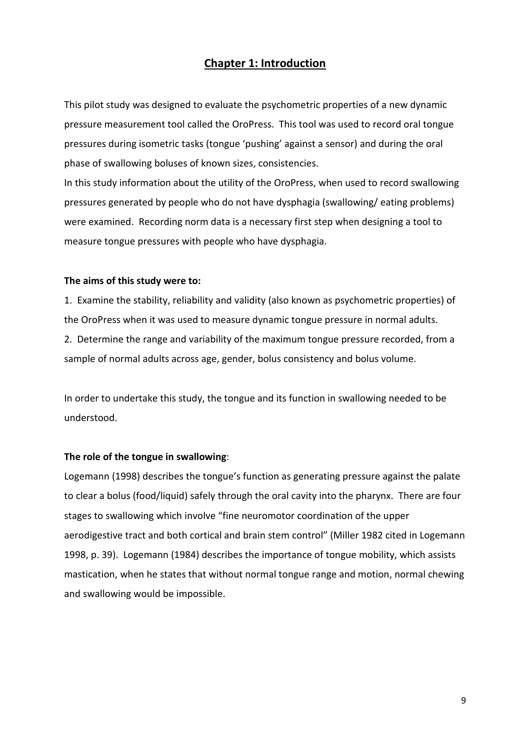# Chapter 1: Introduction

This pilot study was designed to evaluate the psychometric properties of a new dynamic pressure measurement tool called the OroPress. This tool was used to record oral tongue pressures during isometric tasks (tongue 'pushing' against a sensor) and during the oral phase of swallowing boluses of known sizes, consistencies.

In this study information about the utility of the OroPress, when used to record swallowing pressures generated by people who do not have dysphagia (swallowing/ eating problems) were examined. Recording norm data is a necessary first step when designing a tool to measure tongue pressures with people who have dysphagia.

**The aims of this study were to:**

1. Examine the stability, reliability and validity (also known as psychometric properties) of the OroPress when it was used to measure dynamic tongue pressure in normal adults.
2. Determine the range and variability of the maximum tongue pressure recorded, from a sample of normal adults across age, gender, bolus consistency and bolus volume.

In order to undertake this study, the tongue and its function in swallowing needed to be understood.

**The role of the tongue in swallowing**:

Logemann (1998) describes the tongue's function as generating pressure against the palate to clear a bolus (food/liquid) safely through the oral cavity into the pharynx. There are four stages to swallowing which involve "fine neuromotor coordination of the upper aerodigestive tract and both cortical and brain stem control" (Miller 1982 cited in Logemann 1998, p. 39). Logemann (1984) describes the importance of tongue mobility, which assists mastication, when he states that without normal tongue range and motion, normal chewing and swallowing would be impossible.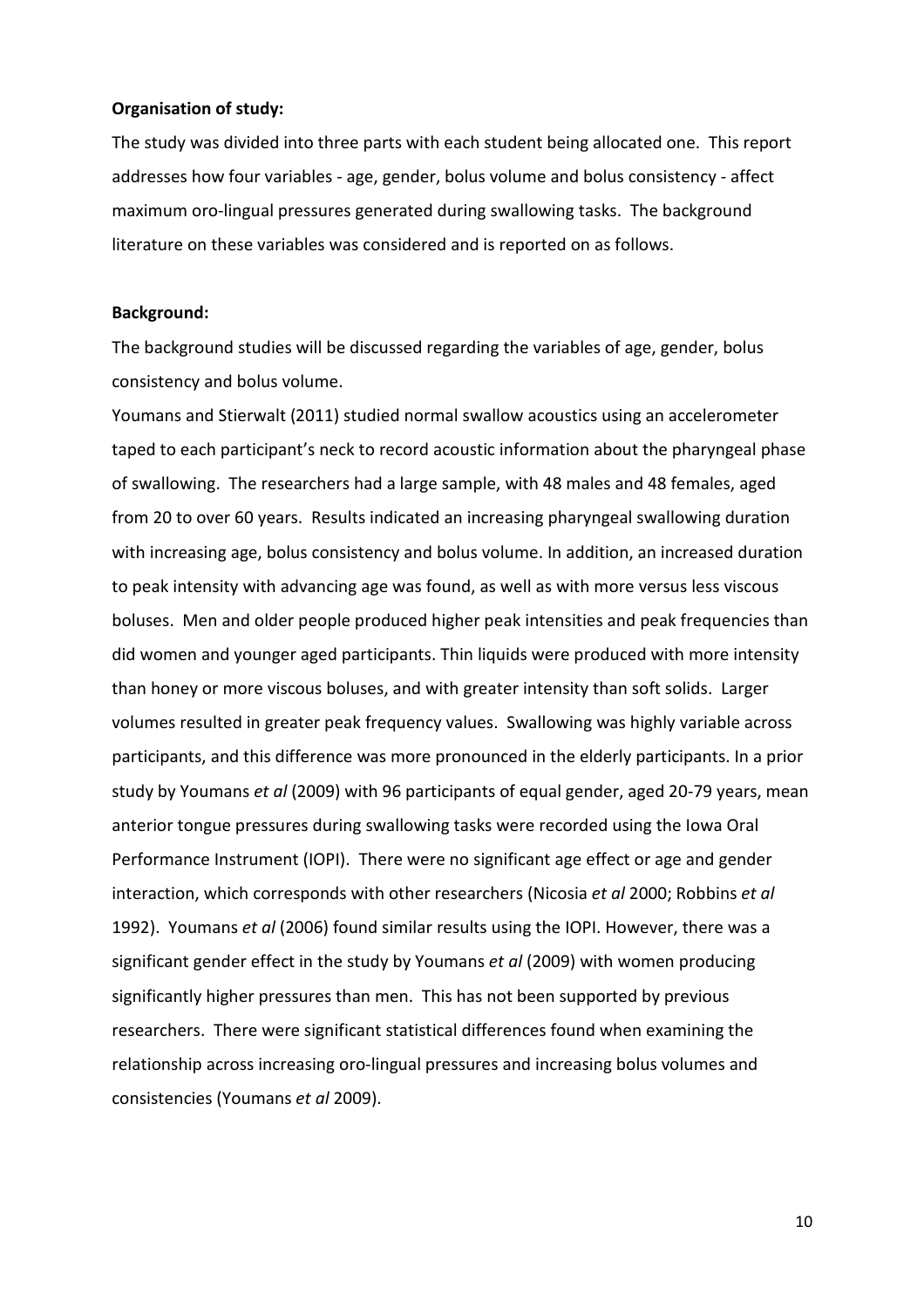**Organisation of study:**

The study was divided into three parts with each student being allocated one. This report addresses how four variables - age, gender, bolus volume and bolus consistency - affect maximum oro-lingual pressures generated during swallowing tasks. The background literature on these variables was considered and is reported on as follows.

**Background:**

The background studies will be discussed regarding the variables of age, gender, bolus consistency and bolus volume.

Youmans and Stierwalt (2011) studied normal swallow acoustics using an accelerometer taped to each participant's neck to record acoustic information about the pharyngeal phase of swallowing. The researchers had a large sample, with 48 males and 48 females, aged from 20 to over 60 years. Results indicated an increasing pharyngeal swallowing duration with increasing age, bolus consistency and bolus volume. In addition, an increased duration to peak intensity with advancing age was found, as well as with more versus less viscous boluses. Men and older people produced higher peak intensities and peak frequencies than did women and younger aged participants. Thin liquids were produced with more intensity than honey or more viscous boluses, and with greater intensity than soft solids. Larger volumes resulted in greater peak frequency values. Swallowing was highly variable across participants, and this difference was more pronounced in the elderly participants. In a prior study by Youmans *et al* (2009) with 96 participants of equal gender, aged 20-79 years, mean anterior tongue pressures during swallowing tasks were recorded using the Iowa Oral Performance Instrument (IOPI). There were no significant age effect or age and gender interaction, which corresponds with other researchers (Nicosia *et al* 2000; Robbins *et al* 1992). Youmans *et al* (2006) found similar results using the IOPI. However, there was a significant gender effect in the study by Youmans *et al* (2009) with women producing significantly higher pressures than men. This has not been supported by previous researchers. There were significant statistical differences found when examining the relationship across increasing oro-lingual pressures and increasing bolus volumes and consistencies (Youmans *et al* 2009).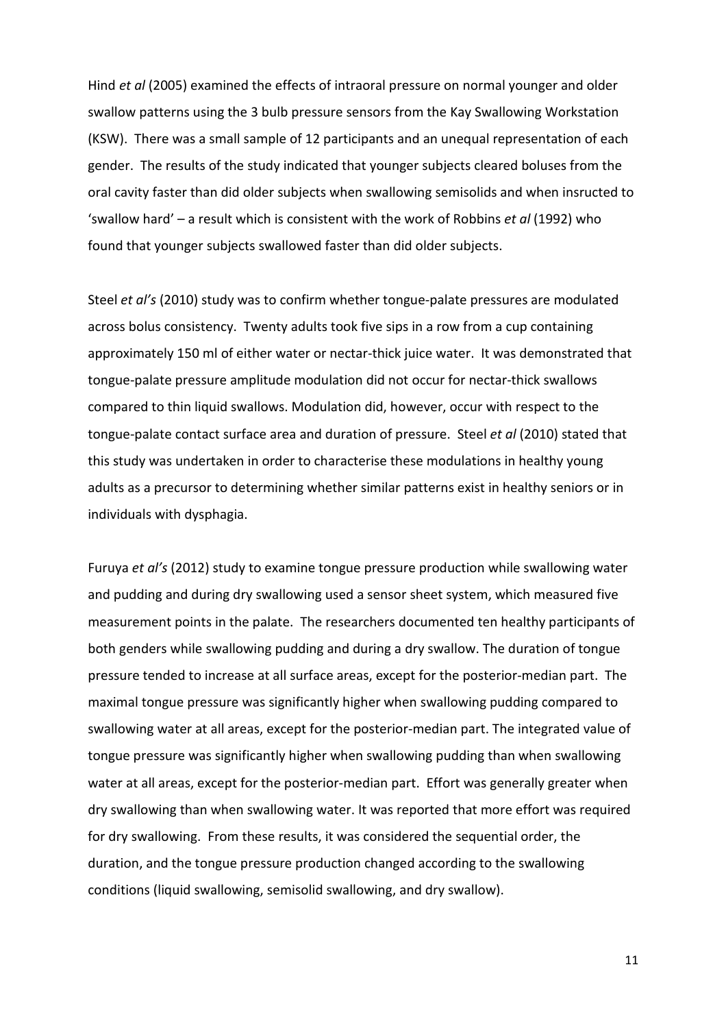Hind *et al* (2005) examined the effects of intraoral pressure on normal younger and older swallow patterns using the 3 bulb pressure sensors from the Kay Swallowing Workstation (KSW). There was a small sample of 12 participants and an unequal representation of each gender. The results of the study indicated that younger subjects cleared boluses from the oral cavity faster than did older subjects when swallowing semisolids and when insructed to 'swallow hard' – a result which is consistent with the work of Robbins *et al* (1992) who found that younger subjects swallowed faster than did older subjects.

Steel *et al's* (2010) study was to confirm whether tongue-palate pressures are modulated across bolus consistency. Twenty adults took five sips in a row from a cup containing approximately 150 ml of either water or nectar-thick juice water. It was demonstrated that tongue-palate pressure amplitude modulation did not occur for nectar-thick swallows compared to thin liquid swallows. Modulation did, however, occur with respect to the tongue-palate contact surface area and duration of pressure. Steel *et al* (2010) stated that this study was undertaken in order to characterise these modulations in healthy young adults as a precursor to determining whether similar patterns exist in healthy seniors or in individuals with dysphagia.

Furuya *et al's* (2012) study to examine tongue pressure production while swallowing water and pudding and during dry swallowing used a sensor sheet system, which measured five measurement points in the palate. The researchers documented ten healthy participants of both genders while swallowing pudding and during a dry swallow. The duration of tongue pressure tended to increase at all surface areas, except for the posterior-median part. The maximal tongue pressure was significantly higher when swallowing pudding compared to swallowing water at all areas, except for the posterior-median part. The integrated value of tongue pressure was significantly higher when swallowing pudding than when swallowing water at all areas, except for the posterior-median part. Effort was generally greater when dry swallowing than when swallowing water. It was reported that more effort was required for dry swallowing. From these results, it was considered the sequential order, the duration, and the tongue pressure production changed according to the swallowing conditions (liquid swallowing, semisolid swallowing, and dry swallow).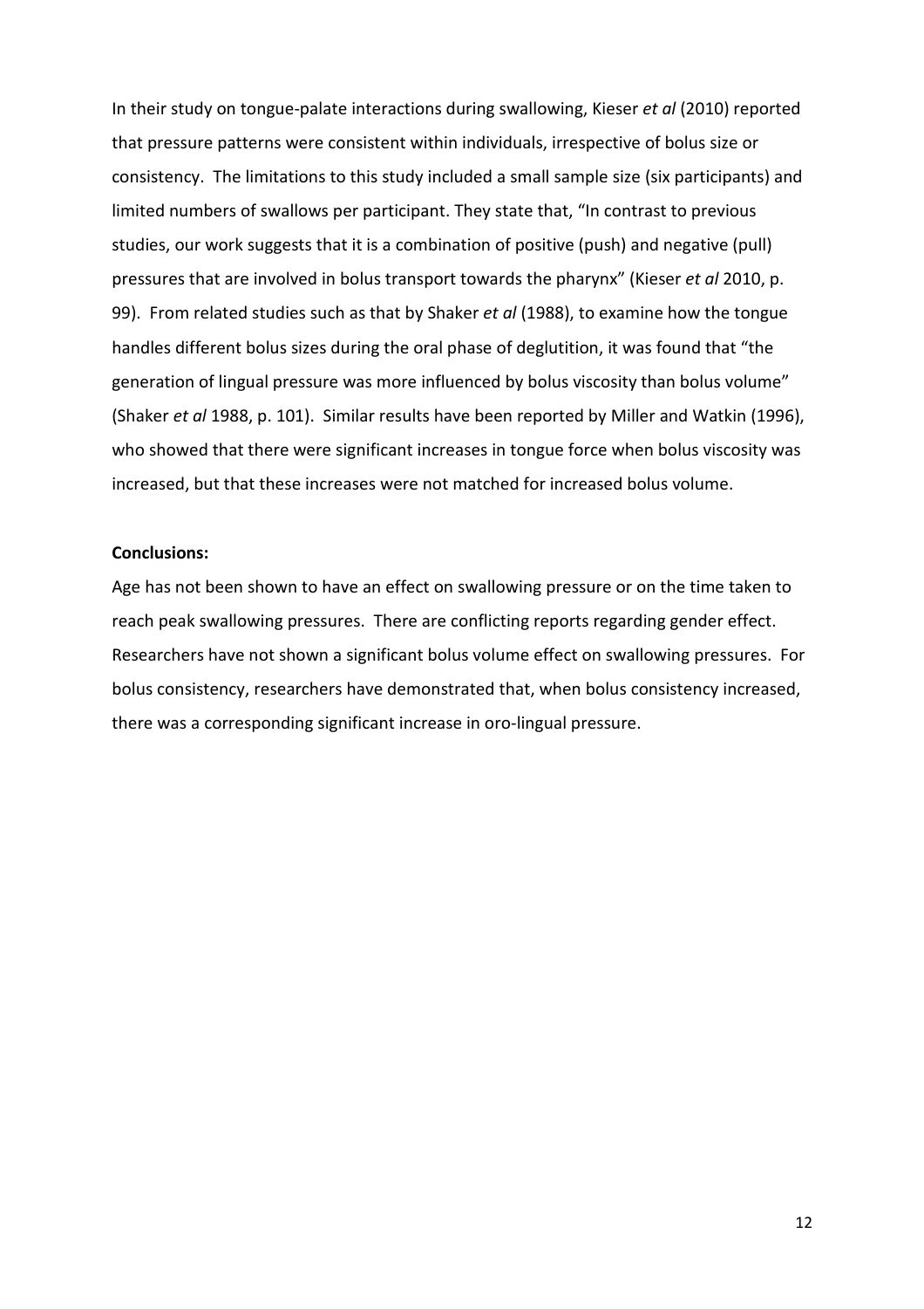In their study on tongue-palate interactions during swallowing, Kieser *et al* (2010) reported that pressure patterns were consistent within individuals, irrespective of bolus size or consistency. The limitations to this study included a small sample size (six participants) and limited numbers of swallows per participant. They state that, "In contrast to previous studies, our work suggests that it is a combination of positive (push) and negative (pull) pressures that are involved in bolus transport towards the pharynx" (Kieser *et al* 2010, p. 99). From related studies such as that by Shaker *et al* (1988), to examine how the tongue handles different bolus sizes during the oral phase of deglutition, it was found that "the generation of lingual pressure was more influenced by bolus viscosity than bolus volume" (Shaker *et al* 1988, p. 101). Similar results have been reported by Miller and Watkin (1996), who showed that there were significant increases in tongue force when bolus viscosity was increased, but that these increases were not matched for increased bolus volume.

**Conclusions:**

Age has not been shown to have an effect on swallowing pressure or on the time taken to reach peak swallowing pressures. There are conflicting reports regarding gender effect. Researchers have not shown a significant bolus volume effect on swallowing pressures. For bolus consistency, researchers have demonstrated that, when bolus consistency increased, there was a corresponding significant increase in oro-lingual pressure.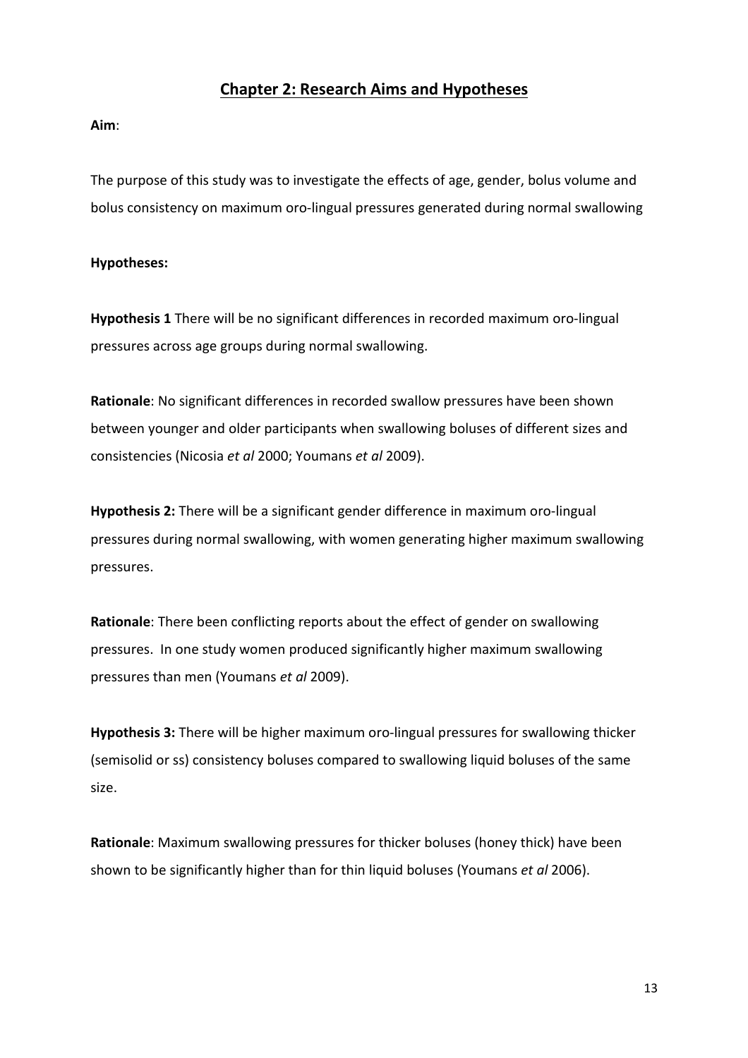## Chapter 2: Research Aims and Hypotheses

**Aim**:

The purpose of this study was to investigate the effects of age, gender, bolus volume and bolus consistency on maximum oro-lingual pressures generated during normal swallowing

**Hypotheses:**

**Hypothesis 1** There will be no significant differences in recorded maximum oro-lingual pressures across age groups during normal swallowing.

**Rationale**: No significant differences in recorded swallow pressures have been shown between younger and older participants when swallowing boluses of different sizes and consistencies (Nicosia *et al* 2000; Youmans *et al* 2009).

**Hypothesis 2:** There will be a significant gender difference in maximum oro-lingual pressures during normal swallowing, with women generating higher maximum swallowing pressures.

**Rationale**: There been conflicting reports about the effect of gender on swallowing pressures. In one study women produced significantly higher maximum swallowing pressures than men (Youmans *et al* 2009).

**Hypothesis 3:** There will be higher maximum oro-lingual pressures for swallowing thicker (semisolid or ss) consistency boluses compared to swallowing liquid boluses of the same size.

**Rationale**: Maximum swallowing pressures for thicker boluses (honey thick) have been shown to be significantly higher than for thin liquid boluses (Youmans *et al* 2006).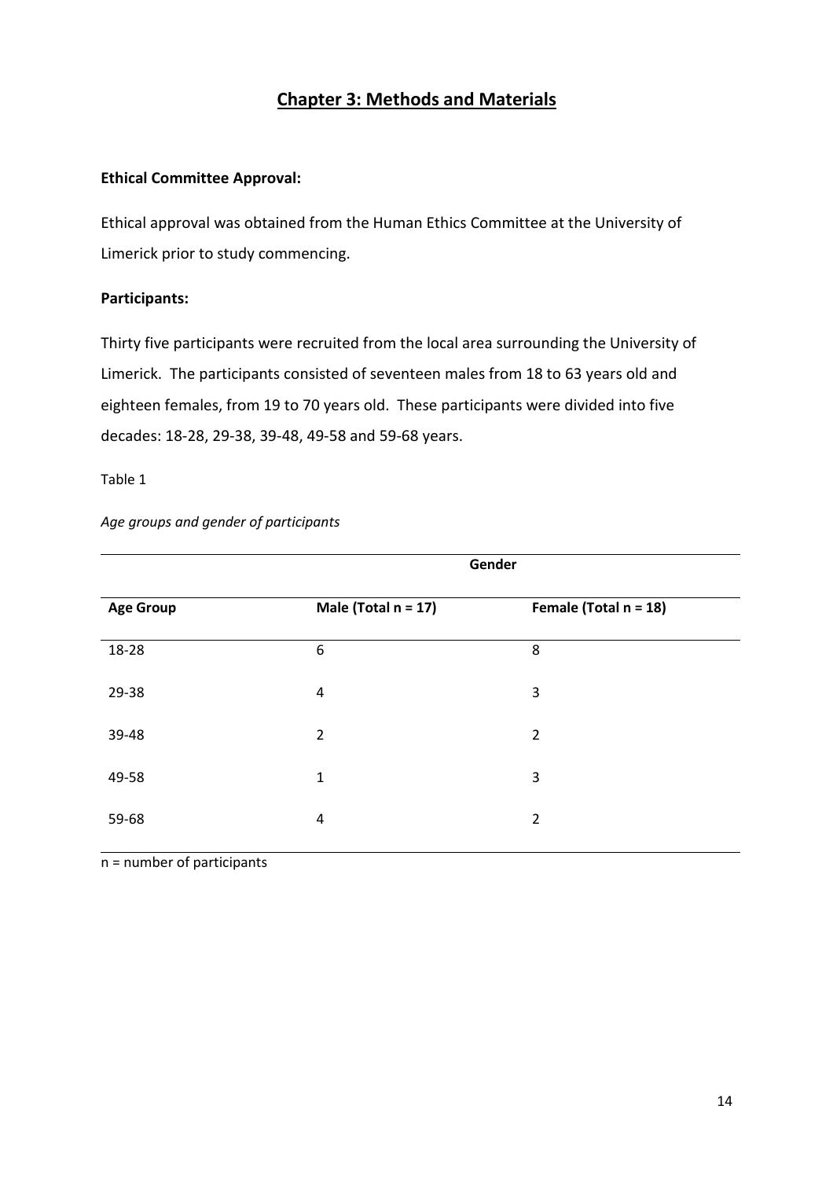# Chapter 3: Methods and Materials

**Ethical Committee Approval:**

Ethical approval was obtained from the Human Ethics Committee at the University of Limerick prior to study commencing.

**Participants:**

Thirty five participants were recruited from the local area surrounding the University of Limerick. The participants consisted of seventeen males from 18 to 63 years old and eighteen females, from 19 to 70 years old. These participants were divided into five decades: 18-28, 29-38, 39-48, 49-58 and 59-68 years.

Table 1

*Age groups and gender of participants*

| | Gender | |
|---|---|---|
| **Age Group** | **Male (Total n = 17)** | **Female (Total n = 18)** |
| 18-28 | 6 | 8 |
| 29-38 | 4 | 3 |
| 39-48 | 2 | 2 |
| 49-58 | 1 | 3 |
| 59-68 | 4 | 2 |

n = number of participants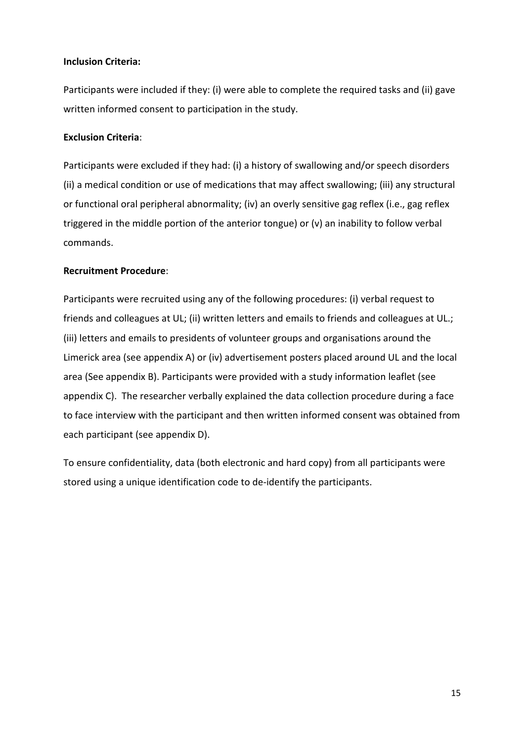**Inclusion Criteria:**

Participants were included if they: (i) were able to complete the required tasks and (ii) gave written informed consent to participation in the study.

**Exclusion Criteria**:

Participants were excluded if they had: (i) a history of swallowing and/or speech disorders (ii) a medical condition or use of medications that may affect swallowing; (iii) any structural or functional oral peripheral abnormality; (iv) an overly sensitive gag reflex (i.e., gag reflex triggered in the middle portion of the anterior tongue) or (v) an inability to follow verbal commands.

**Recruitment Procedure**:

Participants were recruited using any of the following procedures: (i) verbal request to friends and colleagues at UL; (ii) written letters and emails to friends and colleagues at UL.; (iii) letters and emails to presidents of volunteer groups and organisations around the Limerick area (see appendix A) or (iv) advertisement posters placed around UL and the local area (See appendix B). Participants were provided with a study information leaflet (see appendix C). The researcher verbally explained the data collection procedure during a face to face interview with the participant and then written informed consent was obtained from each participant (see appendix D).

To ensure confidentiality, data (both electronic and hard copy) from all participants were stored using a unique identification code to de-identify the participants.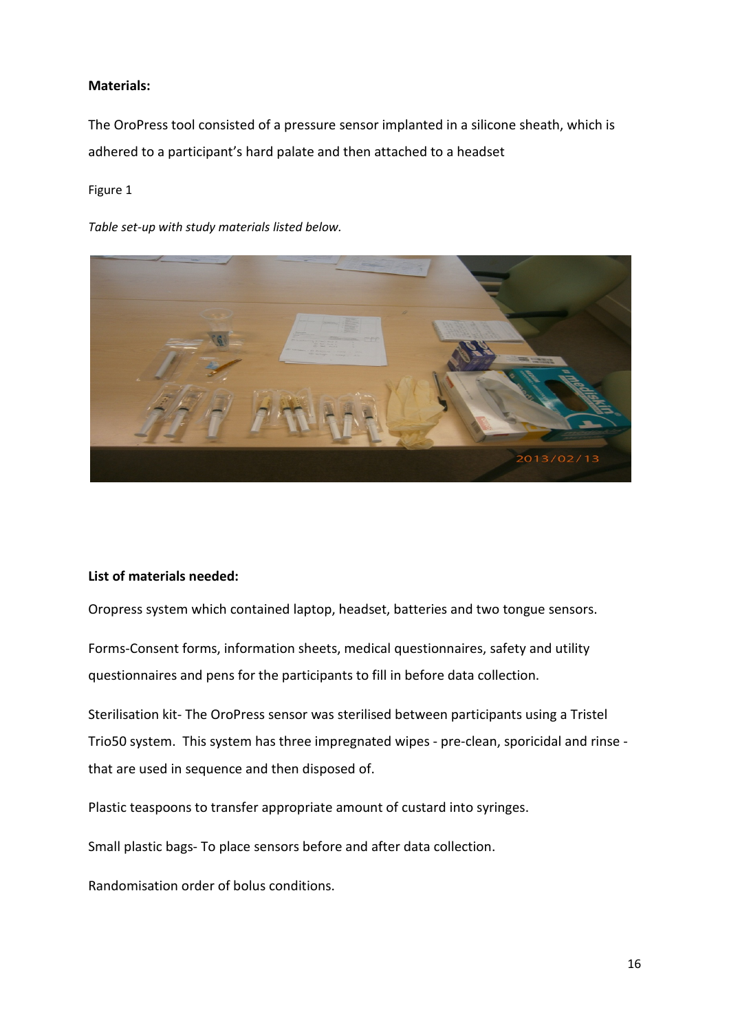**Materials:**

The OroPress tool consisted of a pressure sensor implanted in a silicone sheath, which is adhered to a participant's hard palate and then attached to a headset

Figure 1

*Table set-up with study materials listed below.*

**List of materials needed:**

Oropress system which contained laptop, headset, batteries and two tongue sensors.

Forms-Consent forms, information sheets, medical questionnaires, safety and utility questionnaires and pens for the participants to fill in before data collection.

Sterilisation kit- The OroPress sensor was sterilised between participants using a Tristel Trio50 system. This system has three impregnated wipes - pre-clean, sporicidal and rinse - that are used in sequence and then disposed of.

Plastic teaspoons to transfer appropriate amount of custard into syringes.

Small plastic bags- To place sensors before and after data collection.

Randomisation order of bolus conditions.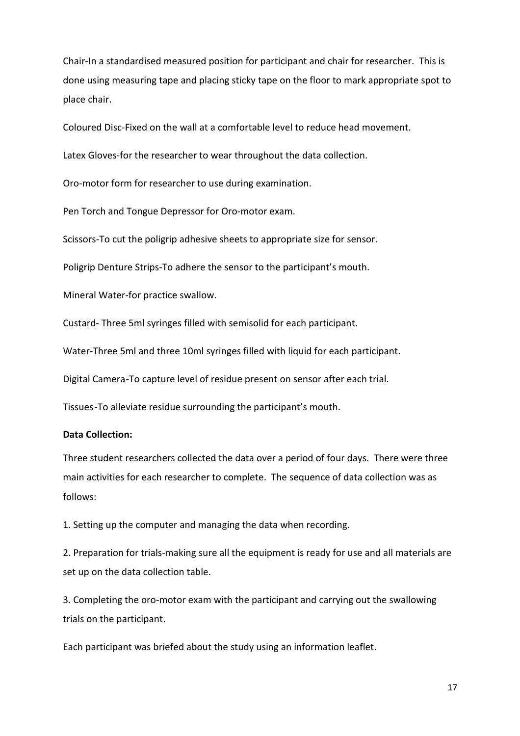Chair-In a standardised measured position for participant and chair for researcher. This is done using measuring tape and placing sticky tape on the floor to mark appropriate spot to place chair.

Coloured Disc-Fixed on the wall at a comfortable level to reduce head movement.

Latex Gloves-for the researcher to wear throughout the data collection.

Oro-motor form for researcher to use during examination.

Pen Torch and Tongue Depressor for Oro-motor exam.

Scissors-To cut the poligrip adhesive sheets to appropriate size for sensor.

Poligrip Denture Strips-To adhere the sensor to the participant's mouth.

Mineral Water-for practice swallow.

Custard- Three 5ml syringes filled with semisolid for each participant.

Water-Three 5ml and three 10ml syringes filled with liquid for each participant.

Digital Camera-To capture level of residue present on sensor after each trial.

Tissues-To alleviate residue surrounding the participant's mouth.

**Data Collection:**

Three student researchers collected the data over a period of four days. There were three main activities for each researcher to complete. The sequence of data collection was as follows:

1. Setting up the computer and managing the data when recording.

2. Preparation for trials-making sure all the equipment is ready for use and all materials are set up on the data collection table.

3. Completing the oro-motor exam with the participant and carrying out the swallowing trials on the participant.

Each participant was briefed about the study using an information leaflet.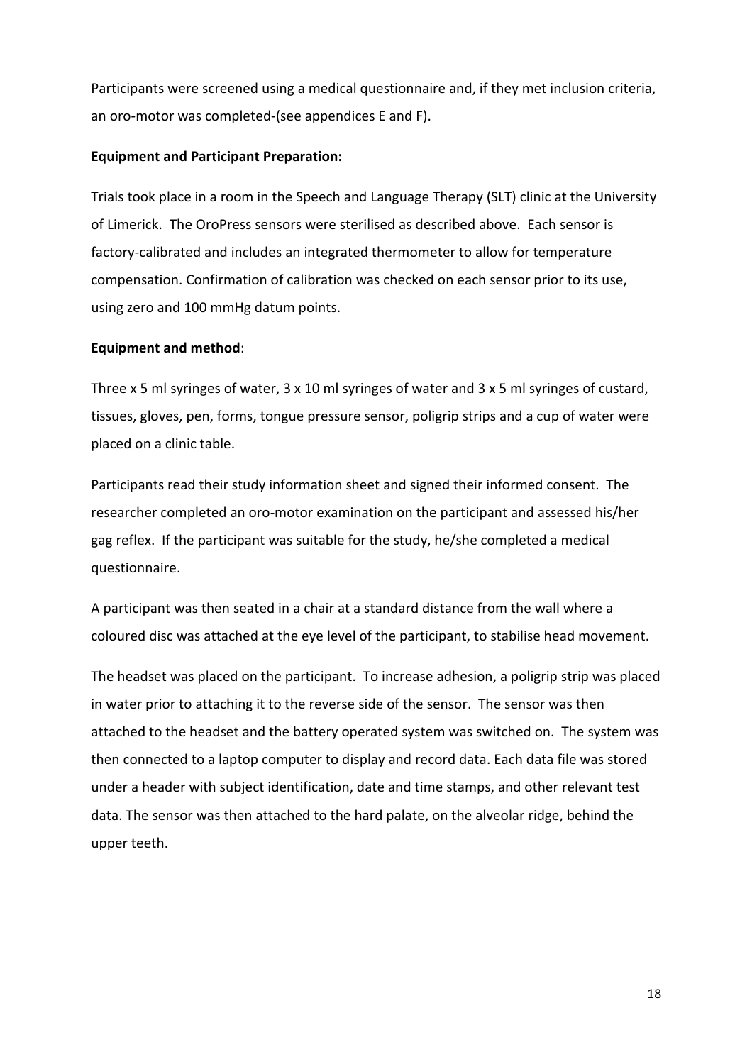Participants were screened using a medical questionnaire and, if they met inclusion criteria, an oro-motor was completed-(see appendices E and F).

**Equipment and Participant Preparation:**

Trials took place in a room in the Speech and Language Therapy (SLT) clinic at the University of Limerick. The OroPress sensors were sterilised as described above. Each sensor is factory-calibrated and includes an integrated thermometer to allow for temperature compensation. Confirmation of calibration was checked on each sensor prior to its use, using zero and 100 mmHg datum points.

**Equipment and method**:

Three x 5 ml syringes of water, 3 x 10 ml syringes of water and 3 x 5 ml syringes of custard, tissues, gloves, pen, forms, tongue pressure sensor, poligrip strips and a cup of water were placed on a clinic table.

Participants read their study information sheet and signed their informed consent. The researcher completed an oro-motor examination on the participant and assessed his/her gag reflex. If the participant was suitable for the study, he/she completed a medical questionnaire.

A participant was then seated in a chair at a standard distance from the wall where a coloured disc was attached at the eye level of the participant, to stabilise head movement.

The headset was placed on the participant. To increase adhesion, a poligrip strip was placed in water prior to attaching it to the reverse side of the sensor. The sensor was then attached to the headset and the battery operated system was switched on. The system was then connected to a laptop computer to display and record data. Each data file was stored under a header with subject identification, date and time stamps, and other relevant test data. The sensor was then attached to the hard palate, on the alveolar ridge, behind the upper teeth.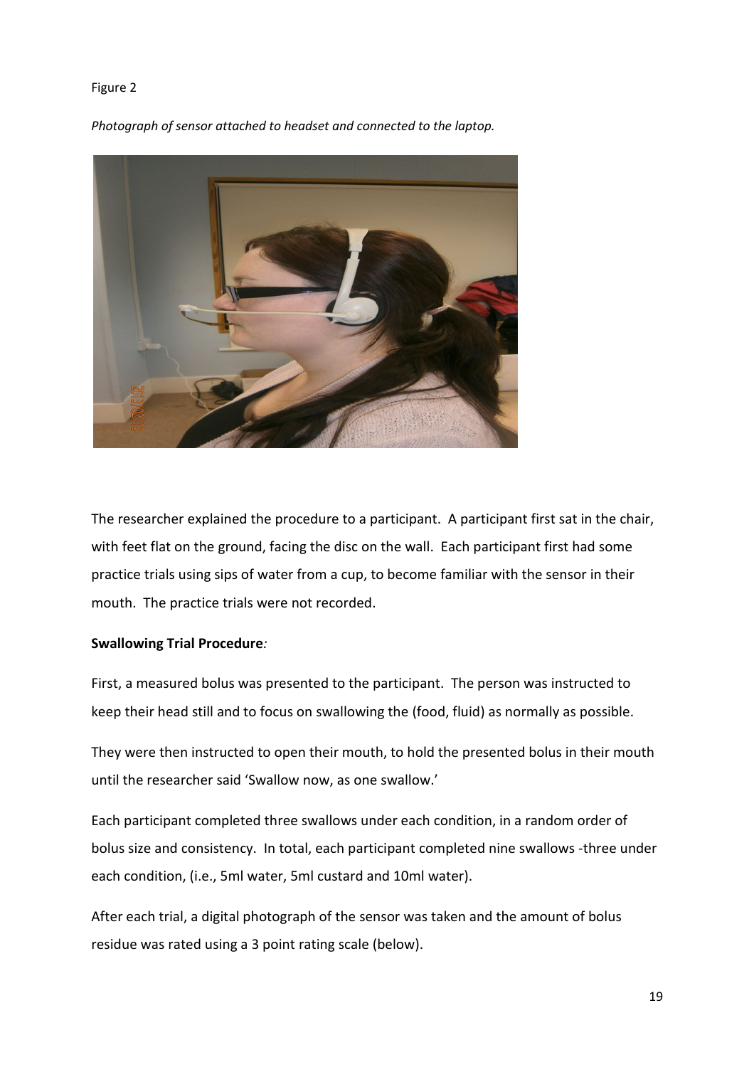Figure 2

*Photograph of sensor attached to headset and connected to the laptop.*

The researcher explained the procedure to a participant. A participant first sat in the chair, with feet flat on the ground, facing the disc on the wall. Each participant first had some practice trials using sips of water from a cup, to become familiar with the sensor in their mouth. The practice trials were not recorded.

**Swallowing Trial Procedure***:*

First, a measured bolus was presented to the participant. The person was instructed to keep their head still and to focus on swallowing the (food, fluid) as normally as possible.

They were then instructed to open their mouth, to hold the presented bolus in their mouth until the researcher said 'Swallow now, as one swallow.'

Each participant completed three swallows under each condition, in a random order of bolus size and consistency. In total, each participant completed nine swallows -three under each condition, (i.e., 5ml water, 5ml custard and 10ml water).

After each trial, a digital photograph of the sensor was taken and the amount of bolus residue was rated using a 3 point rating scale (below).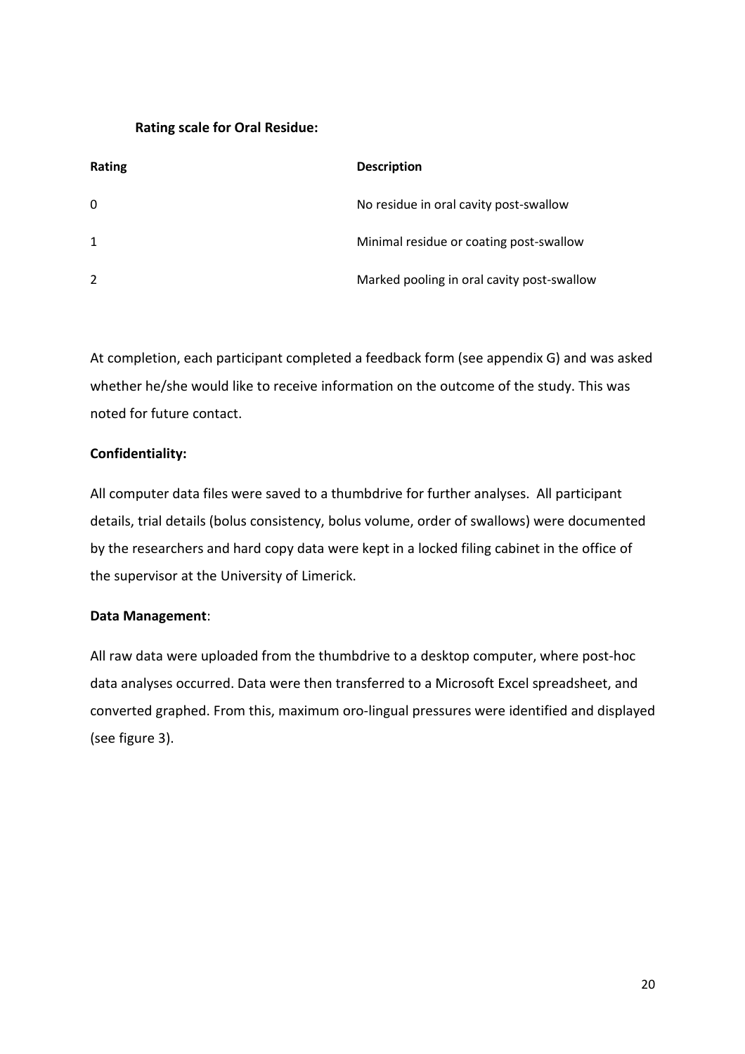**Rating scale for Oral Residue:**

| Rating | Description |
| --- | --- |
| 0 | No residue in oral cavity post-swallow |
| 1 | Minimal residue or coating post-swallow |
| 2 | Marked pooling in oral cavity post-swallow |

At completion, each participant completed a feedback form (see appendix G) and was asked whether he/she would like to receive information on the outcome of the study. This was noted for future contact.

**Confidentiality:**

All computer data files were saved to a thumbdrive for further analyses. All participant details, trial details (bolus consistency, bolus volume, order of swallows) were documented by the researchers and hard copy data were kept in a locked filing cabinet in the office of the supervisor at the University of Limerick.

**Data Management**:

All raw data were uploaded from the thumbdrive to a desktop computer, where post-hoc data analyses occurred. Data were then transferred to a Microsoft Excel spreadsheet, and converted graphed. From this, maximum oro-lingual pressures were identified and displayed (see figure 3).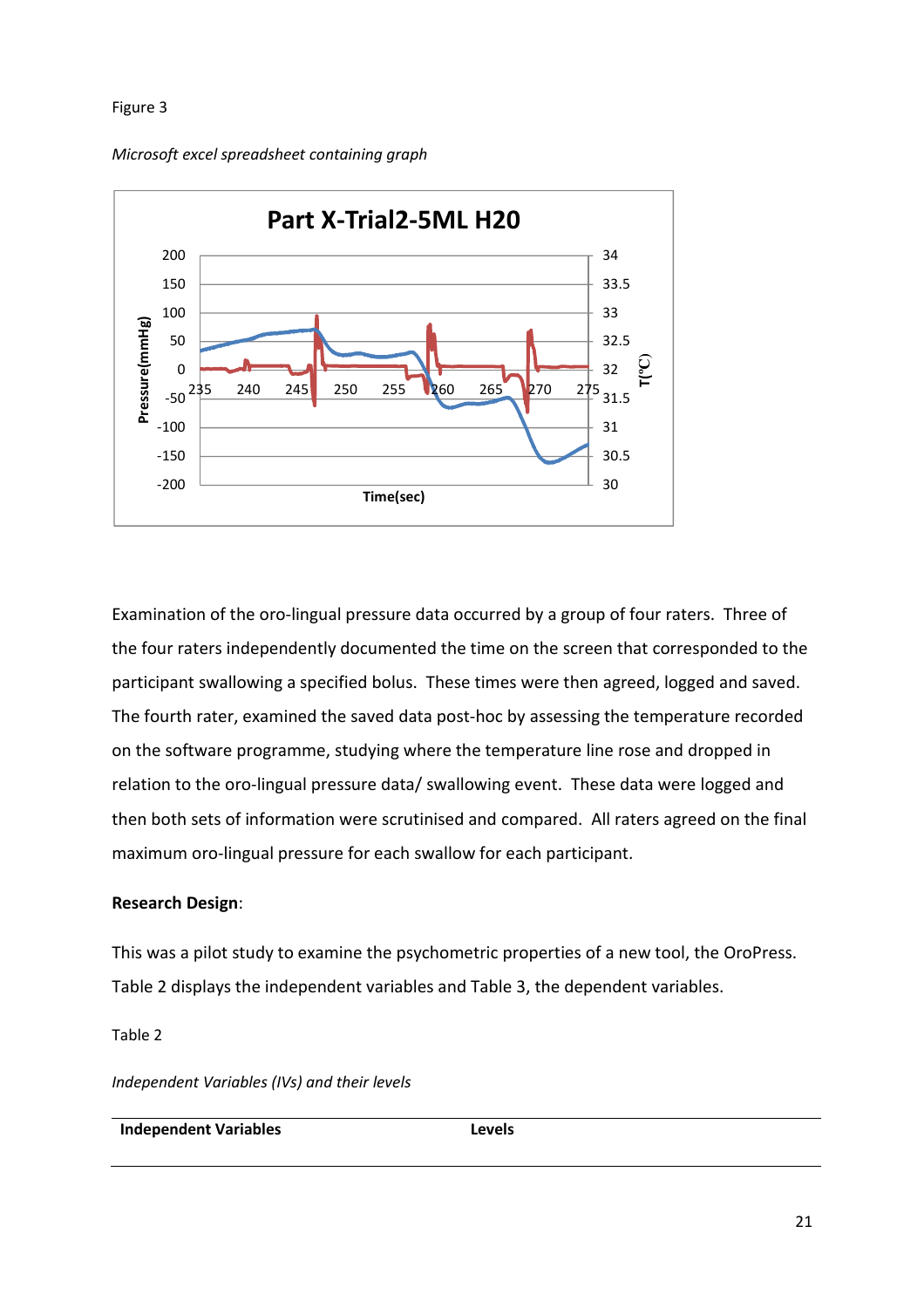Figure 3

*Microsoft excel spreadsheet containing graph*

Examination of the oro-lingual pressure data occurred by a group of four raters. Three of the four raters independently documented the time on the screen that corresponded to the participant swallowing a specified bolus. These times were then agreed, logged and saved. The fourth rater, examined the saved data post-hoc by assessing the temperature recorded on the software programme, studying where the temperature line rose and dropped in relation to the oro-lingual pressure data/ swallowing event. These data were logged and then both sets of information were scrutinised and compared. All raters agreed on the final maximum oro-lingual pressure for each swallow for each participant.

**Research Design**:

This was a pilot study to examine the psychometric properties of a new tool, the OroPress. Table 2 displays the independent variables and Table 3, the dependent variables.

Table 2

*Independent Variables (IVs) and their levels*

| Independent Variables | Levels |
|---|---|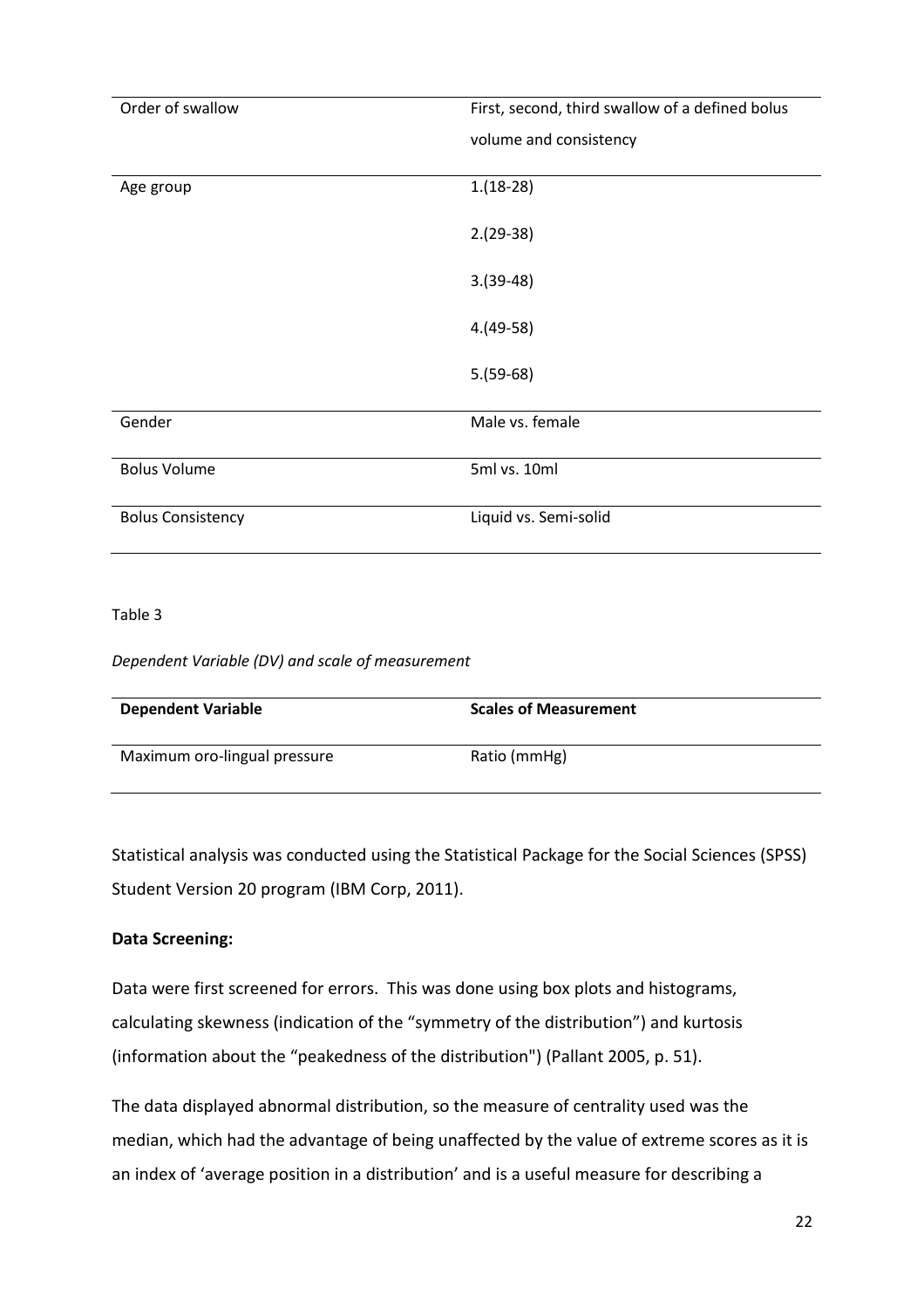| | |
|---|---|
| Order of swallow | First, second, third swallow of a defined bolus volume and consistency |
| Age group | 1.(18-28)<br>2.(29-38)<br>3.(39-48)<br>4.(49-58)<br>5.(59-68) |
| Gender | Male vs. female |
| Bolus Volume | 5ml vs. 10ml |
| Bolus Consistency | Liquid vs. Semi-solid |

Table 3

*Dependent Variable (DV) and scale of measurement*

| **Dependent Variable** | **Scales of Measurement** |
|---|---|
| Maximum oro-lingual pressure | Ratio (mmHg) |

Statistical analysis was conducted using the Statistical Package for the Social Sciences (SPSS) Student Version 20 program (IBM Corp, 2011).

**Data Screening:**

Data were first screened for errors. This was done using box plots and histograms, calculating skewness (indication of the "symmetry of the distribution") and kurtosis (information about the "peakedness of the distribution") (Pallant 2005, p. 51).

The data displayed abnormal distribution, so the measure of centrality used was the median, which had the advantage of being unaffected by the value of extreme scores as it is an index of 'average position in a distribution' and is a useful measure for describing a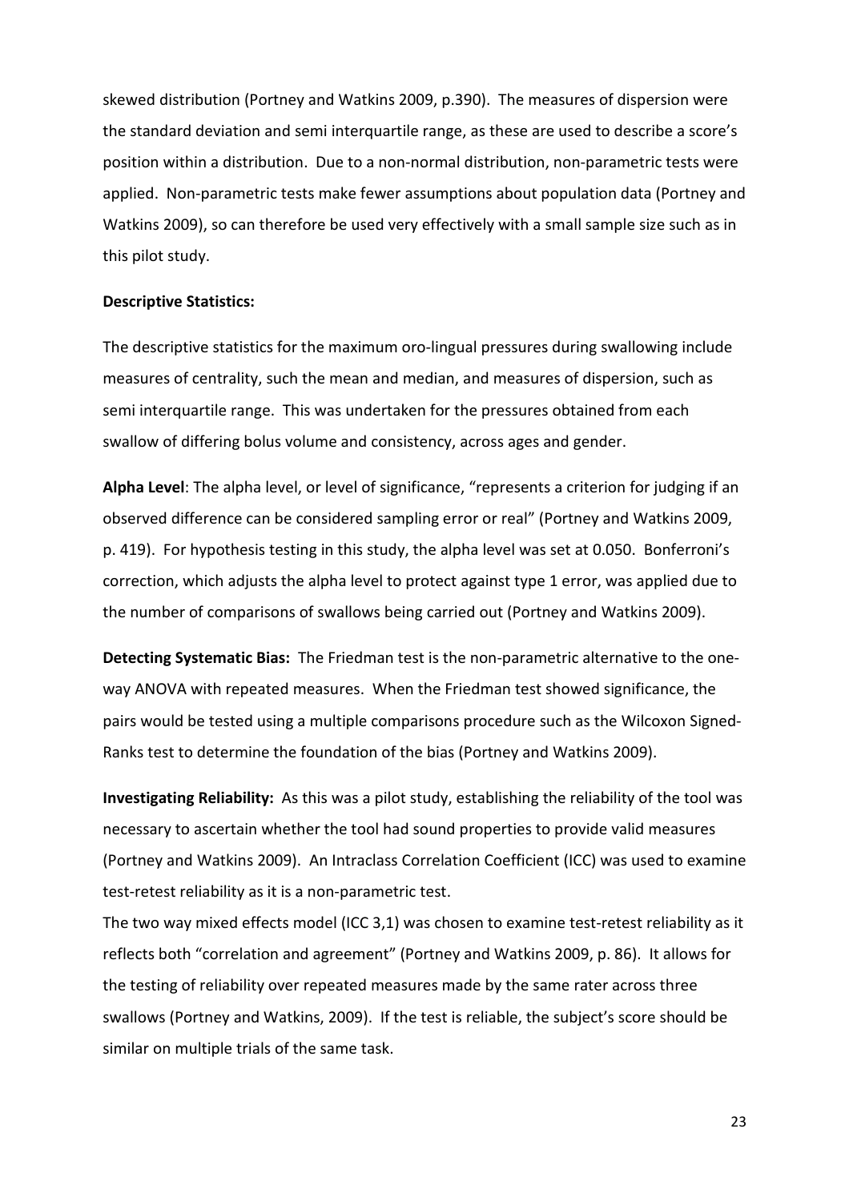skewed distribution (Portney and Watkins 2009, p.390). The measures of dispersion were the standard deviation and semi interquartile range, as these are used to describe a score's position within a distribution. Due to a non-normal distribution, non-parametric tests were applied. Non-parametric tests make fewer assumptions about population data (Portney and Watkins 2009), so can therefore be used very effectively with a small sample size such as in this pilot study.

**Descriptive Statistics:**

The descriptive statistics for the maximum oro-lingual pressures during swallowing include measures of centrality, such the mean and median, and measures of dispersion, such as semi interquartile range. This was undertaken for the pressures obtained from each swallow of differing bolus volume and consistency, across ages and gender.

**Alpha Level**: The alpha level, or level of significance, "represents a criterion for judging if an observed difference can be considered sampling error or real" (Portney and Watkins 2009, p. 419). For hypothesis testing in this study, the alpha level was set at 0.050. Bonferroni's correction, which adjusts the alpha level to protect against type 1 error, was applied due to the number of comparisons of swallows being carried out (Portney and Watkins 2009).

**Detecting Systematic Bias:** The Friedman test is the non-parametric alternative to the one-way ANOVA with repeated measures. When the Friedman test showed significance, the pairs would be tested using a multiple comparisons procedure such as the Wilcoxon Signed-Ranks test to determine the foundation of the bias (Portney and Watkins 2009).

**Investigating Reliability:** As this was a pilot study, establishing the reliability of the tool was necessary to ascertain whether the tool had sound properties to provide valid measures (Portney and Watkins 2009). An Intraclass Correlation Coefficient (ICC) was used to examine test-retest reliability as it is a non-parametric test.

The two way mixed effects model (ICC 3,1) was chosen to examine test-retest reliability as it reflects both "correlation and agreement" (Portney and Watkins 2009, p. 86). It allows for the testing of reliability over repeated measures made by the same rater across three swallows (Portney and Watkins, 2009). If the test is reliable, the subject's score should be similar on multiple trials of the same task.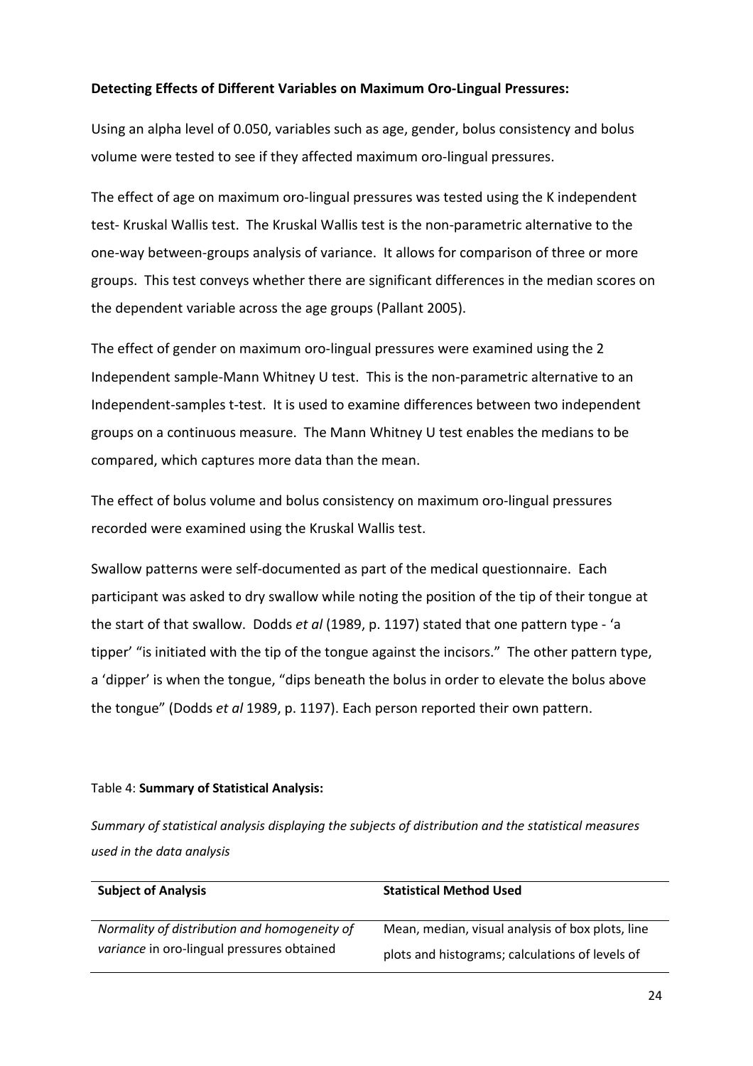**Detecting Effects of Different Variables on Maximum Oro-Lingual Pressures:**

Using an alpha level of 0.050, variables such as age, gender, bolus consistency and bolus volume were tested to see if they affected maximum oro-lingual pressures.

The effect of age on maximum oro-lingual pressures was tested using the K independent test- Kruskal Wallis test. The Kruskal Wallis test is the non-parametric alternative to the one-way between-groups analysis of variance. It allows for comparison of three or more groups. This test conveys whether there are significant differences in the median scores on the dependent variable across the age groups (Pallant 2005).

The effect of gender on maximum oro-lingual pressures were examined using the 2 Independent sample-Mann Whitney U test. This is the non-parametric alternative to an Independent-samples t-test. It is used to examine differences between two independent groups on a continuous measure. The Mann Whitney U test enables the medians to be compared, which captures more data than the mean.

The effect of bolus volume and bolus consistency on maximum oro-lingual pressures recorded were examined using the Kruskal Wallis test.

Swallow patterns were self-documented as part of the medical questionnaire. Each participant was asked to dry swallow while noting the position of the tip of their tongue at the start of that swallow. Dodds *et al* (1989, p. 1197) stated that one pattern type - 'a tipper' "is initiated with the tip of the tongue against the incisors." The other pattern type, a 'dipper' is when the tongue, "dips beneath the bolus in order to elevate the bolus above the tongue" (Dodds *et al* 1989, p. 1197). Each person reported their own pattern.

Table 4: **Summary of Statistical Analysis:**

*Summary of statistical analysis displaying the subjects of distribution and the statistical measures used in the data analysis*

| **Subject of Analysis** | **Statistical Method Used** |
|---|---|
| *Normality of distribution and homogeneity of variance* in oro-lingual pressures obtained | Mean, median, visual analysis of box plots, line plots and histograms; calculations of levels of |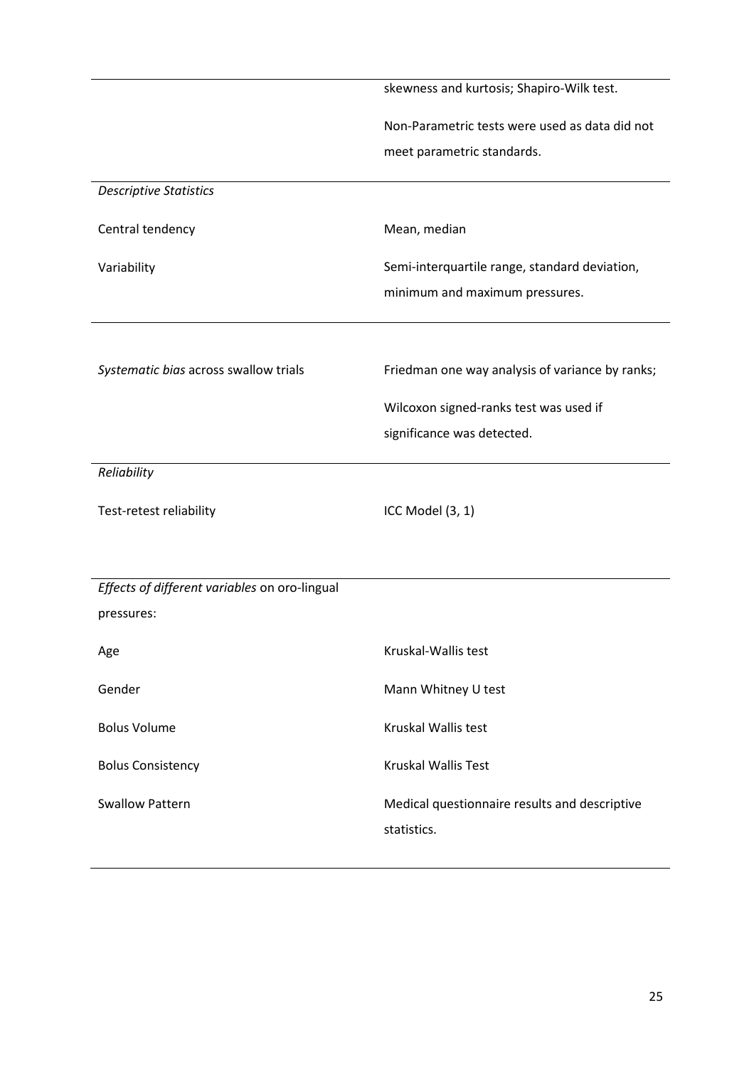| | |
|---|---|
| | skewness and kurtosis; Shapiro-Wilk test. |
| | Non-Parametric tests were used as data did not meet parametric standards. |
| *Descriptive Statistics* | |
| Central tendency | Mean, median |
| Variability | Semi-interquartile range, standard deviation, minimum and maximum pressures. |
| *Systematic bias* across swallow trials | Friedman one way analysis of variance by ranks; |
| | Wilcoxon signed-ranks test was used if significance was detected. |
| *Reliability* | |
| Test-retest reliability | ICC Model (3, 1) |
| *Effects of different variables* on oro-lingual pressures: | |
| Age | Kruskal-Wallis test |
| Gender | Mann Whitney U test |
| Bolus Volume | Kruskal Wallis test |
| Bolus Consistency | Kruskal Wallis Test |
| Swallow Pattern | Medical questionnaire results and descriptive statistics. |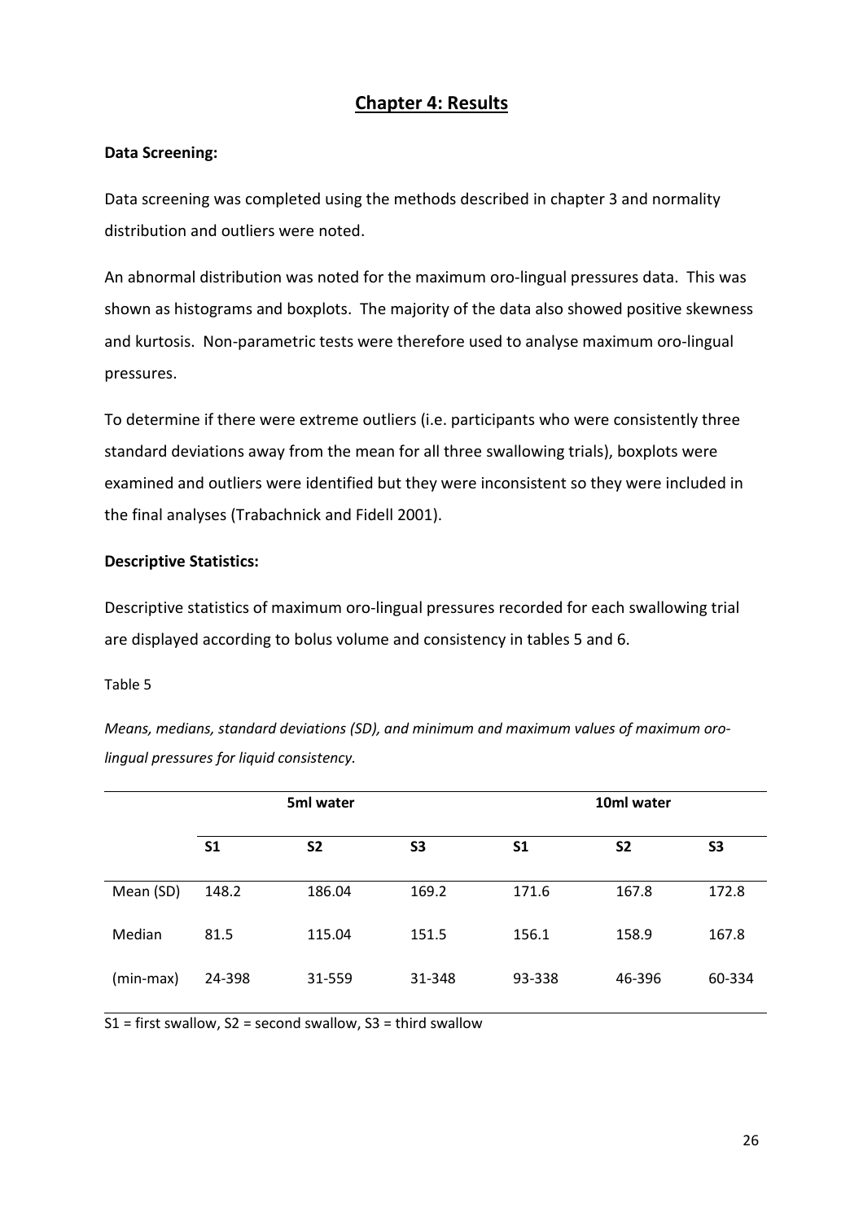# Chapter 4: Results

**Data Screening:**

Data screening was completed using the methods described in chapter 3 and normality distribution and outliers were noted.

An abnormal distribution was noted for the maximum oro-lingual pressures data. This was shown as histograms and boxplots. The majority of the data also showed positive skewness and kurtosis. Non-parametric tests were therefore used to analyse maximum oro-lingual pressures.

To determine if there were extreme outliers (i.e. participants who were consistently three standard deviations away from the mean for all three swallowing trials), boxplots were examined and outliers were identified but they were inconsistent so they were included in the final analyses (Trabachnick and Fidell 2001).

**Descriptive Statistics:**

Descriptive statistics of maximum oro-lingual pressures recorded for each swallowing trial are displayed according to bolus volume and consistency in tables 5 and 6.

Table 5

*Means, medians, standard deviations (SD), and minimum and maximum values of maximum oro-lingual pressures for liquid consistency.*

| | **5ml water** | | | **10ml water** | | |
|---|---|---|---|---|---|---|
| | **S1** | **S2** | **S3** | **S1** | **S2** | **S3** |
| Mean (SD) | 148.2 | 186.04 | 169.2 | 171.6 | 167.8 | 172.8 |
| Median | 81.5 | 115.04 | 151.5 | 156.1 | 158.9 | 167.8 |
| (min-max) | 24-398 | 31-559 | 31-348 | 93-338 | 46-396 | 60-334 |

S1 = first swallow, S2 = second swallow, S3 = third swallow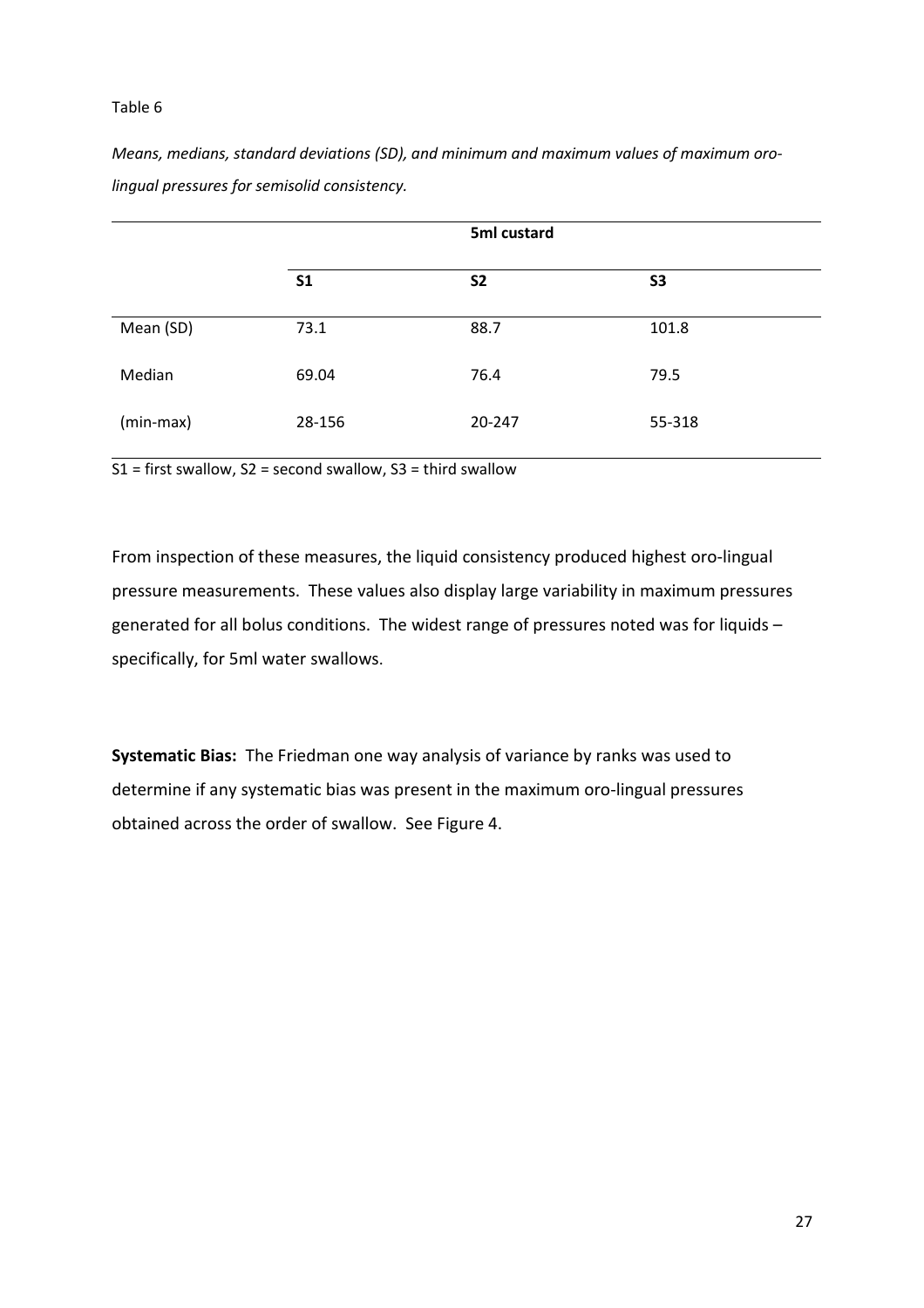Table 6

*Means, medians, standard deviations (SD), and minimum and maximum values of maximum oro-lingual pressures for semisolid consistency.*

| | 5ml custard | | |
|---|---|---|---|
| | **S1** | **S2** | **S3** |
| Mean (SD) | 73.1 | 88.7 | 101.8 |
| Median | 69.04 | 76.4 | 79.5 |
| (min-max) | 28-156 | 20-247 | 55-318 |

S1 = first swallow, S2 = second swallow, S3 = third swallow

From inspection of these measures, the liquid consistency produced highest oro-lingual pressure measurements. These values also display large variability in maximum pressures generated for all bolus conditions. The widest range of pressures noted was for liquids – specifically, for 5ml water swallows.

**Systematic Bias:** The Friedman one way analysis of variance by ranks was used to determine if any systematic bias was present in the maximum oro-lingual pressures obtained across the order of swallow. See Figure 4.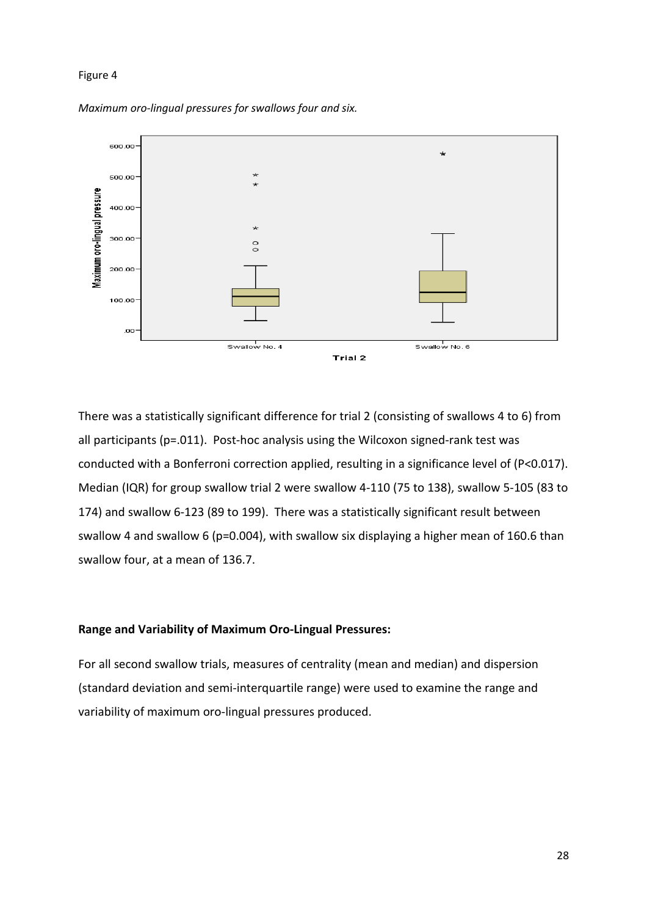Figure 4

*Maximum oro-lingual pressures for swallows four and six.*

There was a statistically significant difference for trial 2 (consisting of swallows 4 to 6) from all participants (p=.011). Post-hoc analysis using the Wilcoxon signed-rank test was conducted with a Bonferroni correction applied, resulting in a significance level of (P<0.017). Median (IQR) for group swallow trial 2 were swallow 4-110 (75 to 138), swallow 5-105 (83 to 174) and swallow 6-123 (89 to 199). There was a statistically significant result between swallow 4 and swallow 6 (p=0.004), with swallow six displaying a higher mean of 160.6 than swallow four, at a mean of 136.7.

**Range and Variability of Maximum Oro-Lingual Pressures:**

For all second swallow trials, measures of centrality (mean and median) and dispersion (standard deviation and semi-interquartile range) were used to examine the range and variability of maximum oro-lingual pressures produced.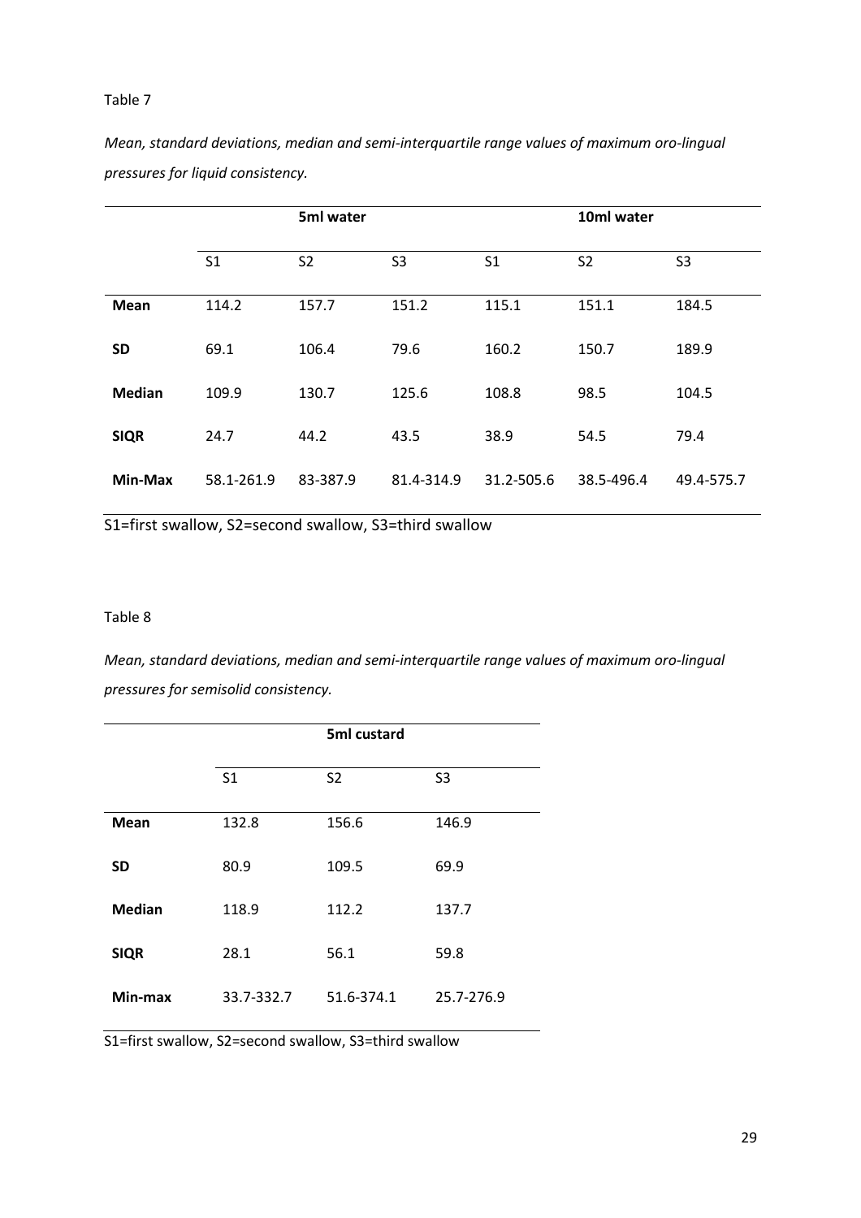Table 7

*Mean, standard deviations, median and semi-interquartile range values of maximum oro-lingual pressures for liquid consistency.*

| | **5ml water** | | | **10ml water** | | |
|---|---|---|---|---|---|---|
| | S1 | S2 | S3 | S1 | S2 | S3 |
| **Mean** | 114.2 | 157.7 | 151.2 | 115.1 | 151.1 | 184.5 |
| **SD** | 69.1 | 106.4 | 79.6 | 160.2 | 150.7 | 189.9 |
| **Median** | 109.9 | 130.7 | 125.6 | 108.8 | 98.5 | 104.5 |
| **SIQR** | 24.7 | 44.2 | 43.5 | 38.9 | 54.5 | 79.4 |
| **Min-Max** | 58.1-261.9 | 83-387.9 | 81.4-314.9 | 31.2-505.6 | 38.5-496.4 | 49.4-575.7 |

S1=first swallow, S2=second swallow, S3=third swallow

Table 8

*Mean, standard deviations, median and semi-interquartile range values of maximum oro-lingual pressures for semisolid consistency.*

| | **5ml custard** | | |
|---|---|---|---|
| | S1 | S2 | S3 |
| **Mean** | 132.8 | 156.6 | 146.9 |
| **SD** | 80.9 | 109.5 | 69.9 |
| **Median** | 118.9 | 112.2 | 137.7 |
| **SIQR** | 28.1 | 56.1 | 59.8 |
| **Min-max** | 33.7-332.7 | 51.6-374.1 | 25.7-276.9 |

S1=first swallow, S2=second swallow, S3=third swallow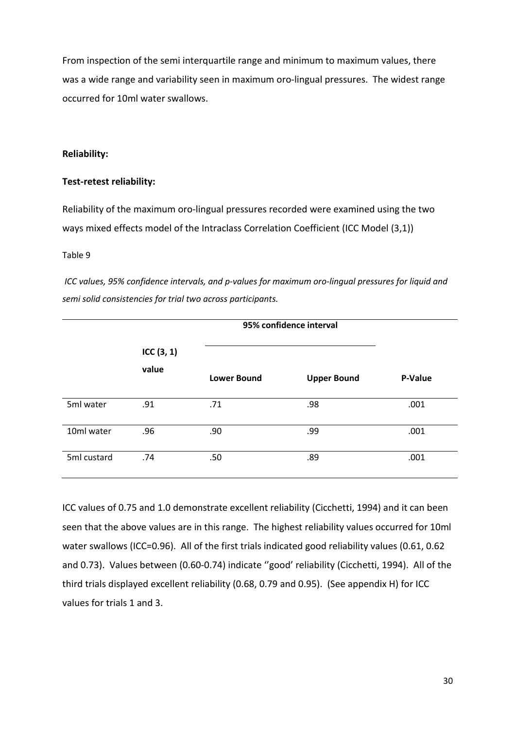From inspection of the semi interquartile range and minimum to maximum values, there was a wide range and variability seen in maximum oro-lingual pressures. The widest range occurred for 10ml water swallows.

**Reliability:**

**Test-retest reliability:**

Reliability of the maximum oro-lingual pressures recorded were examined using the two ways mixed effects model of the Intraclass Correlation Coefficient (ICC Model (3,1))

Table 9

*ICC values, 95% confidence intervals, and p-values for maximum oro-lingual pressures for liquid and semi solid consistencies for trial two across participants.*

| | ICC (3, 1) value | 95% confidence interval | | |
|---|---|---|---|---|
| | | **Lower Bound** | **Upper Bound** | **P-Value** |
| 5ml water | .91 | .71 | .98 | .001 |
| 10ml water | .96 | .90 | .99 | .001 |
| 5ml custard | .74 | .50 | .89 | .001 |

ICC values of 0.75 and 1.0 demonstrate excellent reliability (Cicchetti, 1994) and it can been seen that the above values are in this range. The highest reliability values occurred for 10ml water swallows (ICC=0.96). All of the first trials indicated good reliability values (0.61, 0.62 and 0.73). Values between (0.60-0.74) indicate ''good' reliability (Cicchetti, 1994). All of the third trials displayed excellent reliability (0.68, 0.79 and 0.95). (See appendix H) for ICC values for trials 1 and 3.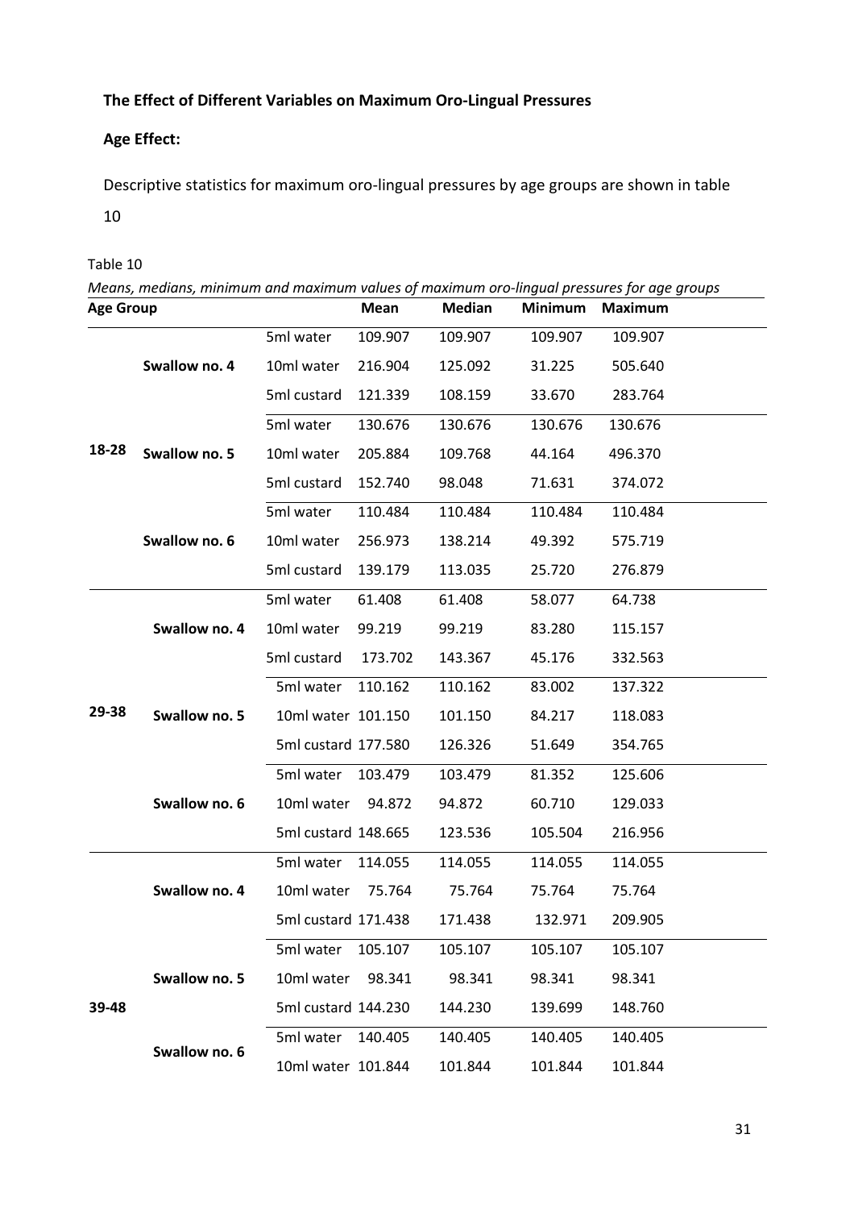**The Effect of Different Variables on Maximum Oro-Lingual Pressures**

**Age Effect:**

Descriptive statistics for maximum oro-lingual pressures by age groups are shown in table 10

Table 10

*Means, medians, minimum and maximum values of maximum oro-lingual pressures for age groups*

| Age Group | | | Mean | Median | Minimum | Maximum |
|---|---|---|---|---|---|---|
| 18-28 | Swallow no. 4 | 5ml water | 109.907 | 109.907 | 109.907 | 109.907 |
| | | 10ml water | 216.904 | 125.092 | 31.225 | 505.640 |
| | | 5ml custard | 121.339 | 108.159 | 33.670 | 283.764 |
| | Swallow no. 5 | 5ml water | 130.676 | 130.676 | 130.676 | 130.676 |
| | | 10ml water | 205.884 | 109.768 | 44.164 | 496.370 |
| | | 5ml custard | 152.740 | 98.048 | 71.631 | 374.072 |
| | Swallow no. 6 | 5ml water | 110.484 | 110.484 | 110.484 | 110.484 |
| | | 10ml water | 256.973 | 138.214 | 49.392 | 575.719 |
| | | 5ml custard | 139.179 | 113.035 | 25.720 | 276.879 |
| 29-38 | Swallow no. 4 | 5ml water | 61.408 | 61.408 | 58.077 | 64.738 |
| | | 10ml water | 99.219 | 99.219 | 83.280 | 115.157 |
| | | 5ml custard | 173.702 | 143.367 | 45.176 | 332.563 |
| | Swallow no. 5 | 5ml water | 110.162 | 110.162 | 83.002 | 137.322 |
| | | 10ml water | 101.150 | 101.150 | 84.217 | 118.083 |
| | | 5ml custard | 177.580 | 126.326 | 51.649 | 354.765 |
| | Swallow no. 6 | 5ml water | 103.479 | 103.479 | 81.352 | 125.606 |
| | | 10ml water | 94.872 | 94.872 | 60.710 | 129.033 |
| | | 5ml custard | 148.665 | 123.536 | 105.504 | 216.956 |
| 39-48 | Swallow no. 4 | 5ml water | 114.055 | 114.055 | 114.055 | 114.055 |
| | | 10ml water | 75.764 | 75.764 | 75.764 | 75.764 |
| | | 5ml custard | 171.438 | 171.438 | 132.971 | 209.905 |
| | Swallow no. 5 | 5ml water | 105.107 | 105.107 | 105.107 | 105.107 |
| | | 10ml water | 98.341 | 98.341 | 98.341 | 98.341 |
| | | 5ml custard | 144.230 | 144.230 | 139.699 | 148.760 |
| | Swallow no. 6 | 5ml water | 140.405 | 140.405 | 140.405 | 140.405 |
| | | 10ml water | 101.844 | 101.844 | 101.844 | 101.844 |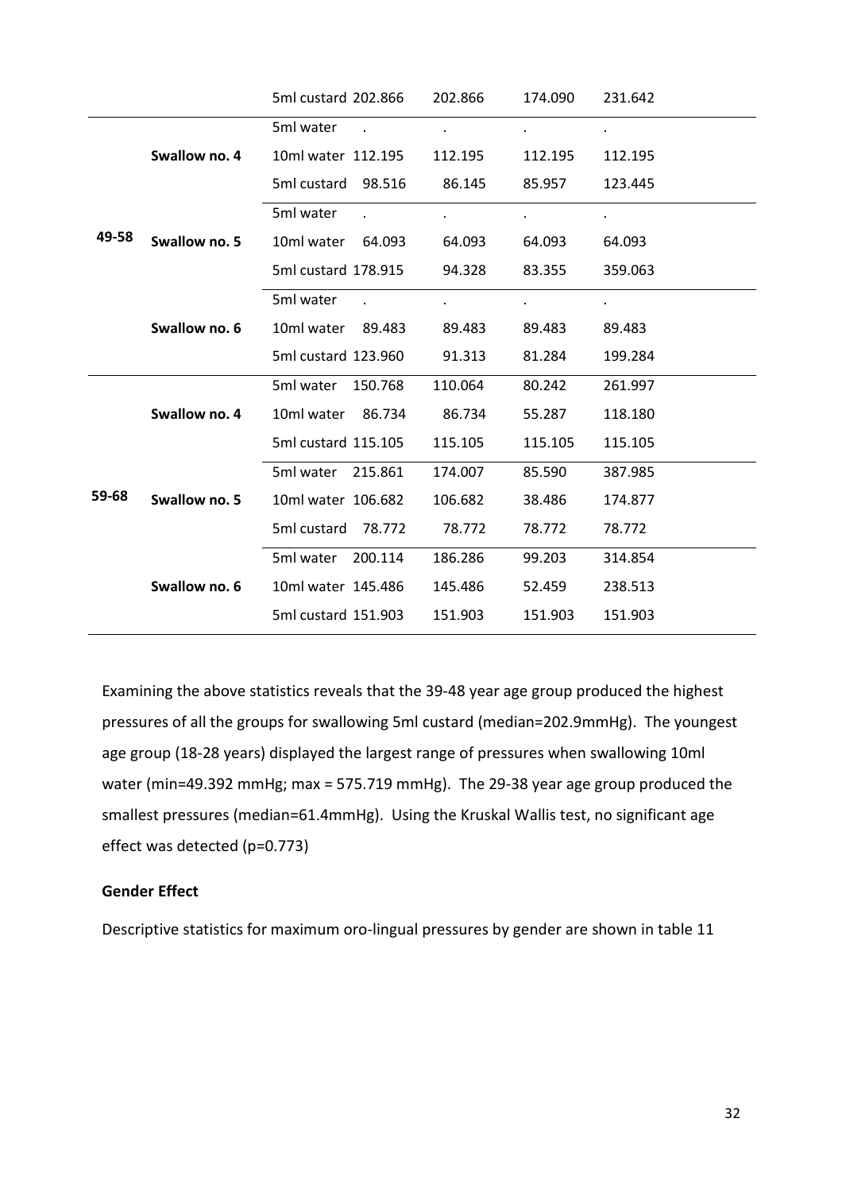| | | | | | | |
|---|---|---|---|---|---|---|
| | | 5ml custard | 202.866 | 202.866 | 174.090 | 231.642 |
| 49-58 | Swallow no. 4 | 5ml water | . | . | . | . |
| | | 10ml water | 112.195 | 112.195 | 112.195 | 112.195 |
| | | 5ml custard | 98.516 | 86.145 | 85.957 | 123.445 |
| | Swallow no. 5 | 5ml water | . | . | . | . |
| | | 10ml water | 64.093 | 64.093 | 64.093 | 64.093 |
| | | 5ml custard | 178.915 | 94.328 | 83.355 | 359.063 |
| | Swallow no. 6 | 5ml water | . | . | . | . |
| | | 10ml water | 89.483 | 89.483 | 89.483 | 89.483 |
| | | 5ml custard | 123.960 | 91.313 | 81.284 | 199.284 |
| 59-68 | Swallow no. 4 | 5ml water | 150.768 | 110.064 | 80.242 | 261.997 |
| | | 10ml water | 86.734 | 86.734 | 55.287 | 118.180 |
| | | 5ml custard | 115.105 | 115.105 | 115.105 | 115.105 |
| | Swallow no. 5 | 5ml water | 215.861 | 174.007 | 85.590 | 387.985 |
| | | 10ml water | 106.682 | 106.682 | 38.486 | 174.877 |
| | | 5ml custard | 78.772 | 78.772 | 78.772 | 78.772 |
| | Swallow no. 6 | 5ml water | 200.114 | 186.286 | 99.203 | 314.854 |
| | | 10ml water | 145.486 | 145.486 | 52.459 | 238.513 |
| | | 5ml custard | 151.903 | 151.903 | 151.903 | 151.903 |

Examining the above statistics reveals that the 39-48 year age group produced the highest pressures of all the groups for swallowing 5ml custard (median=202.9mmHg). The youngest age group (18-28 years) displayed the largest range of pressures when swallowing 10ml water (min=49.392 mmHg; max = 575.719 mmHg). The 29-38 year age group produced the smallest pressures (median=61.4mmHg). Using the Kruskal Wallis test, no significant age effect was detected ($p=0.773$)

**Gender Effect**

Descriptive statistics for maximum oro-lingual pressures by gender are shown in table 11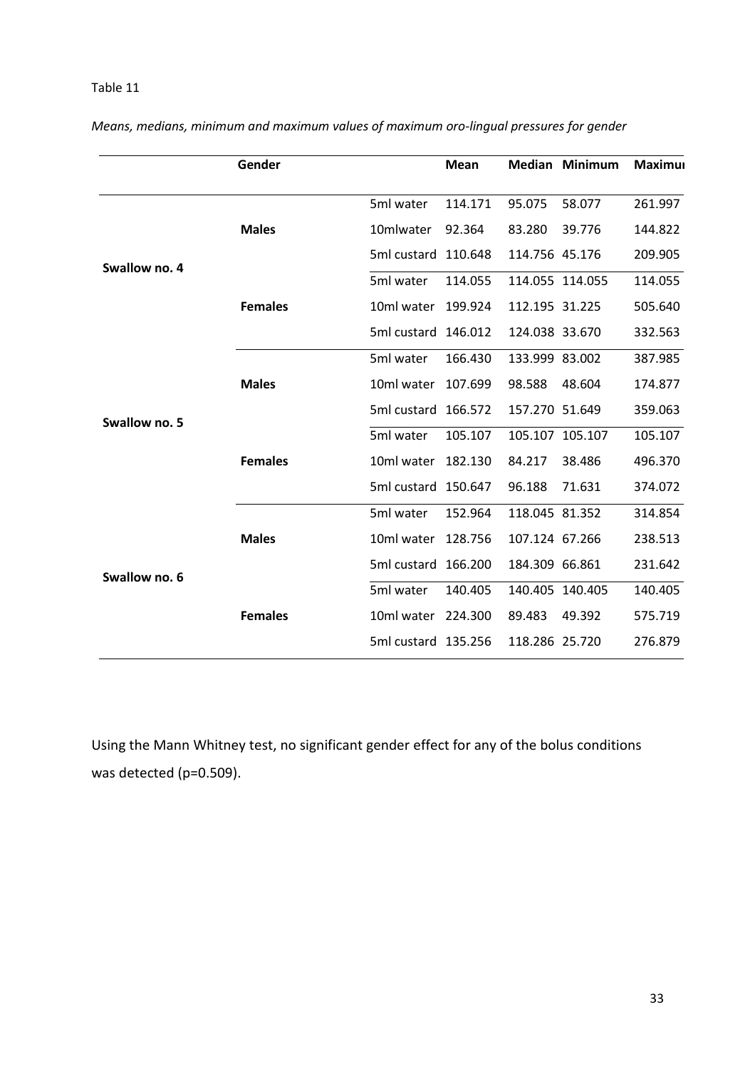Table 11

*Means, medians, minimum and maximum values of maximum oro-lingual pressures for gender*

| | Gender | | Mean | Median | Minimum | Maximum |
|---|---|---|---|---|---|---|
| Swallow no. 4 | Males | 5ml water | 114.171 | 95.075 | 58.077 | 261.997 |
| | | 10mlwater | 92.364 | 83.280 | 39.776 | 144.822 |
| | | 5ml custard | 110.648 | 114.756 | 45.176 | 209.905 |
| | Females | 5ml water | 114.055 | 114.055 | 114.055 | 114.055 |
| | | 10ml water | 199.924 | 112.195 | 31.225 | 505.640 |
| | | 5ml custard | 146.012 | 124.038 | 33.670 | 332.563 |
| Swallow no. 5 | Males | 5ml water | 166.430 | 133.999 | 83.002 | 387.985 |
| | | 10ml water | 107.699 | 98.588 | 48.604 | 174.877 |
| | | 5ml custard | 166.572 | 157.270 | 51.649 | 359.063 |
| | Females | 5ml water | 105.107 | 105.107 | 105.107 | 105.107 |
| | | 10ml water | 182.130 | 84.217 | 38.486 | 496.370 |
| | | 5ml custard | 150.647 | 96.188 | 71.631 | 374.072 |
| Swallow no. 6 | Males | 5ml water | 152.964 | 118.045 | 81.352 | 314.854 |
| | | 10ml water | 128.756 | 107.124 | 67.266 | 238.513 |
| | | 5ml custard | 166.200 | 184.309 | 66.861 | 231.642 |
| | Females | 5ml water | 140.405 | 140.405 | 140.405 | 140.405 |
| | | 10ml water | 224.300 | 89.483 | 49.392 | 575.719 |
| | | 5ml custard | 135.256 | 118.286 | 25.720 | 276.879 |

Using the Mann Whitney test, no significant gender effect for any of the bolus conditions was detected ($p=0.509$).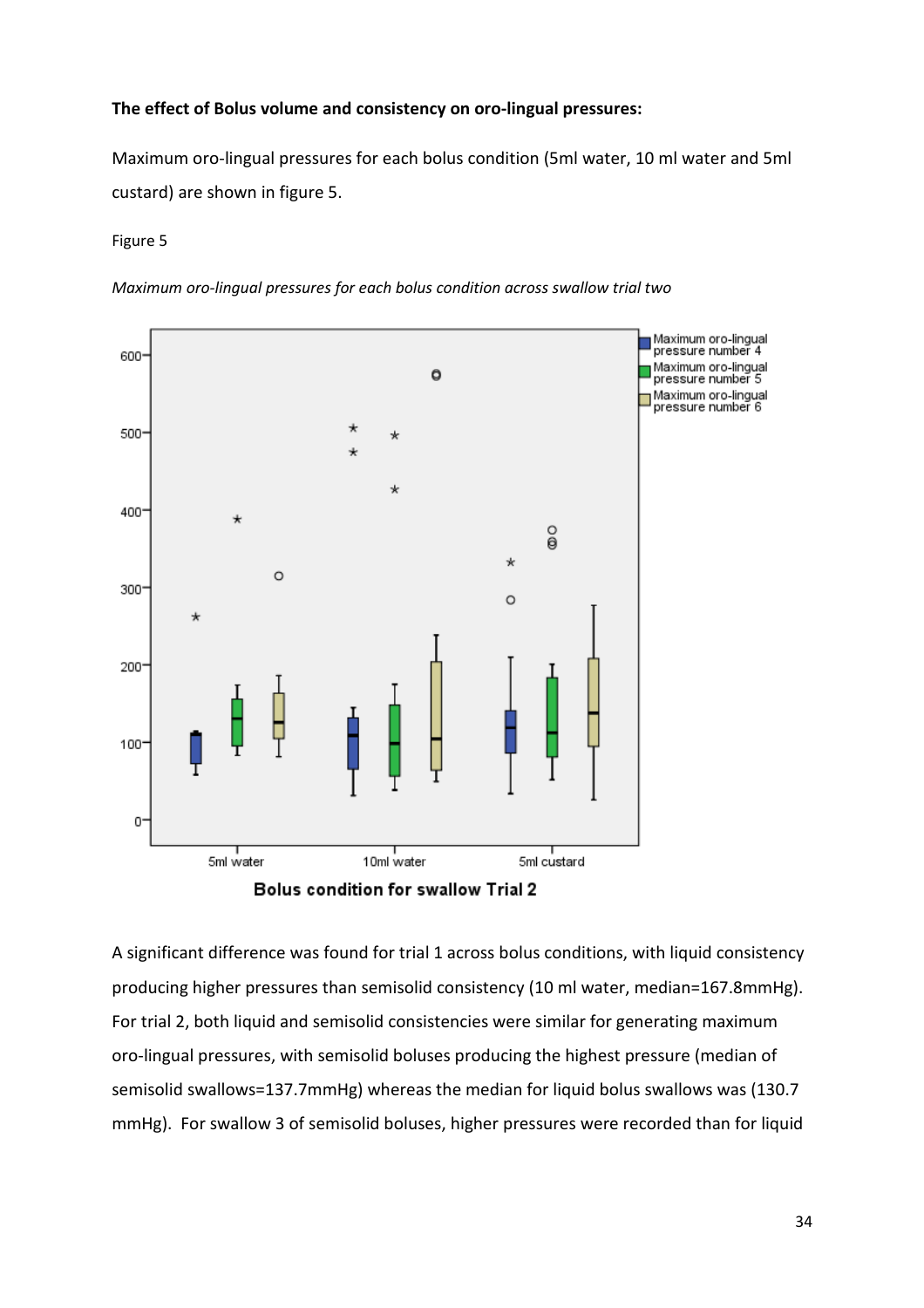**The effect of Bolus volume and consistency on oro-lingual pressures:**

Maximum oro-lingual pressures for each bolus condition (5ml water, 10 ml water and 5ml custard) are shown in figure 5.

Figure 5

*Maximum oro-lingual pressures for each bolus condition across swallow trial two*

A significant difference was found for trial 1 across bolus conditions, with liquid consistency producing higher pressures than semisolid consistency (10 ml water, median=167.8mmHg). For trial 2, both liquid and semisolid consistencies were similar for generating maximum oro-lingual pressures, with semisolid boluses producing the highest pressure (median of semisolid swallows=137.7mmHg) whereas the median for liquid bolus swallows was (130.7 mmHg). For swallow 3 of semisolid boluses, higher pressures were recorded than for liquid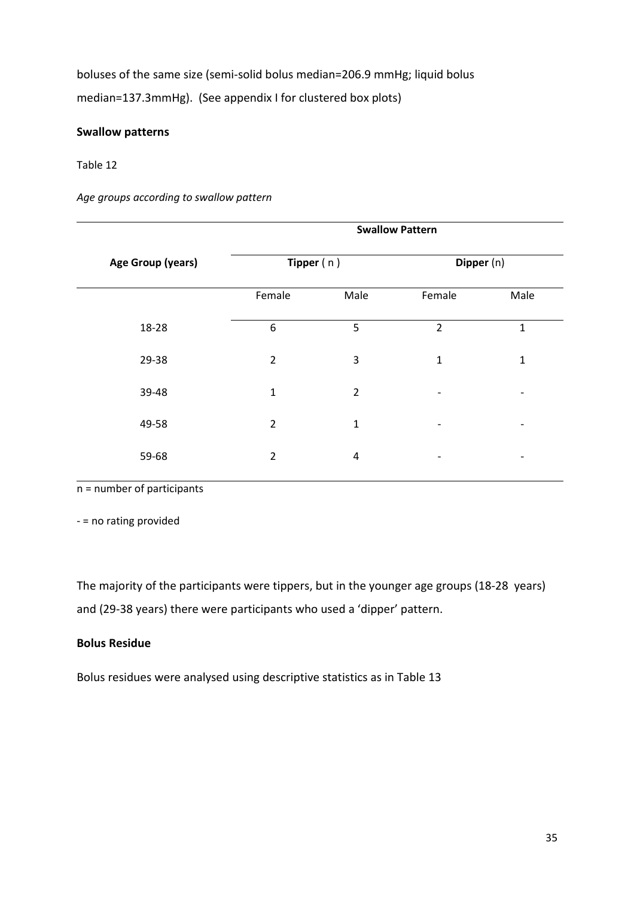boluses of the same size (semi-solid bolus median=206.9 mmHg; liquid bolus median=137.3mmHg). (See appendix I for clustered box plots)

**Swallow patterns**

Table 12

*Age groups according to swallow pattern*

| Age Group (years) | Swallow Pattern | | | |
|---|---|---|---|---|
| | **Tipper** ( n ) | | **Dipper** (n) | |
| | Female | Male | Female | Male |
| 18-28 | 6 | 5 | 2 | 1 |
| 29-38 | 2 | 3 | 1 | 1 |
| 39-48 | 1 | 2 | - | - |
| 49-58 | 2 | 1 | - | - |
| 59-68 | 2 | 4 | - | - |

n = number of participants

- = no rating provided

The majority of the participants were tippers, but in the younger age groups (18-28 years) and (29-38 years) there were participants who used a 'dipper' pattern.

**Bolus Residue**

Bolus residues were analysed using descriptive statistics as in Table 13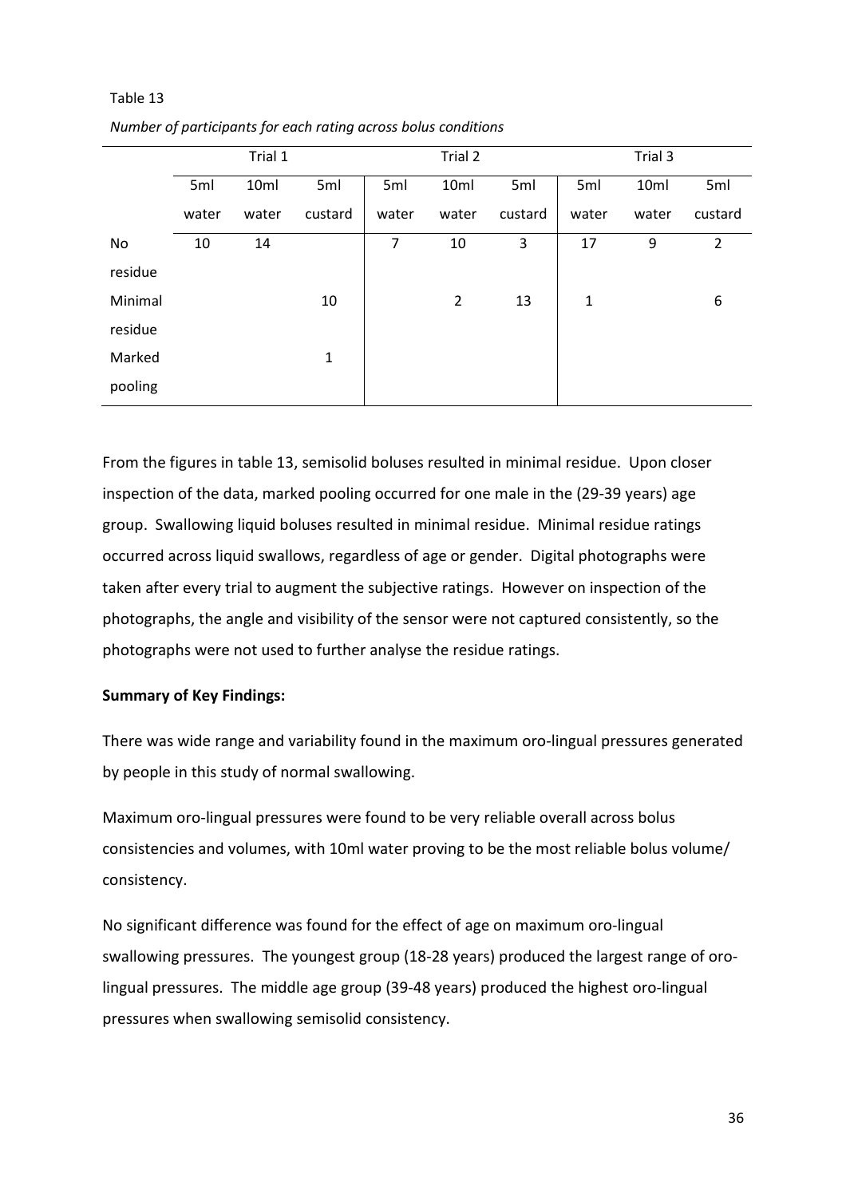Table 13

*Number of participants for each rating across bolus conditions*

| | Trial 1 | | | Trial 2 | | | Trial 3 | | |
|---|---|---|---|---|---|---|---|---|---|
| | 5ml water | 10ml water | 5ml custard | 5ml water | 10ml water | 5ml custard | 5ml water | 10ml water | 5ml custard |
| No residue | 10 | 14 | | 7 | 10 | 3 | 17 | 9 | 2 |
| Minimal residue | | | 10 | | 2 | 13 | 1 | | 6 |
| Marked pooling | | | 1 | | | | | | |

From the figures in table 13, semisolid boluses resulted in minimal residue. Upon closer inspection of the data, marked pooling occurred for one male in the (29-39 years) age group. Swallowing liquid boluses resulted in minimal residue. Minimal residue ratings occurred across liquid swallows, regardless of age or gender. Digital photographs were taken after every trial to augment the subjective ratings. However on inspection of the photographs, the angle and visibility of the sensor were not captured consistently, so the photographs were not used to further analyse the residue ratings.

**Summary of Key Findings:**

There was wide range and variability found in the maximum oro-lingual pressures generated by people in this study of normal swallowing.

Maximum oro-lingual pressures were found to be very reliable overall across bolus consistencies and volumes, with 10ml water proving to be the most reliable bolus volume/ consistency.

No significant difference was found for the effect of age on maximum oro-lingual swallowing pressures. The youngest group (18-28 years) produced the largest range of oro-lingual pressures. The middle age group (39-48 years) produced the highest oro-lingual pressures when swallowing semisolid consistency.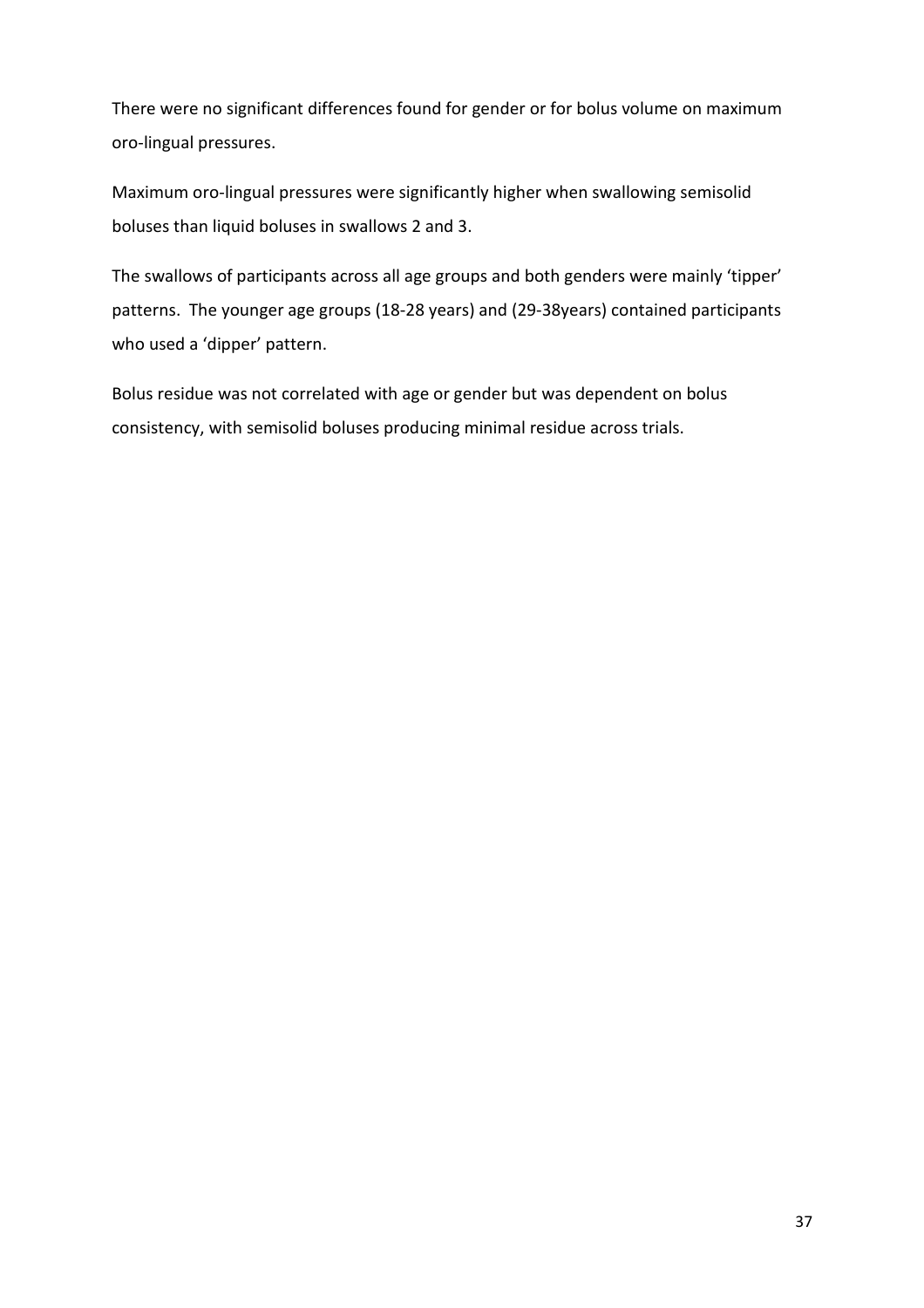There were no significant differences found for gender or for bolus volume on maximum oro-lingual pressures.

Maximum oro-lingual pressures were significantly higher when swallowing semisolid boluses than liquid boluses in swallows 2 and 3.

The swallows of participants across all age groups and both genders were mainly 'tipper' patterns. The younger age groups (18-28 years) and (29-38years) contained participants who used a 'dipper' pattern.

Bolus residue was not correlated with age or gender but was dependent on bolus consistency, with semisolid boluses producing minimal residue across trials.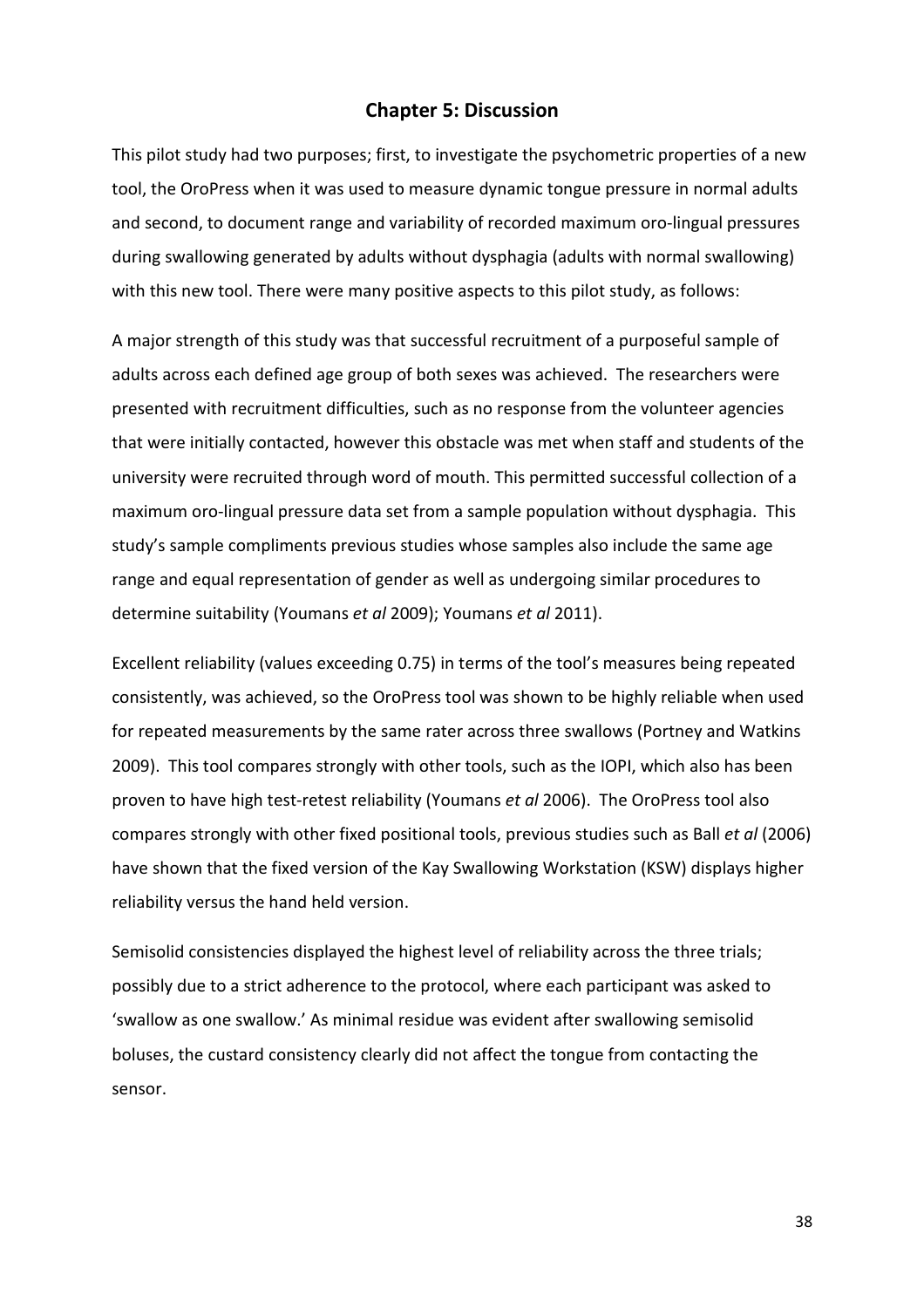# Chapter 5: Discussion

This pilot study had two purposes; first, to investigate the psychometric properties of a new tool, the OroPress when it was used to measure dynamic tongue pressure in normal adults and second, to document range and variability of recorded maximum oro-lingual pressures during swallowing generated by adults without dysphagia (adults with normal swallowing) with this new tool. There were many positive aspects to this pilot study, as follows:

A major strength of this study was that successful recruitment of a purposeful sample of adults across each defined age group of both sexes was achieved. The researchers were presented with recruitment difficulties, such as no response from the volunteer agencies that were initially contacted, however this obstacle was met when staff and students of the university were recruited through word of mouth. This permitted successful collection of a maximum oro-lingual pressure data set from a sample population without dysphagia. This study's sample compliments previous studies whose samples also include the same age range and equal representation of gender as well as undergoing similar procedures to determine suitability (Youmans *et al* 2009); Youmans *et al* 2011).

Excellent reliability (values exceeding 0.75) in terms of the tool's measures being repeated consistently, was achieved, so the OroPress tool was shown to be highly reliable when used for repeated measurements by the same rater across three swallows (Portney and Watkins 2009). This tool compares strongly with other tools, such as the IOPI, which also has been proven to have high test-retest reliability (Youmans *et al* 2006). The OroPress tool also compares strongly with other fixed positional tools, previous studies such as Ball *et al* (2006) have shown that the fixed version of the Kay Swallowing Workstation (KSW) displays higher reliability versus the hand held version.

Semisolid consistencies displayed the highest level of reliability across the three trials; possibly due to a strict adherence to the protocol, where each participant was asked to 'swallow as one swallow.' As minimal residue was evident after swallowing semisolid boluses, the custard consistency clearly did not affect the tongue from contacting the sensor.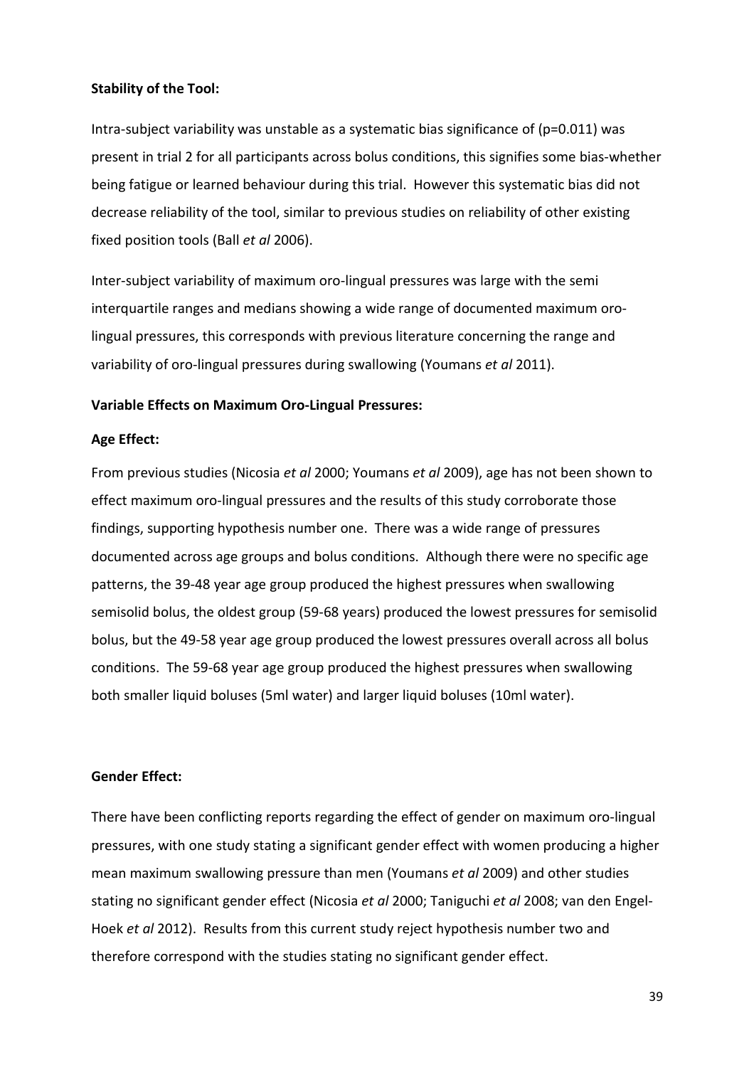**Stability of the Tool:**

Intra-subject variability was unstable as a systematic bias significance of ($p=0.011$) was present in trial 2 for all participants across bolus conditions, this signifies some bias-whether being fatigue or learned behaviour during this trial. However this systematic bias did not decrease reliability of the tool, similar to previous studies on reliability of other existing fixed position tools (Ball *et al* 2006).

Inter-subject variability of maximum oro-lingual pressures was large with the semi interquartile ranges and medians showing a wide range of documented maximum oro-lingual pressures, this corresponds with previous literature concerning the range and variability of oro-lingual pressures during swallowing (Youmans *et al* 2011).

**Variable Effects on Maximum Oro-Lingual Pressures:**

**Age Effect:**

From previous studies (Nicosia *et al* 2000; Youmans *et al* 2009), age has not been shown to effect maximum oro-lingual pressures and the results of this study corroborate those findings, supporting hypothesis number one. There was a wide range of pressures documented across age groups and bolus conditions. Although there were no specific age patterns, the 39-48 year age group produced the highest pressures when swallowing semisolid bolus, the oldest group (59-68 years) produced the lowest pressures for semisolid bolus, but the 49-58 year age group produced the lowest pressures overall across all bolus conditions. The 59-68 year age group produced the highest pressures when swallowing both smaller liquid boluses (5ml water) and larger liquid boluses (10ml water).

**Gender Effect:**

There have been conflicting reports regarding the effect of gender on maximum oro-lingual pressures, with one study stating a significant gender effect with women producing a higher mean maximum swallowing pressure than men (Youmans *et al* 2009) and other studies stating no significant gender effect (Nicosia *et al* 2000; Taniguchi *et al* 2008; van den Engel-Hoek *et al* 2012). Results from this current study reject hypothesis number two and therefore correspond with the studies stating no significant gender effect.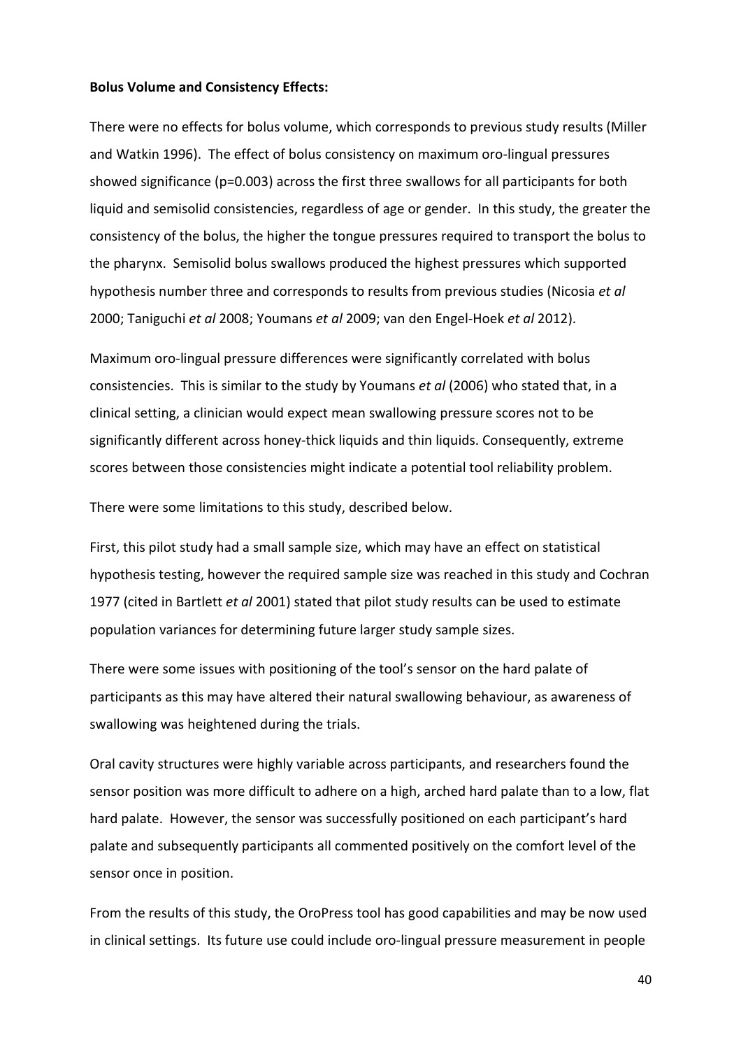**Bolus Volume and Consistency Effects:**

There were no effects for bolus volume, which corresponds to previous study results (Miller and Watkin 1996). The effect of bolus consistency on maximum oro-lingual pressures showed significance ($p=0.003$) across the first three swallows for all participants for both liquid and semisolid consistencies, regardless of age or gender. In this study, the greater the consistency of the bolus, the higher the tongue pressures required to transport the bolus to the pharynx. Semisolid bolus swallows produced the highest pressures which supported hypothesis number three and corresponds to results from previous studies (Nicosia *et al* 2000; Taniguchi *et al* 2008; Youmans *et al* 2009; van den Engel-Hoek *et al* 2012).

Maximum oro-lingual pressure differences were significantly correlated with bolus consistencies. This is similar to the study by Youmans *et al* (2006) who stated that, in a clinical setting, a clinician would expect mean swallowing pressure scores not to be significantly different across honey-thick liquids and thin liquids. Consequently, extreme scores between those consistencies might indicate a potential tool reliability problem.

There were some limitations to this study, described below.

First, this pilot study had a small sample size, which may have an effect on statistical hypothesis testing, however the required sample size was reached in this study and Cochran 1977 (cited in Bartlett *et al* 2001) stated that pilot study results can be used to estimate population variances for determining future larger study sample sizes.

There were some issues with positioning of the tool's sensor on the hard palate of participants as this may have altered their natural swallowing behaviour, as awareness of swallowing was heightened during the trials.

Oral cavity structures were highly variable across participants, and researchers found the sensor position was more difficult to adhere on a high, arched hard palate than to a low, flat hard palate. However, the sensor was successfully positioned on each participant's hard palate and subsequently participants all commented positively on the comfort level of the sensor once in position.

From the results of this study, the OroPress tool has good capabilities and may be now used in clinical settings. Its future use could include oro-lingual pressure measurement in people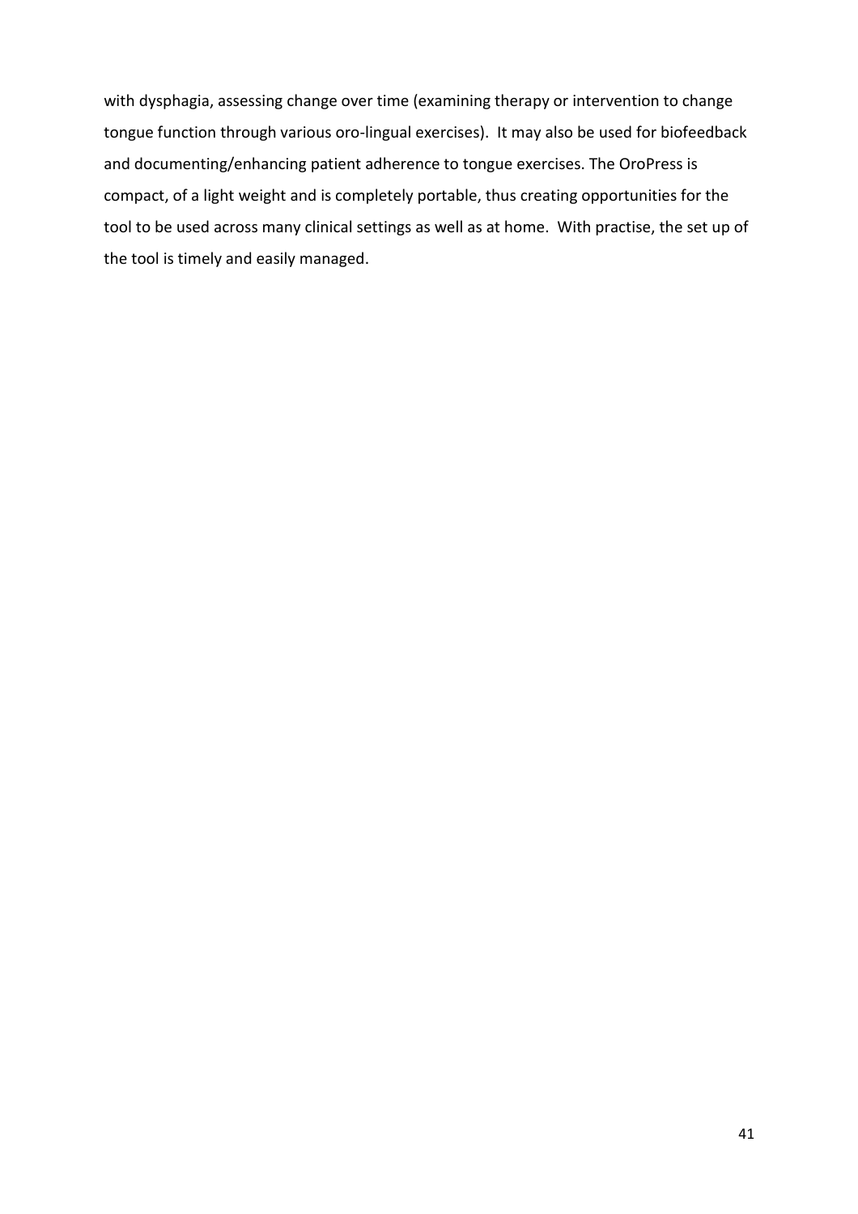with dysphagia, assessing change over time (examining therapy or intervention to change tongue function through various oro-lingual exercises). It may also be used for biofeedback and documenting/enhancing patient adherence to tongue exercises. The OroPress is compact, of a light weight and is completely portable, thus creating opportunities for the tool to be used across many clinical settings as well as at home. With practise, the set up of the tool is timely and easily managed.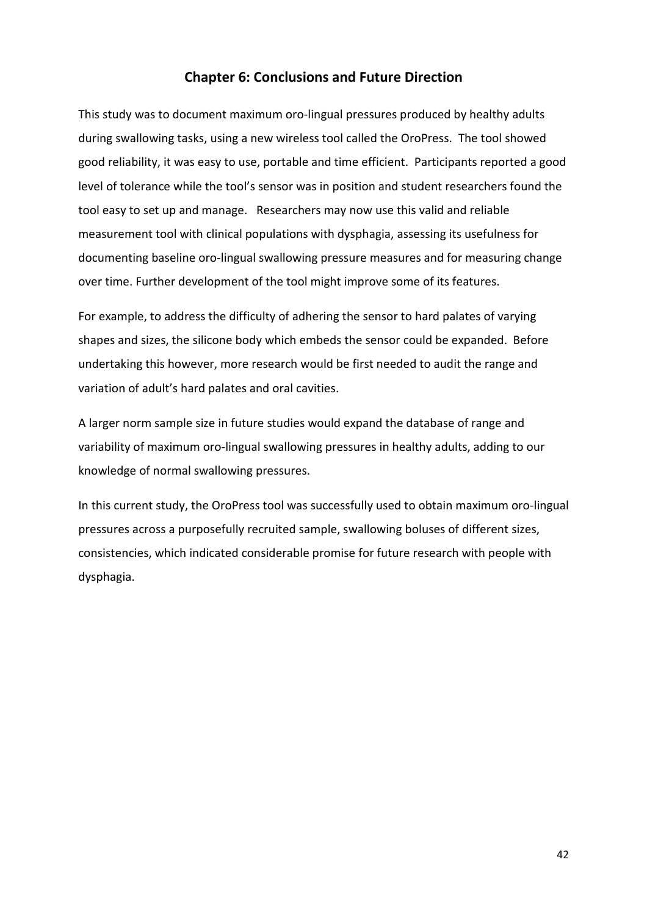# Chapter 6: Conclusions and Future Direction

This study was to document maximum oro-lingual pressures produced by healthy adults during swallowing tasks, using a new wireless tool called the OroPress. The tool showed good reliability, it was easy to use, portable and time efficient. Participants reported a good level of tolerance while the tool's sensor was in position and student researchers found the tool easy to set up and manage. Researchers may now use this valid and reliable measurement tool with clinical populations with dysphagia, assessing its usefulness for documenting baseline oro-lingual swallowing pressure measures and for measuring change over time. Further development of the tool might improve some of its features.

For example, to address the difficulty of adhering the sensor to hard palates of varying shapes and sizes, the silicone body which embeds the sensor could be expanded. Before undertaking this however, more research would be first needed to audit the range and variation of adult's hard palates and oral cavities.

A larger norm sample size in future studies would expand the database of range and variability of maximum oro-lingual swallowing pressures in healthy adults, adding to our knowledge of normal swallowing pressures.

In this current study, the OroPress tool was successfully used to obtain maximum oro-lingual pressures across a purposefully recruited sample, swallowing boluses of different sizes, consistencies, which indicated considerable promise for future research with people with dysphagia.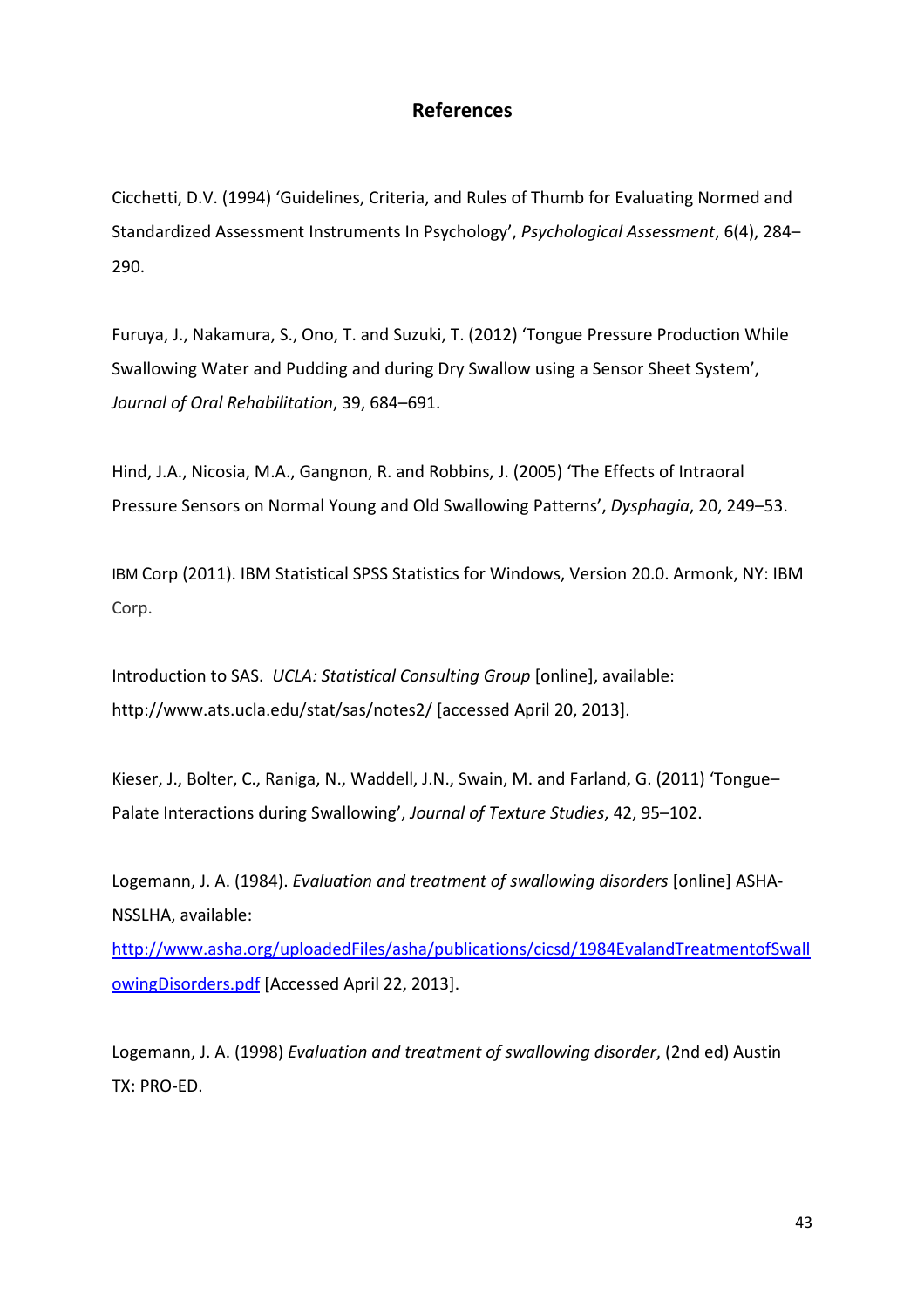## References

Cicchetti, D.V. (1994) 'Guidelines, Criteria, and Rules of Thumb for Evaluating Normed and Standardized Assessment Instruments In Psychology', *Psychological Assessment*, 6(4), 284–290.

Furuya, J., Nakamura, S., Ono, T. and Suzuki, T. (2012) 'Tongue Pressure Production While Swallowing Water and Pudding and during Dry Swallow using a Sensor Sheet System', *Journal of Oral Rehabilitation*, 39, 684–691.

Hind, J.A., Nicosia, M.A., Gangnon, R. and Robbins, J. (2005) 'The Effects of Intraoral Pressure Sensors on Normal Young and Old Swallowing Patterns', *Dysphagia*, 20, 249–53.

IBM Corp (2011). IBM Statistical SPSS Statistics for Windows, Version 20.0. Armonk, NY: IBM Corp.

Introduction to SAS. *UCLA: Statistical Consulting Group* [online], available: http://www.ats.ucla.edu/stat/sas/notes2/ [accessed April 20, 2013].

Kieser, J., Bolter, C., Raniga, N., Waddell, J.N., Swain, M. and Farland, G. (2011) 'Tongue–Palate Interactions during Swallowing', *Journal of Texture Studies*, 42, 95–102.

Logemann, J. A. (1984). *Evaluation and treatment of swallowing disorders* [online] ASHA-NSSLHA, available: http://www.asha.org/uploadedFiles/asha/publications/cicsd/1984EvalandTreatmentofSwallowingDisorders.pdf [Accessed April 22, 2013].

Logemann, J. A. (1998) *Evaluation and treatment of swallowing disorder*, (2nd ed) Austin TX: PRO-ED.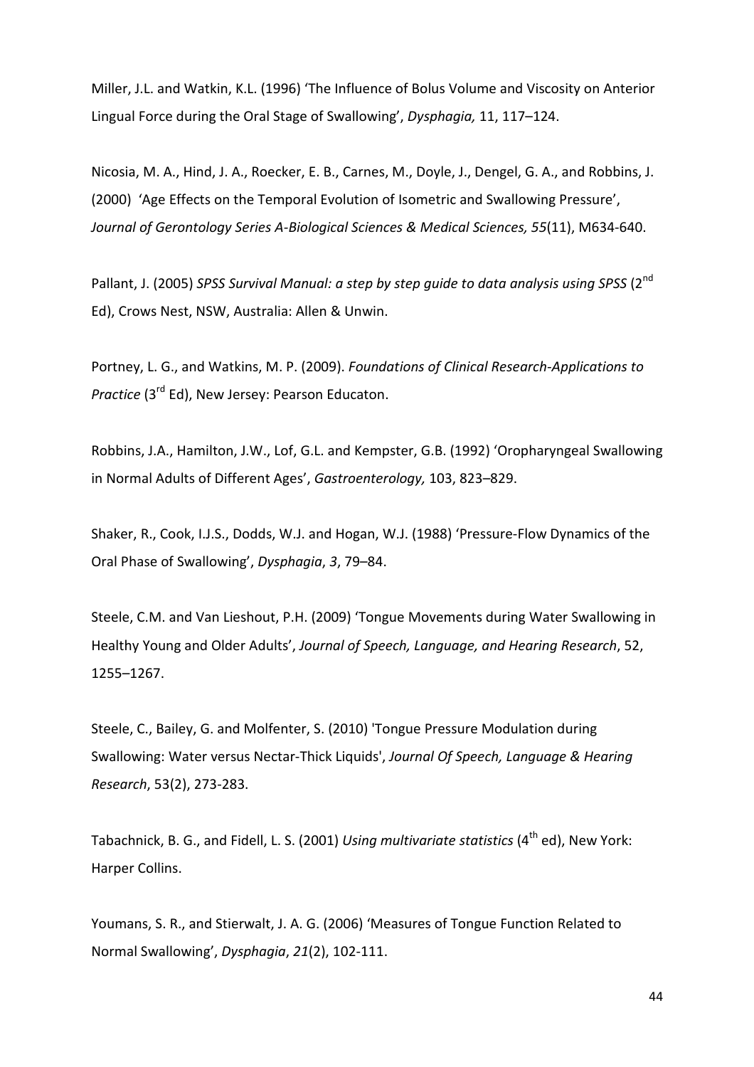Miller, J.L. and Watkin, K.L. (1996) 'The Influence of Bolus Volume and Viscosity on Anterior Lingual Force during the Oral Stage of Swallowing', *Dysphagia,* 11, 117–124.

Nicosia, M. A., Hind, J. A., Roecker, E. B., Carnes, M., Doyle, J., Dengel, G. A., and Robbins, J. (2000) 'Age Effects on the Temporal Evolution of Isometric and Swallowing Pressure', *Journal of Gerontology Series A-Biological Sciences & Medical Sciences, 55*(11), M634-640.

Pallant, J. (2005) *SPSS Survival Manual: a step by step guide to data analysis using SPSS* (2nd Ed), Crows Nest, NSW, Australia: Allen & Unwin.

Portney, L. G., and Watkins, M. P. (2009). *Foundations of Clinical Research-Applications to Practice* (3rd Ed), New Jersey: Pearson Educaton.

Robbins, J.A., Hamilton, J.W., Lof, G.L. and Kempster, G.B. (1992) 'Oropharyngeal Swallowing in Normal Adults of Different Ages', *Gastroenterology,* 103, 823–829.

Shaker, R., Cook, I.J.S., Dodds, W.J. and Hogan, W.J. (1988) 'Pressure-Flow Dynamics of the Oral Phase of Swallowing', *Dysphagia*, *3*, 79–84.

Steele, C.M. and Van Lieshout, P.H. (2009) 'Tongue Movements during Water Swallowing in Healthy Young and Older Adults', *Journal of Speech, Language, and Hearing Research*, 52, 1255–1267.

Steele, C., Bailey, G. and Molfenter, S. (2010) 'Tongue Pressure Modulation during Swallowing: Water versus Nectar-Thick Liquids', *Journal Of Speech, Language & Hearing Research*, 53(2), 273-283.

Tabachnick, B. G., and Fidell, L. S. (2001) *Using multivariate statistics* (4th ed), New York: Harper Collins.

Youmans, S. R., and Stierwalt, J. A. G. (2006) 'Measures of Tongue Function Related to Normal Swallowing', *Dysphagia*, *21*(2), 102-111.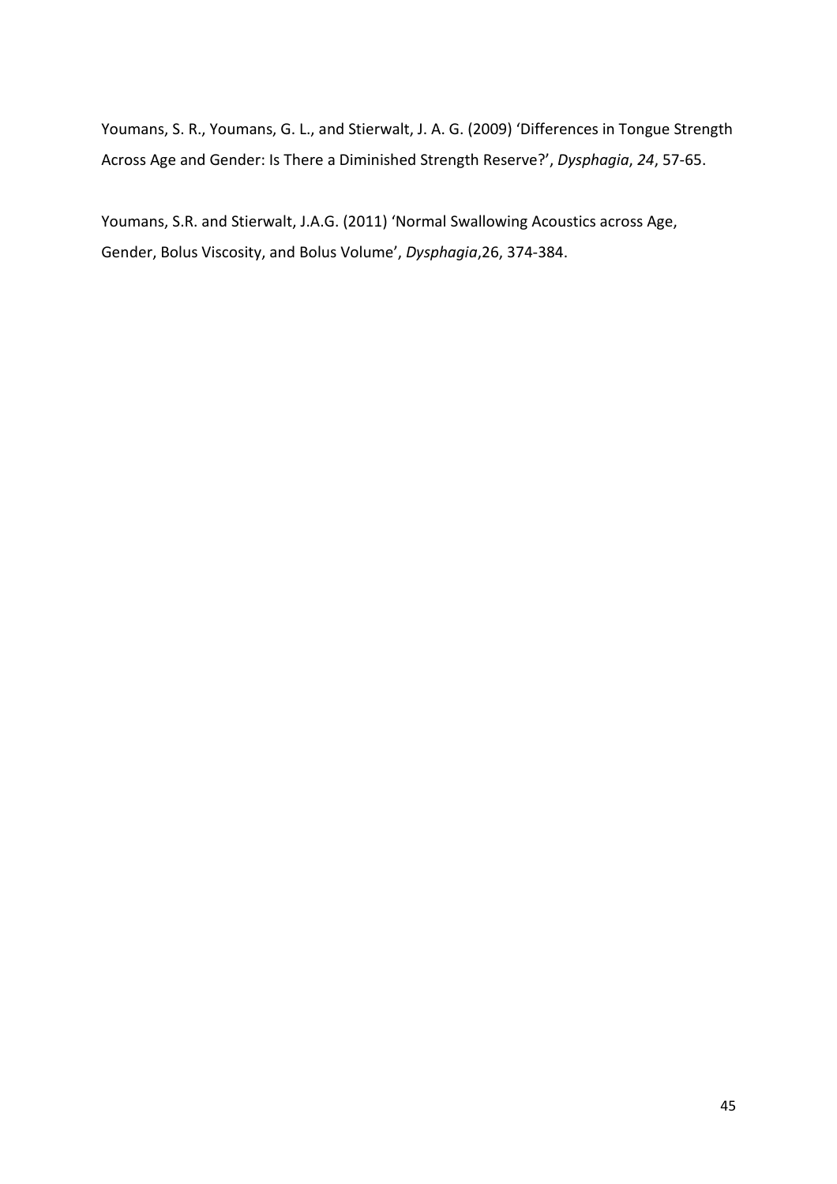Youmans, S. R., Youmans, G. L., and Stierwalt, J. A. G. (2009) 'Differences in Tongue Strength Across Age and Gender: Is There a Diminished Strength Reserve?', *Dysphagia*, *24*, 57-65.

Youmans, S.R. and Stierwalt, J.A.G. (2011) 'Normal Swallowing Acoustics across Age, Gender, Bolus Viscosity, and Bolus Volume', *Dysphagia*,26, 374-384.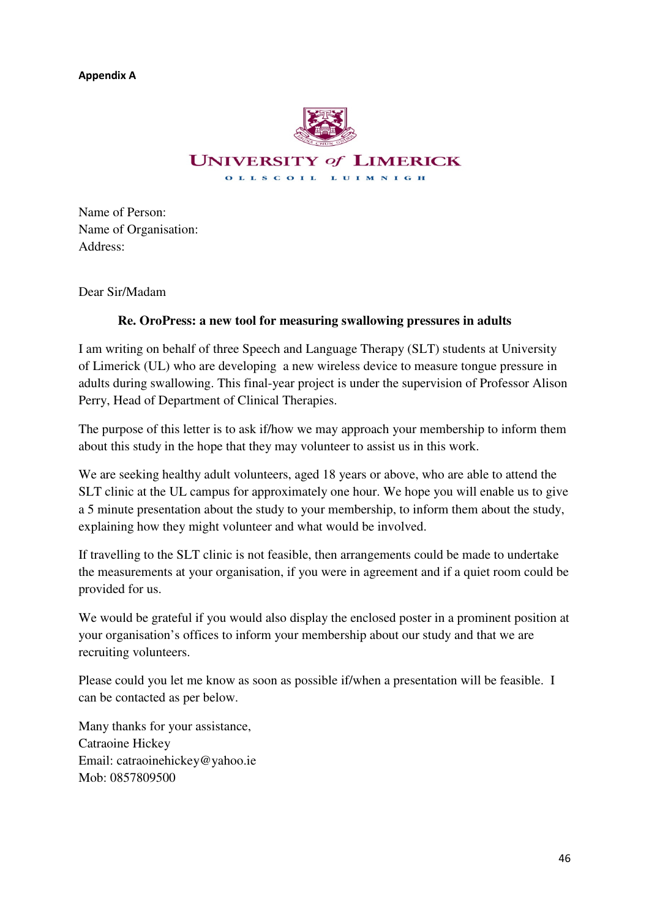**Appendix A**

UNIVERSITY *of* LIMERICK

OLLSCOIL LUIMNIGH

Name of Person:
Name of Organisation:
Address:

Dear Sir/Madam

**Re. OroPress: a new tool for measuring swallowing pressures in adults**

I am writing on behalf of three Speech and Language Therapy (SLT) students at University of Limerick (UL) who are developing a new wireless device to measure tongue pressure in adults during swallowing. This final-year project is under the supervision of Professor Alison Perry, Head of Department of Clinical Therapies.

The purpose of this letter is to ask if/how we may approach your membership to inform them about this study in the hope that they may volunteer to assist us in this work.

We are seeking healthy adult volunteers, aged 18 years or above, who are able to attend the SLT clinic at the UL campus for approximately one hour. We hope you will enable us to give a 5 minute presentation about the study to your membership, to inform them about the study, explaining how they might volunteer and what would be involved.

If travelling to the SLT clinic is not feasible, then arrangements could be made to undertake the measurements at your organisation, if you were in agreement and if a quiet room could be provided for us.

We would be grateful if you would also display the enclosed poster in a prominent position at your organisation's offices to inform your membership about our study and that we are recruiting volunteers.

Please could you let me know as soon as possible if/when a presentation will be feasible. I can be contacted as per below.

Many thanks for your assistance,
Catraoine Hickey
Email: catraoinehickey@yahoo.ie
Mob: 0857809500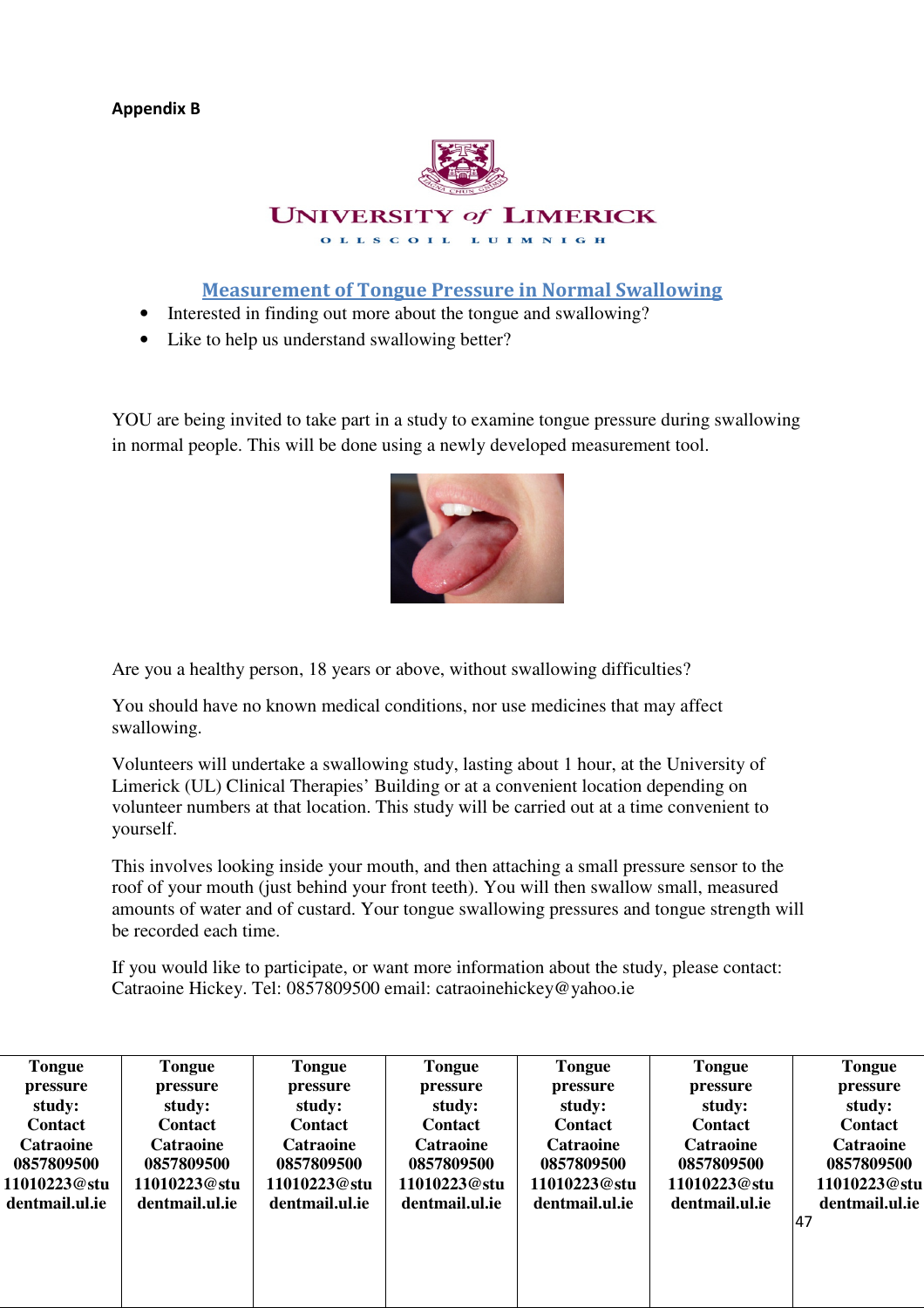**Appendix B**

UNIVERSITY *of* LIMERICK

OLLSCOIL LUIMNIGH

## Measurement of Tongue Pressure in Normal Swallowing

- Interested in finding out more about the tongue and swallowing?
- Like to help us understand swallowing better?

YOU are being invited to take part in a study to examine tongue pressure during swallowing in normal people. This will be done using a newly developed measurement tool.

Are you a healthy person, 18 years or above, without swallowing difficulties?

You should have no known medical conditions, nor use medicines that may affect swallowing.

Volunteers will undertake a swallowing study, lasting about 1 hour, at the University of Limerick (UL) Clinical Therapies' Building or at a convenient location depending on volunteer numbers at that location. This study will be carried out at a time convenient to yourself.

This involves looking inside your mouth, and then attaching a small pressure sensor to the roof of your mouth (just behind your front teeth). You will then swallow small, measured amounts of water and of custard. Your tongue swallowing pressures and tongue strength will be recorded each time.

If you would like to participate, or want more information about the study, please contact: Catraoine Hickey. Tel: 0857809500 email: catraoinehickey@yahoo.ie

| Tongue pressure study: Contact Catraoine 0857809500 11010223@studentmail.ul.ie | Tongue pressure study: Contact Catraoine 0857809500 11010223@studentmail.ul.ie | Tongue pressure study: Contact Catraoine 0857809500 11010223@studentmail.ul.ie | Tongue pressure study: Contact Catraoine 0857809500 11010223@studentmail.ul.ie | Tongue pressure study: Contact Catraoine 0857809500 11010223@studentmail.ul.ie | Tongue pressure study: Contact Catraoine 0857809500 11010223@studentmail.ul.ie | Tongue pressure study: Contact Catraoine 0857809500 11010223@studentmail.ul.ie |
|---|---|---|---|---|---|---|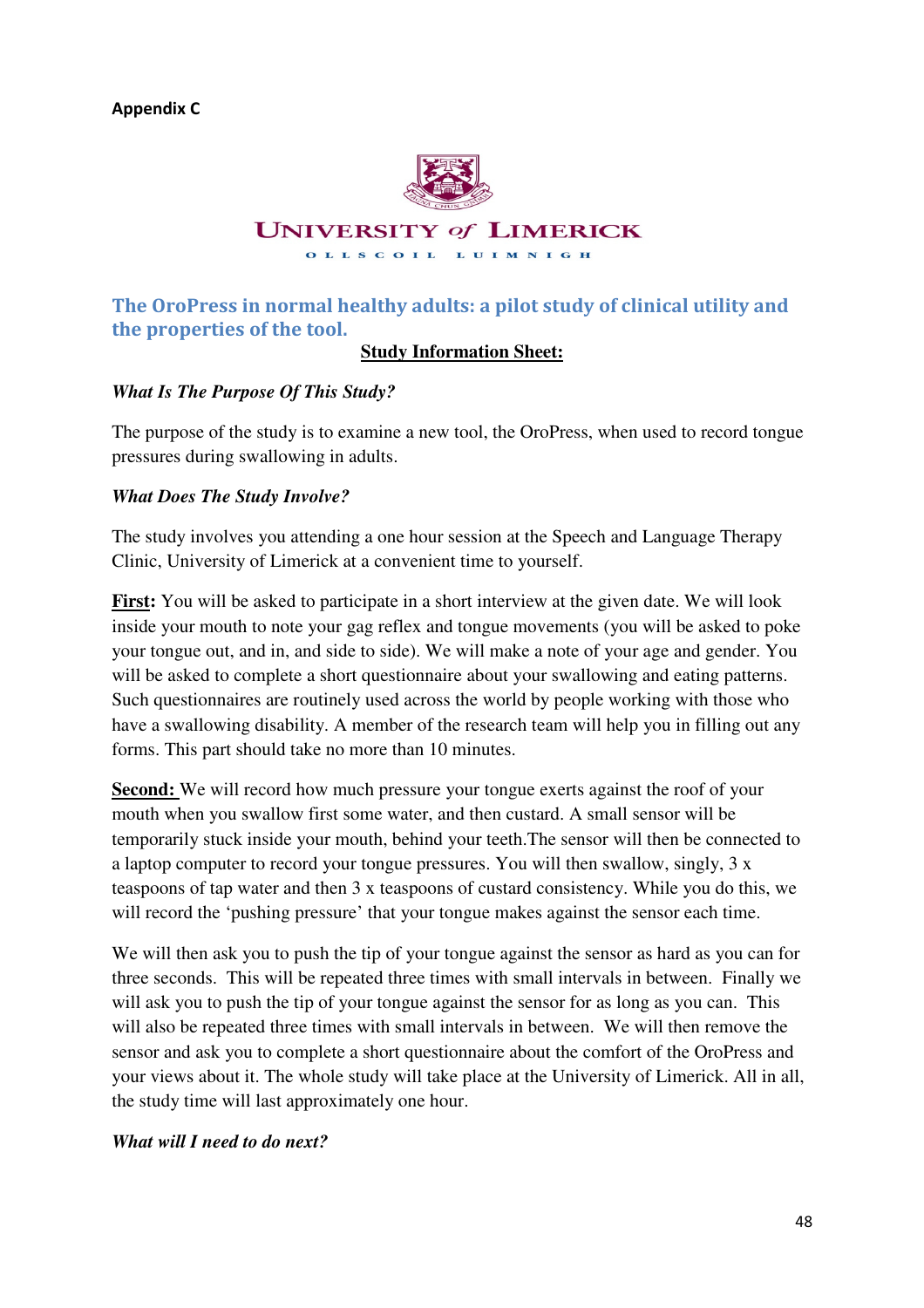**Appendix C**

UNIVERSITY of LIMERICK

OLLSCOIL LUIMNIGH

## The OroPress in normal healthy adults: a pilot study of clinical utility and the properties of the tool.

**Study Information Sheet:**

***What Is The Purpose Of This Study?***

The purpose of the study is to examine a new tool, the OroPress, when used to record tongue pressures during swallowing in adults.

***What Does The Study Involve?***

The study involves you attending a one hour session at the Speech and Language Therapy Clinic, University of Limerick at a convenient time to yourself.

**First:** You will be asked to participate in a short interview at the given date. We will look inside your mouth to note your gag reflex and tongue movements (you will be asked to poke your tongue out, and in, and side to side). We will make a note of your age and gender. You will be asked to complete a short questionnaire about your swallowing and eating patterns. Such questionnaires are routinely used across the world by people working with those who have a swallowing disability. A member of the research team will help you in filling out any forms. This part should take no more than 10 minutes.

**Second:** We will record how much pressure your tongue exerts against the roof of your mouth when you swallow first some water, and then custard. A small sensor will be temporarily stuck inside your mouth, behind your teeth.The sensor will then be connected to a laptop computer to record your tongue pressures. You will then swallow, singly, 3 x teaspoons of tap water and then 3 x teaspoons of custard consistency. While you do this, we will record the 'pushing pressure' that your tongue makes against the sensor each time.

We will then ask you to push the tip of your tongue against the sensor as hard as you can for three seconds. This will be repeated three times with small intervals in between. Finally we will ask you to push the tip of your tongue against the sensor for as long as you can. This will also be repeated three times with small intervals in between. We will then remove the sensor and ask you to complete a short questionnaire about the comfort of the OroPress and your views about it. The whole study will take place at the University of Limerick. All in all, the study time will last approximately one hour.

***What will I need to do next?***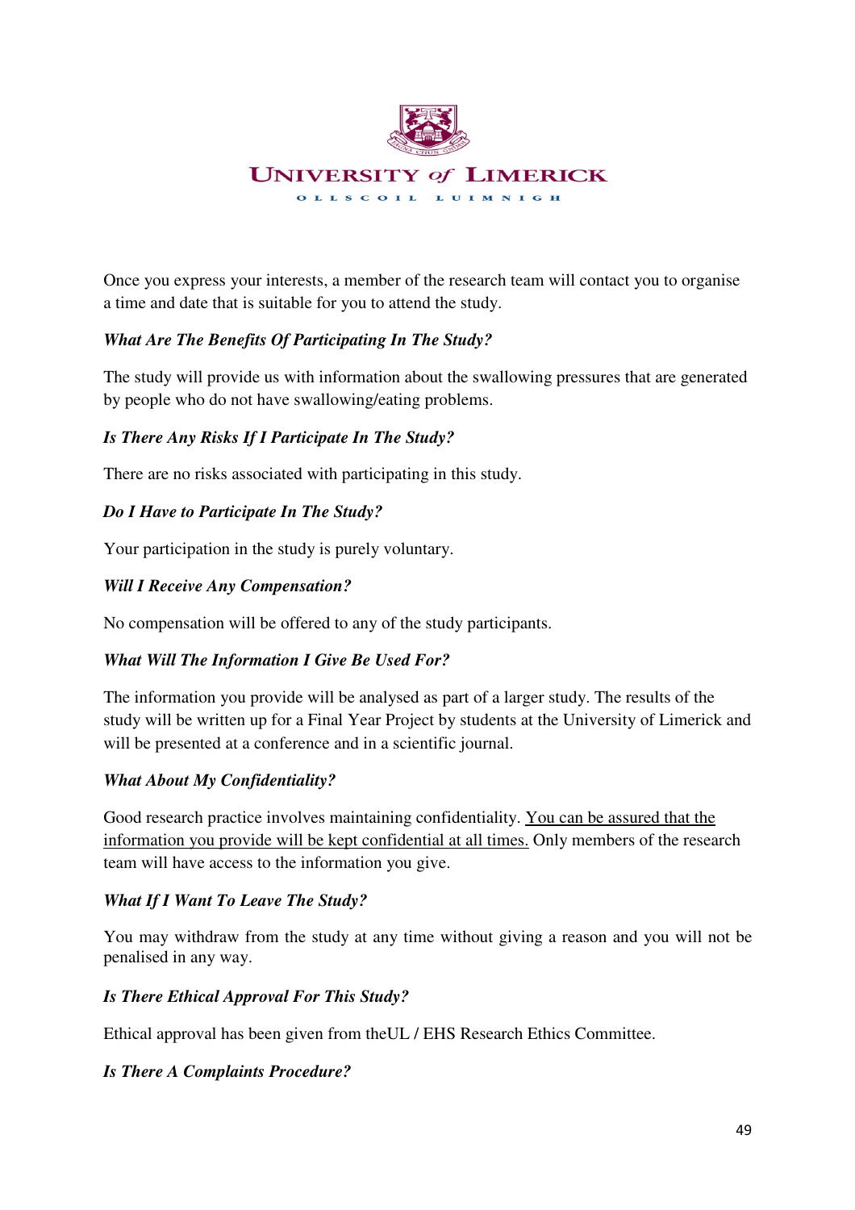UNIVERSITY of LIMERICK

OLLSCOIL LUIMNIGH

Once you express your interests, a member of the research team will contact you to organise a time and date that is suitable for you to attend the study.

***What Are The Benefits Of Participating In The Study?***

The study will provide us with information about the swallowing pressures that are generated by people who do not have swallowing/eating problems.

***Is There Any Risks If I Participate In The Study?***

There are no risks associated with participating in this study.

***Do I Have to Participate In The Study?***

Your participation in the study is purely voluntary.

***Will I Receive Any Compensation?***

No compensation will be offered to any of the study participants.

***What Will The Information I Give Be Used For?***

The information you provide will be analysed as part of a larger study. The results of the study will be written up for a Final Year Project by students at the University of Limerick and will be presented at a conference and in a scientific journal.

***What About My Confidentiality?***

Good research practice involves maintaining confidentiality. <u>You can be assured that the information you provide will be kept confidential at all times.</u> Only members of the research team will have access to the information you give.

***What If I Want To Leave The Study?***

You may withdraw from the study at any time without giving a reason and you will not be penalised in any way.

***Is There Ethical Approval For This Study?***

Ethical approval has been given from theUL / EHS Research Ethics Committee.

***Is There A Complaints Procedure?***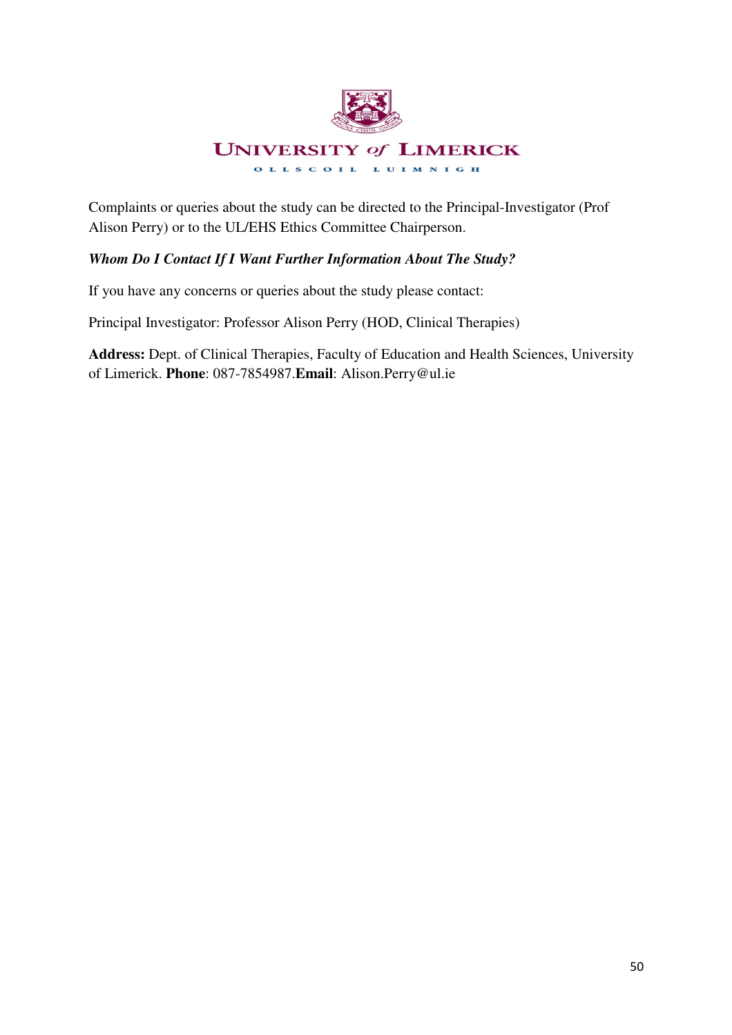UNIVERSITY of LIMERICK

OLLSCOIL LUIMNIGH

Complaints or queries about the study can be directed to the Principal-Investigator (Prof Alison Perry) or to the UL/EHS Ethics Committee Chairperson.

***Whom Do I Contact If I Want Further Information About The Study?***

If you have any concerns or queries about the study please contact:

Principal Investigator: Professor Alison Perry (HOD, Clinical Therapies)

**Address:** Dept. of Clinical Therapies, Faculty of Education and Health Sciences, University of Limerick. **Phone**: 087-7854987.**Email**: Alison.Perry@ul.ie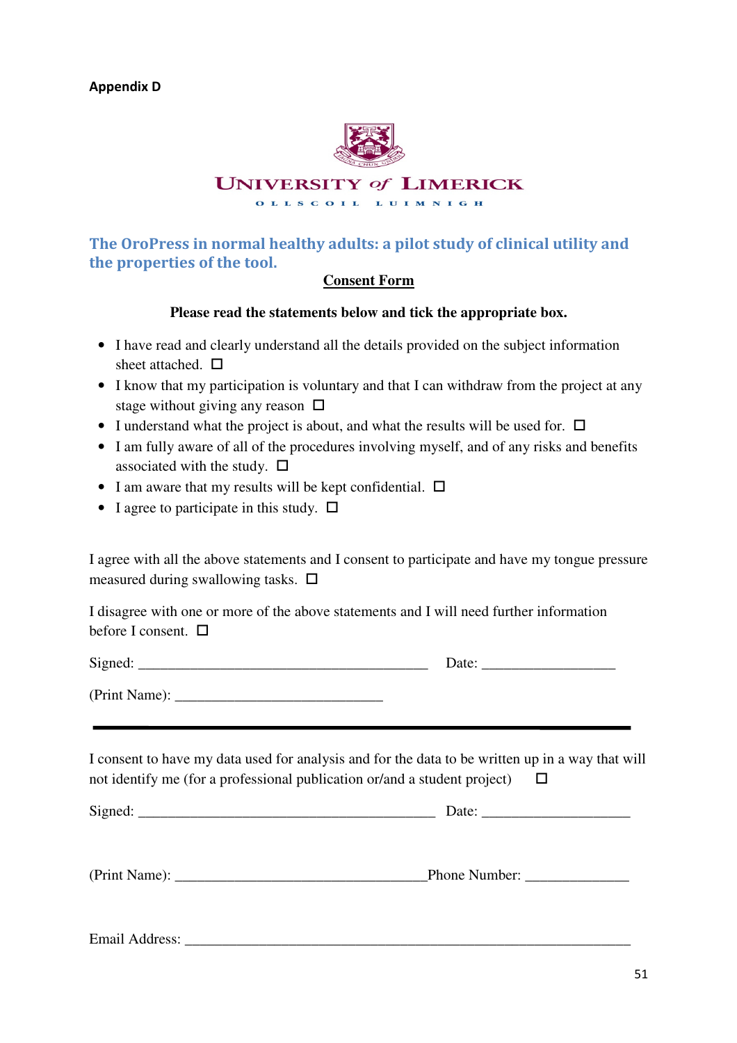**Appendix D**

UNIVERSITY of LIMERICK

OLLSCOIL LUIMNIGH

## The OroPress in normal healthy adults: a pilot study of clinical utility and the properties of the tool.

**Consent Form**

**Please read the statements below and tick the appropriate box.**

- I have read and clearly understand all the details provided on the subject information sheet attached. ☐
- I know that my participation is voluntary and that I can withdraw from the project at any stage without giving any reason ☐
- I understand what the project is about, and what the results will be used for. ☐
- I am fully aware of all of the procedures involving myself, and of any risks and benefits associated with the study. ☐
- I am aware that my results will be kept confidential. ☐
- I agree to participate in this study. ☐

I agree with all the above statements and I consent to participate and have my tongue pressure measured during swallowing tasks. ☐

I disagree with one or more of the above statements and I will need further information before I consent. ☐

Signed: _________________________________________ Date: __________________

(Print Name): _____________________________

---

I consent to have my data used for analysis and for the data to be written up in a way that will not identify me (for a professional publication or/and a student project) ☐

Signed: ___________________________________________ Date: ____________________

(Print Name): ____________________________________Phone Number: ______________

Email Address: ______________________________________________________________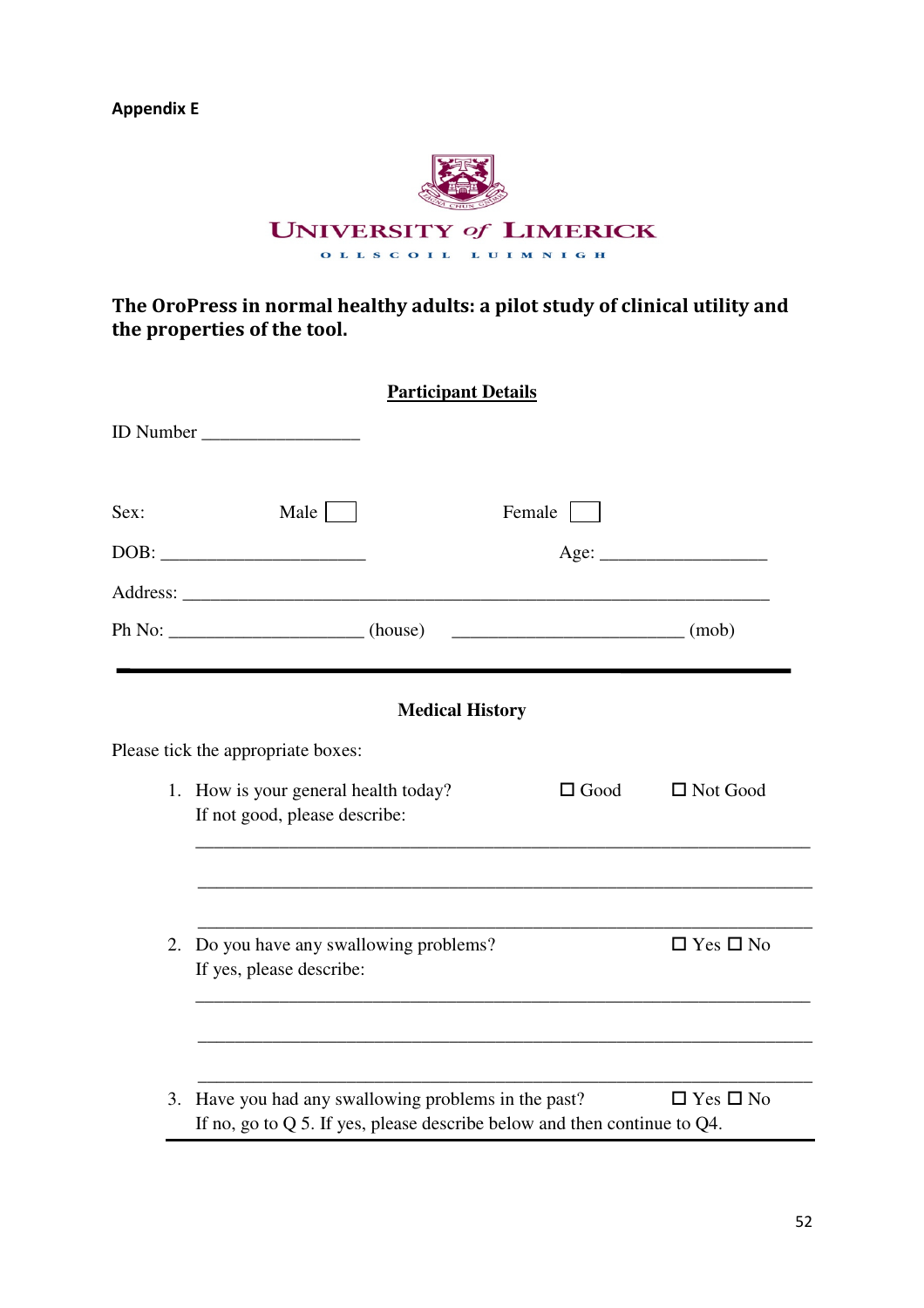**Appendix E**

UNIVERSITY of LIMERICK

OLLSCOIL LUIMNIGH

**The OroPress in normal healthy adults: a pilot study of clinical utility and the properties of the tool.**

**<u>Participant Details</u>**

ID Number _________________

Sex: Male ☐ Female ☐

DOB: ______________________ Age: __________________

Address: _______________________________________________________________

Ph No: _____________________ (house) _________________________ (mob)

---

**Medical History**

Please tick the appropriate boxes:

1. How is your general health today? ☐ Good ☐ Not Good
   If not good, please describe:
   ___________________________________________________________________
   ___________________________________________________________________
   ___________________________________________________________________
2. Do you have any swallowing problems? ☐ Yes ☐ No
   If yes, please describe:
   ___________________________________________________________________
   ___________________________________________________________________
   ___________________________________________________________________
3. Have you had any swallowing problems in the past? ☐ Yes ☐ No
   If no, go to Q 5. If yes, please describe below and then continue to Q4.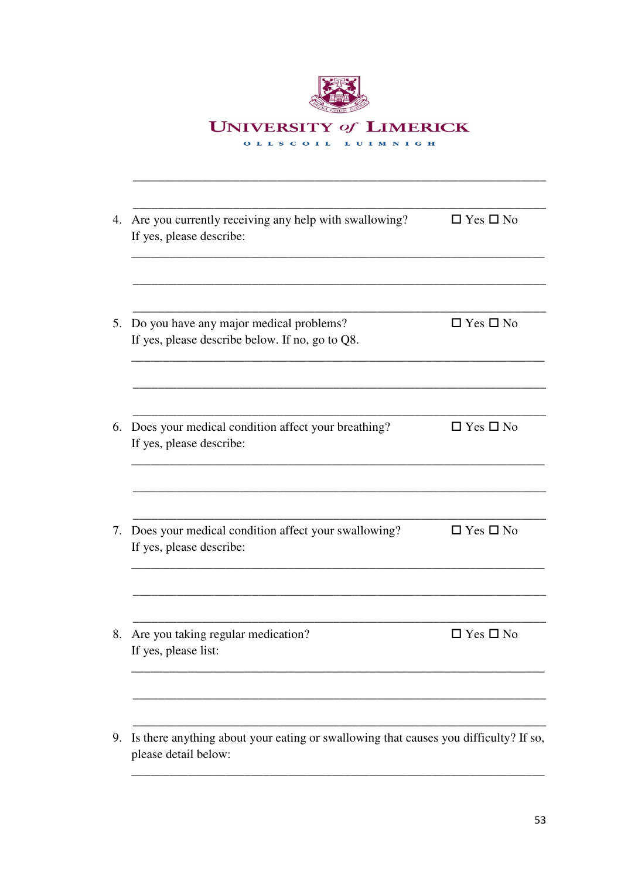UNIVERSITY of LIMERICK

OLLSCOIL LUIMNIGH

______________________________________________________________________

______________________________________________________________________

4. Are you currently receiving any help with swallowing? ☐ Yes ☐ No
   If yes, please describe:

______________________________________________________________________

______________________________________________________________________

______________________________________________________________________

5. Do you have any major medical problems? ☐ Yes ☐ No
   If yes, please describe below. If no, go to Q8.

______________________________________________________________________

______________________________________________________________________

______________________________________________________________________

6. Does your medical condition affect your breathing? ☐ Yes ☐ No
   If yes, please describe:

______________________________________________________________________

______________________________________________________________________

______________________________________________________________________

7. Does your medical condition affect your swallowing? ☐ Yes ☐ No
   If yes, please describe:

______________________________________________________________________

______________________________________________________________________

______________________________________________________________________

8. Are you taking regular medication? ☐ Yes ☐ No
   If yes, please list:

______________________________________________________________________

______________________________________________________________________

______________________________________________________________________

9. Is there anything about your eating or swallowing that causes you difficulty? If so, please detail below:

______________________________________________________________________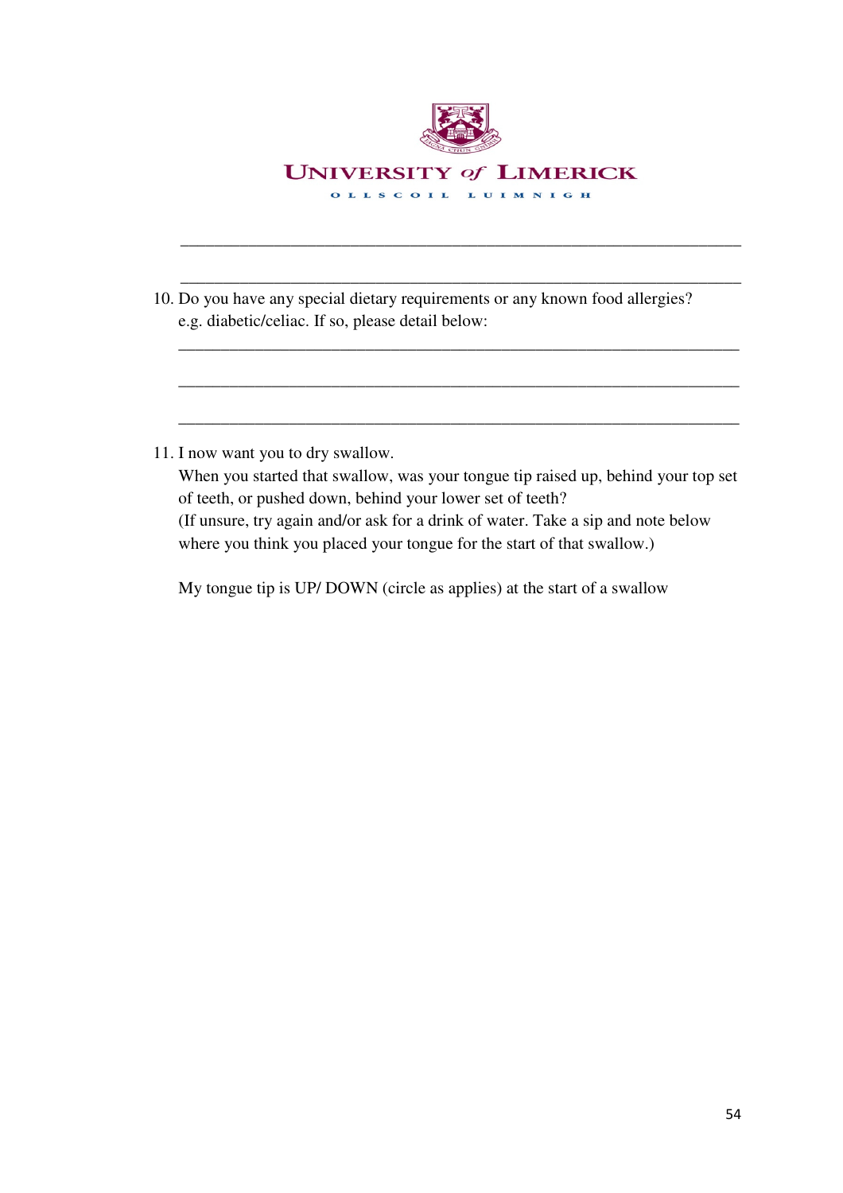UNIVERSITY of LIMERICK

OLLSCOIL LUIMNIGH

_______________________________________________________________

_______________________________________________________________

10. Do you have any special dietary requirements or any known food allergies? e.g. diabetic/celiac. If so, please detail below:

    _______________________________________________________________

    _______________________________________________________________

    _______________________________________________________________

11. I now want you to dry swallow.
    When you started that swallow, was your tongue tip raised up, behind your top set of teeth, or pushed down, behind your lower set of teeth?
    (If unsure, try again and/or ask for a drink of water. Take a sip and note below where you think you placed your tongue for the start of that swallow.)

    My tongue tip is UP/ DOWN (circle as applies) at the start of a swallow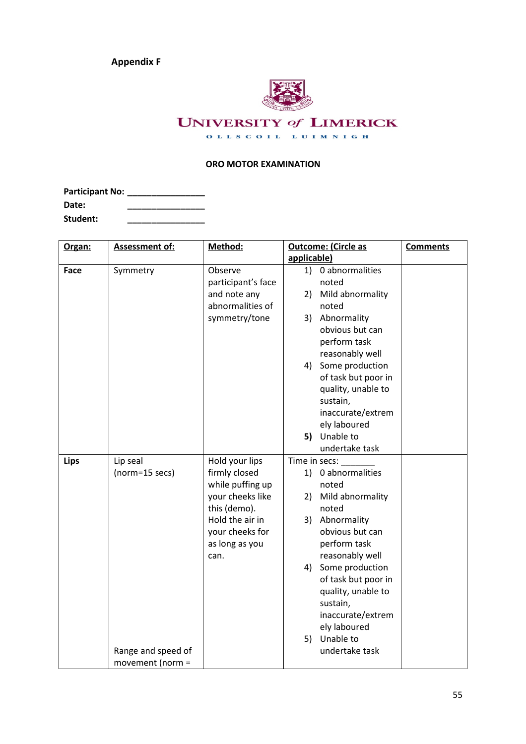**Appendix F**

UNIVERSITY of LIMERICK

OLLSCOIL LUIMNIGH

**ORO MOTOR EXAMINATION**

**Participant No:** ________________

**Date:** ________________

**Student:** ________________

| **Organ:** | **Assessment of:** | **Method:** | **Outcome: (Circle as applicable)** | **Comments** |
|---|---|---|---|---|
| **Face** | Symmetry | Observe participant's face and note any abnormalities of symmetry/tone | 1) 0 abnormalities noted<br>2) Mild abnormality noted<br>3) Abnormality obvious but can perform task reasonably well<br>4) Some production of task but poor in quality, unable to sustain, inaccurate/extremely laboured<br>**5)** Unable to undertake task | |
| **Lips** | Lip seal (norm=15 secs)<br><br>Range and speed of movement (norm = | Hold your lips firmly closed while puffing up your cheeks like this (demo). Hold the air in your cheeks for as long as you can. | Time in secs: _______<br>1) 0 abnormalities noted<br>2) Mild abnormality noted<br>3) Abnormality obvious but can perform task reasonably well<br>4) Some production of task but poor in quality, unable to sustain, inaccurate/extremely laboured<br>5) Unable to undertake task | |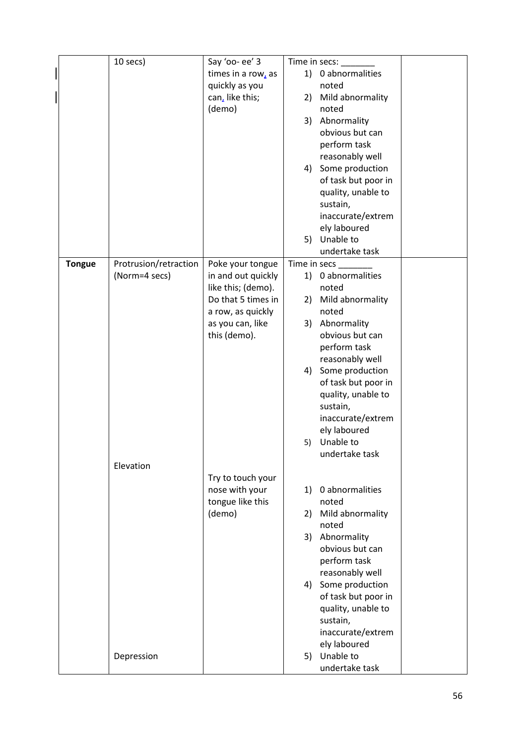|  | 10 secs) | Say 'oo- ee' 3 times in a row, as quickly as you can, like this; (demo) | Time in secs: _______<br>1) 0 abnormalities noted<br>2) Mild abnormality noted<br>3) Abnormality obvious but can perform task reasonably well<br>4) Some production of task but poor in quality, unable to sustain, inaccurate/extremely laboured<br>5) Unable to undertake task |  |
|---|---|---|---|---|
| **Tongue** | Protrusion/retraction (Norm=4 secs) | Poke your tongue in and out quickly like this; (demo). Do that 5 times in a row, as quickly as you can, like this (demo). | Time in secs _______<br>1) 0 abnormalities noted<br>2) Mild abnormality noted<br>3) Abnormality obvious but can perform task reasonably well<br>4) Some production of task but poor in quality, unable to sustain, inaccurate/extremely laboured<br>5) Unable to undertake task |  |
|  | Elevation | Try to touch your nose with your tongue like this (demo) | 1) 0 abnormalities noted<br>2) Mild abnormality noted<br>3) Abnormality obvious but can perform task reasonably well<br>4) Some production of task but poor in quality, unable to sustain, inaccurate/extremely laboured<br>5) Unable to undertake task |  |
|  | Depression |  |  |  |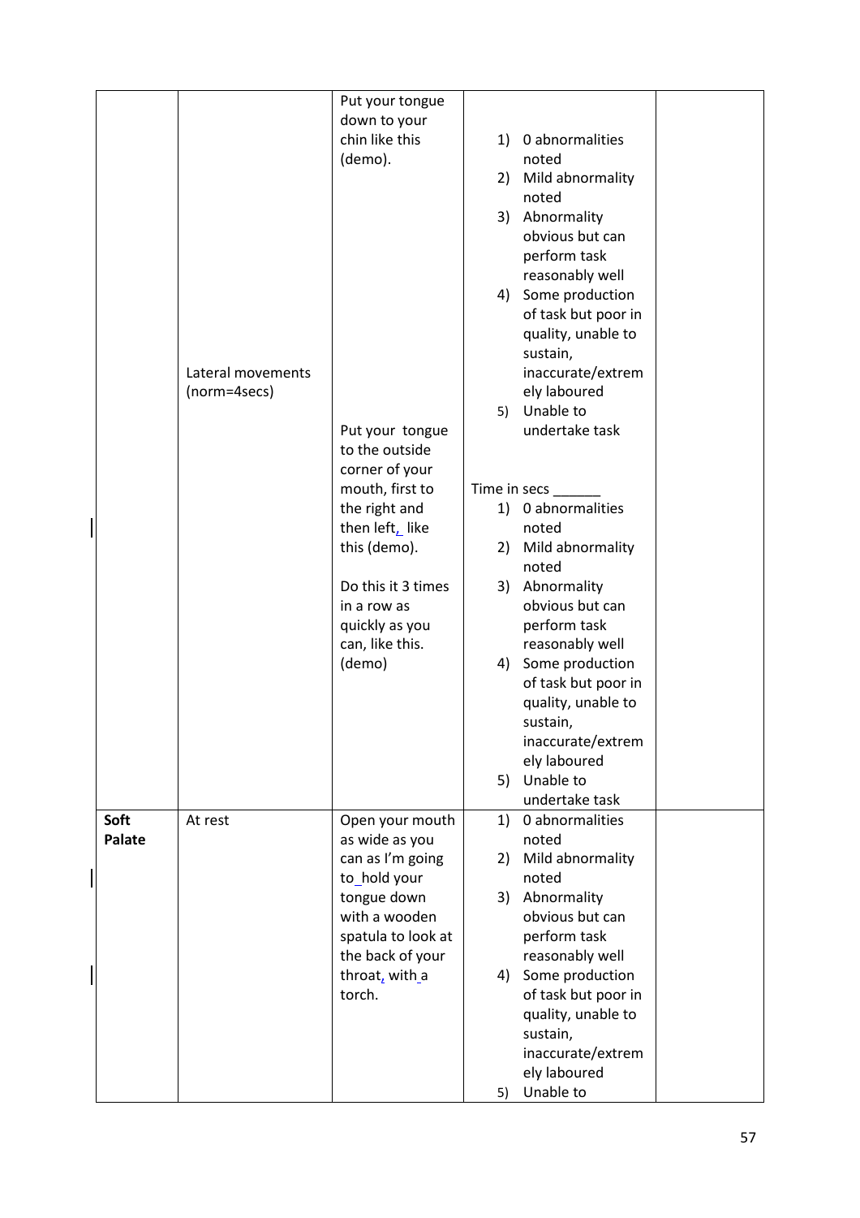| | | | | |
|---|---|---|---|---|
| | Lateral movements (norm=4secs) | Put your tongue down to your chin like this (demo). | 1) 0 abnormalities noted<br>2) Mild abnormality noted<br>3) Abnormality obvious but can perform task reasonably well<br>4) Some production of task but poor in quality, unable to sustain, inaccurate/extremely laboured<br>5) Unable to undertake task | |
| | | Put your tongue to the outside corner of your mouth, first to the right and then left, like this (demo).<br><br>Do this it 3 times in a row as quickly as you can, like this. (demo) | Time in secs ______<br>1) 0 abnormalities noted<br>2) Mild abnormality noted<br>3) Abnormality obvious but can perform task reasonably well<br>4) Some production of task but poor in quality, unable to sustain, inaccurate/extremely laboured<br>5) Unable to undertake task | |
| **Soft Palate** | At rest | Open your mouth as wide as you can as I'm going to hold your tongue down with a wooden spatula to look at the back of your throat, with a torch. | 1) 0 abnormalities noted<br>2) Mild abnormality noted<br>3) Abnormality obvious but can perform task reasonably well<br>4) Some production of task but poor in quality, unable to sustain, inaccurate/extremely laboured<br>5) Unable to | |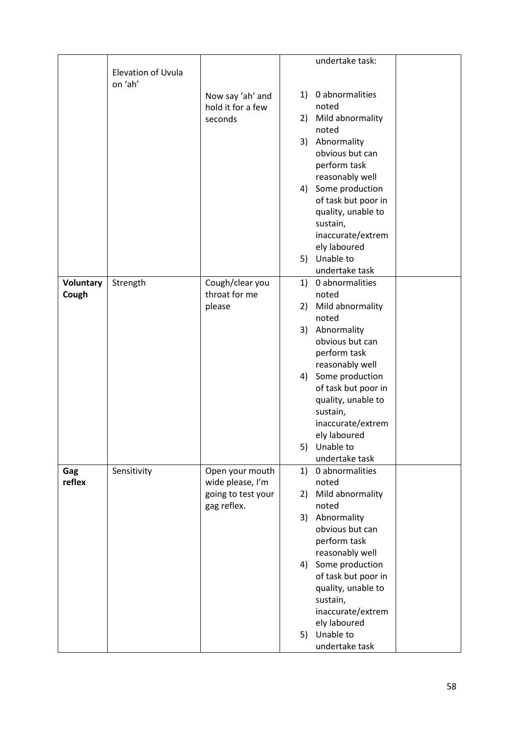|  | Elevation of Uvula on 'ah' | Now say 'ah' and hold it for a few seconds | undertake task:<br><br>1) 0 abnormalities noted<br>2) Mild abnormality noted<br>3) Abnormality obvious but can perform task reasonably well<br>4) Some production of task but poor in quality, unable to sustain, inaccurate/extremely laboured<br>5) Unable to undertake task |  |
|---|---|---|---|---|
| **Voluntary Cough** | Strength | Cough/clear you throat for me please | 1) 0 abnormalities noted<br>2) Mild abnormality noted<br>3) Abnormality obvious but can perform task reasonably well<br>4) Some production of task but poor in quality, unable to sustain, inaccurate/extremely laboured<br>5) Unable to undertake task |  |
| **Gag reflex** | Sensitivity | Open your mouth wide please, I'm going to test your gag reflex. | 1) 0 abnormalities noted<br>2) Mild abnormality noted<br>3) Abnormality obvious but can perform task reasonably well<br>4) Some production of task but poor in quality, unable to sustain, inaccurate/extremely laboured<br>5) Unable to undertake task |  |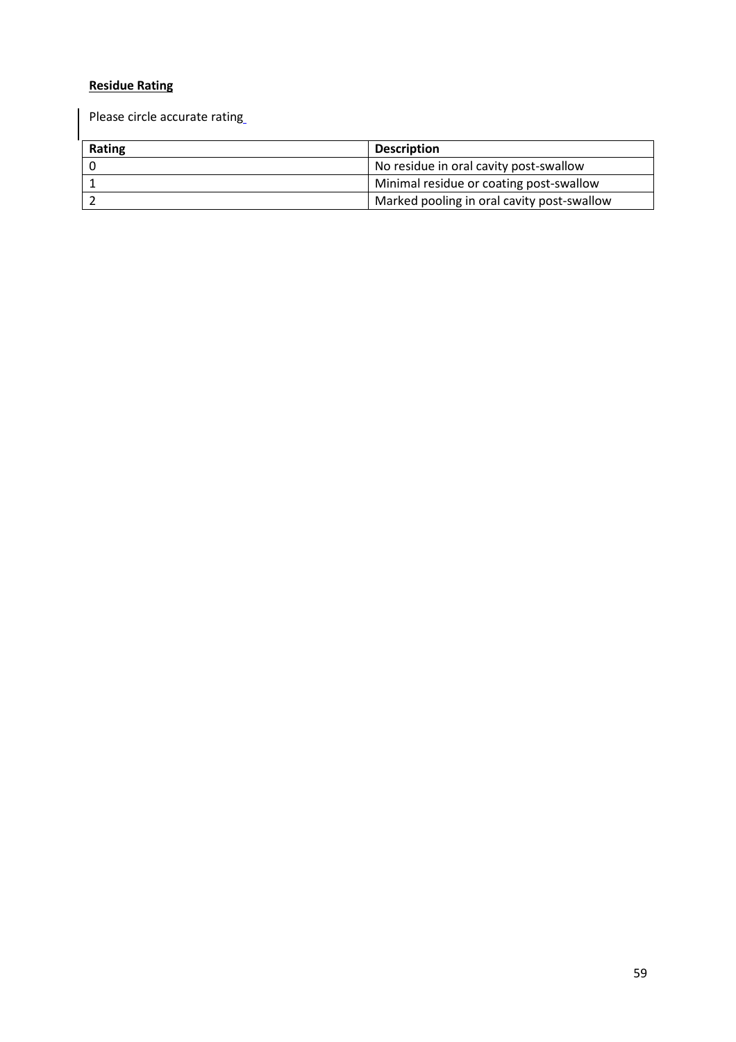**Residue Rating**

Please circle accurate rating

| Rating | Description |
|---|---|
| 0 | No residue in oral cavity post-swallow |
| 1 | Minimal residue or coating post-swallow |
| 2 | Marked pooling in oral cavity post-swallow |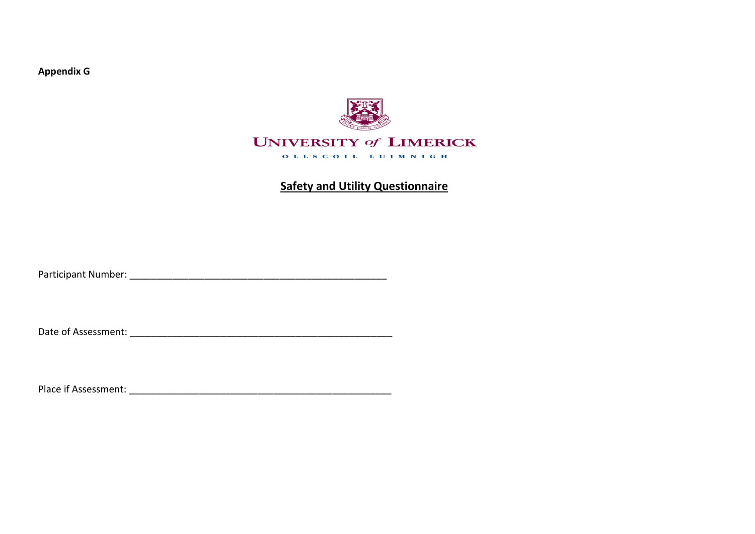**Appendix G**

UNIVERSITY of LIMERICK

OLLSCOIL LUIMNIGH

# Safety and Utility Questionnaire

Participant Number: ______________________________________________

Date of Assessment: ______________________________________________

Place if Assessment: ______________________________________________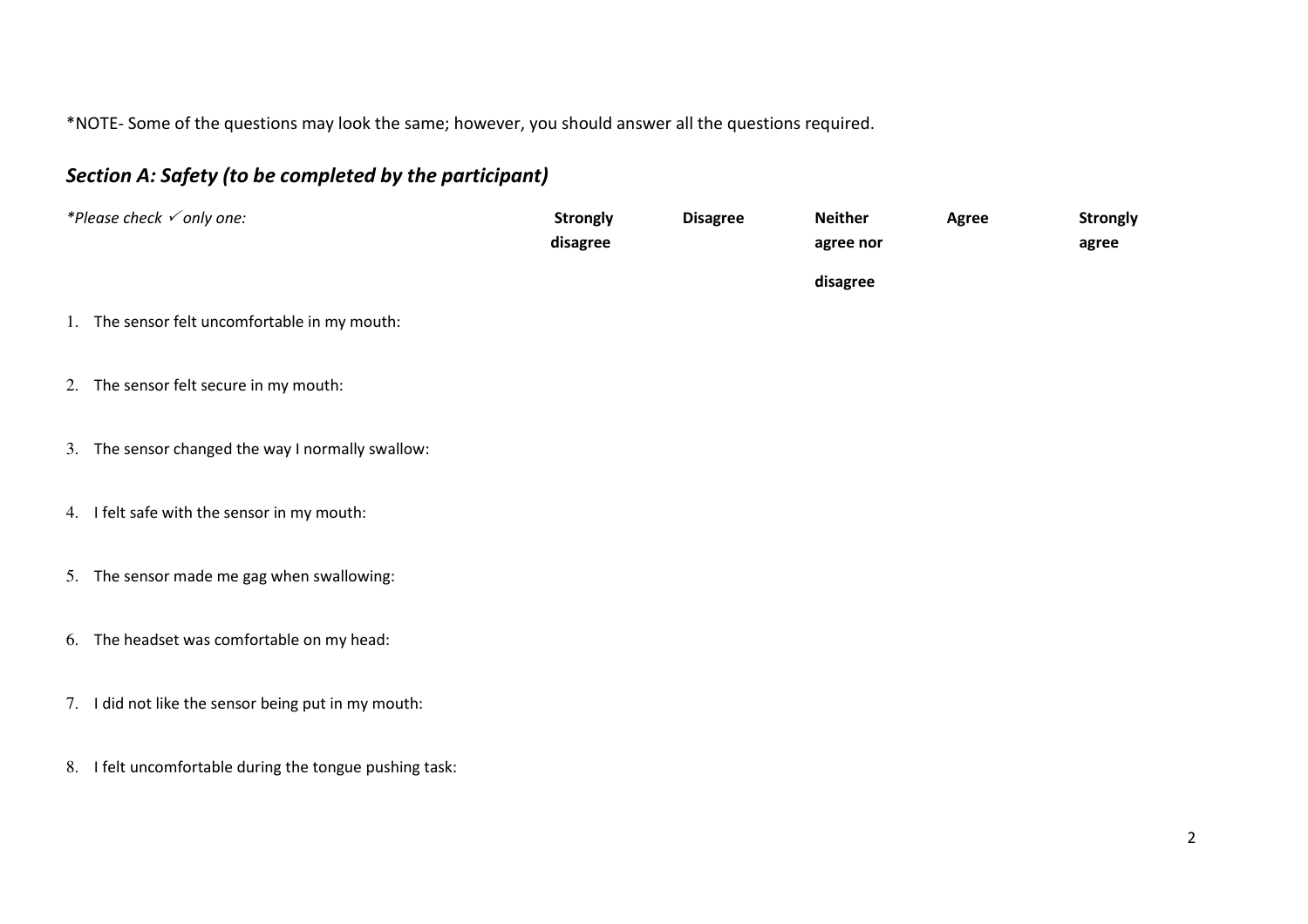*NOTE- Some of the questions may look the same; however, you should answer all the questions required.

## *Section A: Safety (to be completed by the participant)*

| *\*Please check ✓ only one:* | **Strongly disagree** | **Disagree** | **Neither agree nor disagree** | **Agree** | **Strongly agree** |
|---|---|---|---|---|---|
| 1. The sensor felt uncomfortable in my mouth: | | | | | |
| 2. The sensor felt secure in my mouth: | | | | | |
| 3. The sensor changed the way I normally swallow: | | | | | |
| 4. I felt safe with the sensor in my mouth: | | | | | |
| 5. The sensor made me gag when swallowing: | | | | | |
| 6. The headset was comfortable on my head: | | | | | |
| 7. I did not like the sensor being put in my mouth: | | | | | |
| 8. I felt uncomfortable during the tongue pushing task: | | | | | |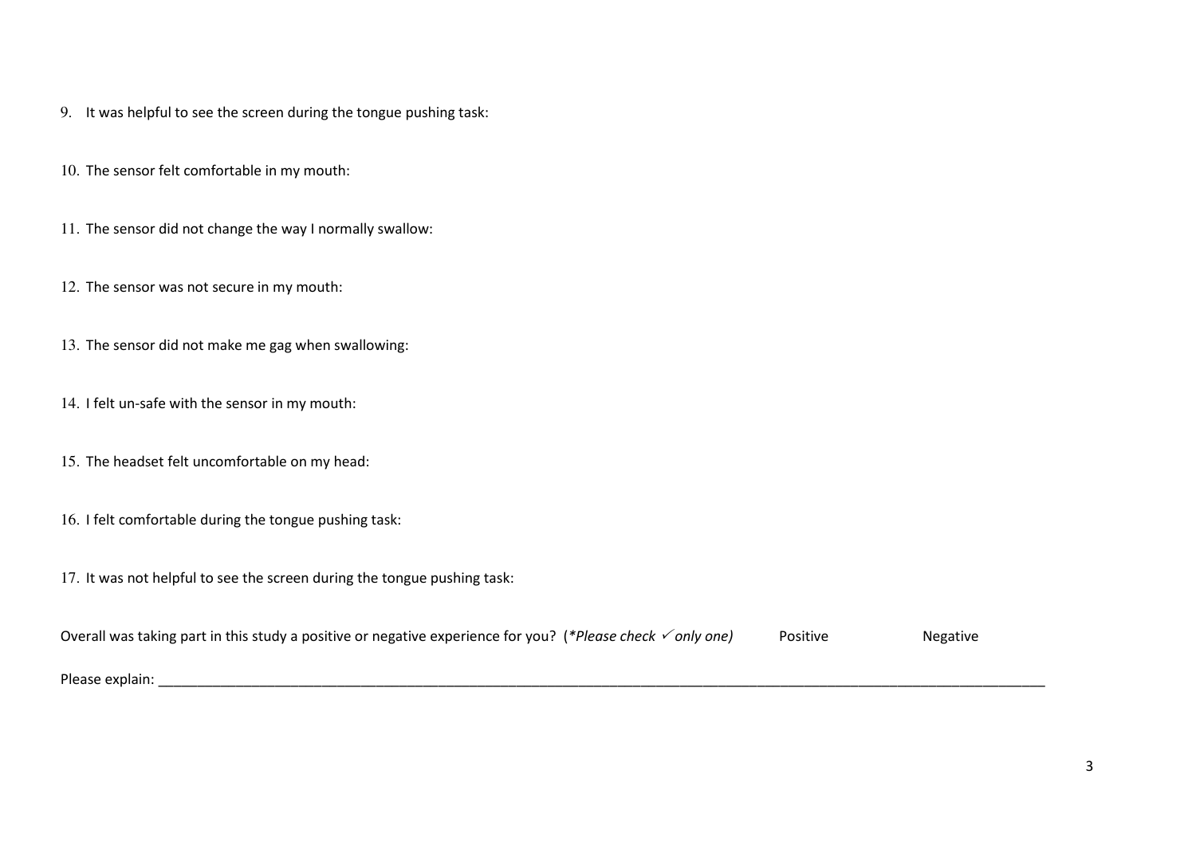9. It was helpful to see the screen during the tongue pushing task:

10. The sensor felt comfortable in my mouth:

11. The sensor did not change the way I normally swallow:

12. The sensor was not secure in my mouth:

13. The sensor did not make me gag when swallowing:

14. I felt un-safe with the sensor in my mouth:

15. The headset felt uncomfortable on my head:

16. I felt comfortable during the tongue pushing task:

17. It was not helpful to see the screen during the tongue pushing task:

Overall was taking part in this study a positive or negative experience for you? (*Please check ✓ only one)* Positive Negative

Please explain: ______________________________________________________________________________________________________________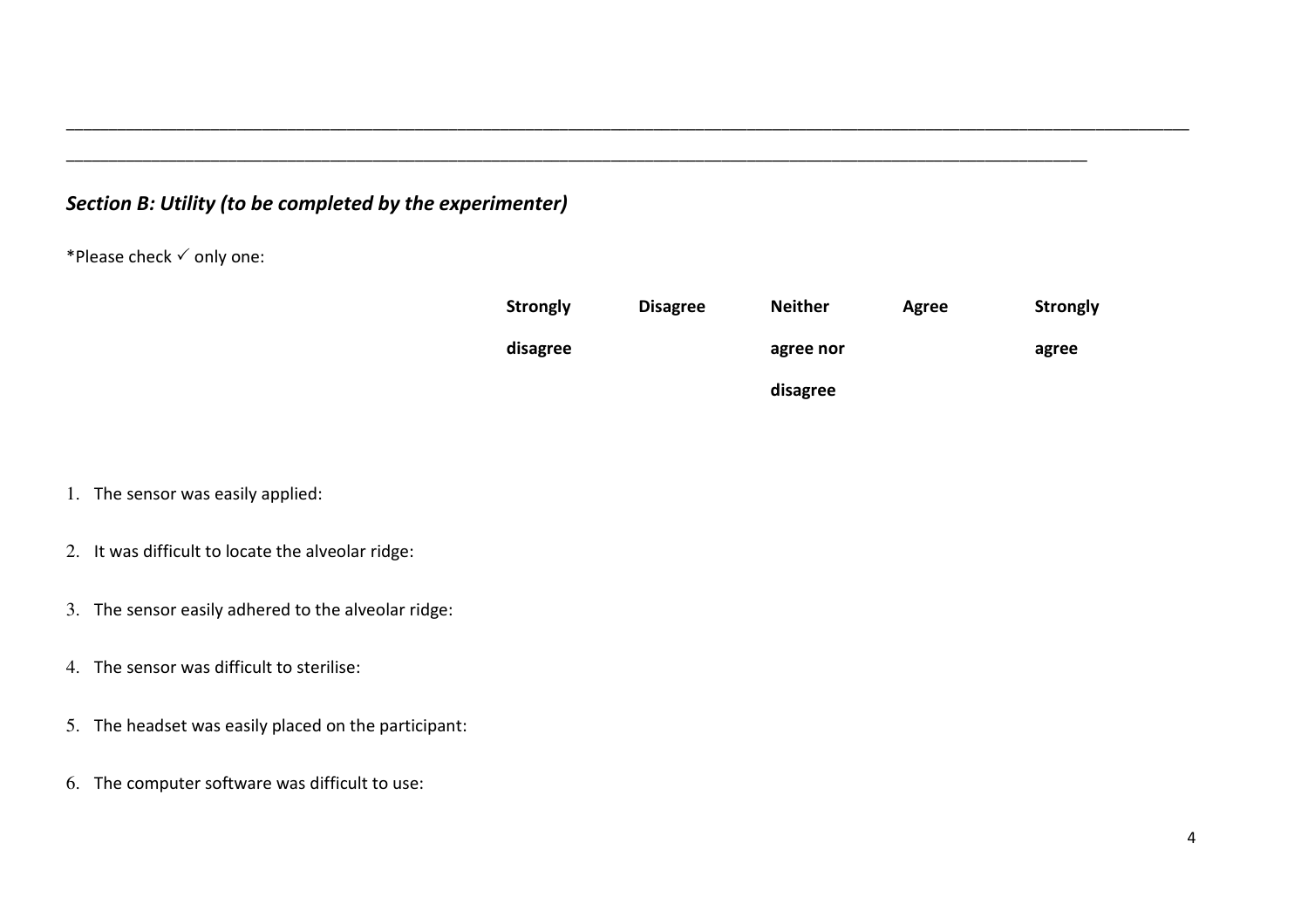\_\_\_\_\_\_\_\_\_\_\_\_\_\_\_\_\_\_\_\_\_\_\_\_\_\_\_\_\_\_\_\_\_\_\_\_\_\_\_\_\_\_\_\_\_\_\_\_\_\_\_\_\_\_\_\_\_\_\_\_\_\_\_\_\_\_\_\_\_\_\_\_\_\_\_\_\_\_\_\_\_\_\_\_\_\_

\_\_\_\_\_\_\_\_\_\_\_\_\_\_\_\_\_\_\_\_\_\_\_\_\_\_\_\_\_\_\_\_\_\_\_\_\_\_\_\_\_\_\_\_\_\_\_\_\_\_\_\_\_\_\_\_\_\_\_\_\_\_\_\_\_\_\_\_\_\_\_\_\_\_\_\_\_\_\_\_\_\_

## *Section B: Utility (to be completed by the experimenter)*

*Please check ✓ only one:

| | **Strongly disagree** | **Disagree** | **Neither agree nor disagree** | **Agree** | **Strongly agree** |
|---|---|---|---|---|---|
| 1. The sensor was easily applied: | | | | | |
| 2. It was difficult to locate the alveolar ridge: | | | | | |
| 3. The sensor easily adhered to the alveolar ridge: | | | | | |
| 4. The sensor was difficult to sterilise: | | | | | |
| 5. The headset was easily placed on the participant: | | | | | |
| 6. The computer software was difficult to use: | | | | | |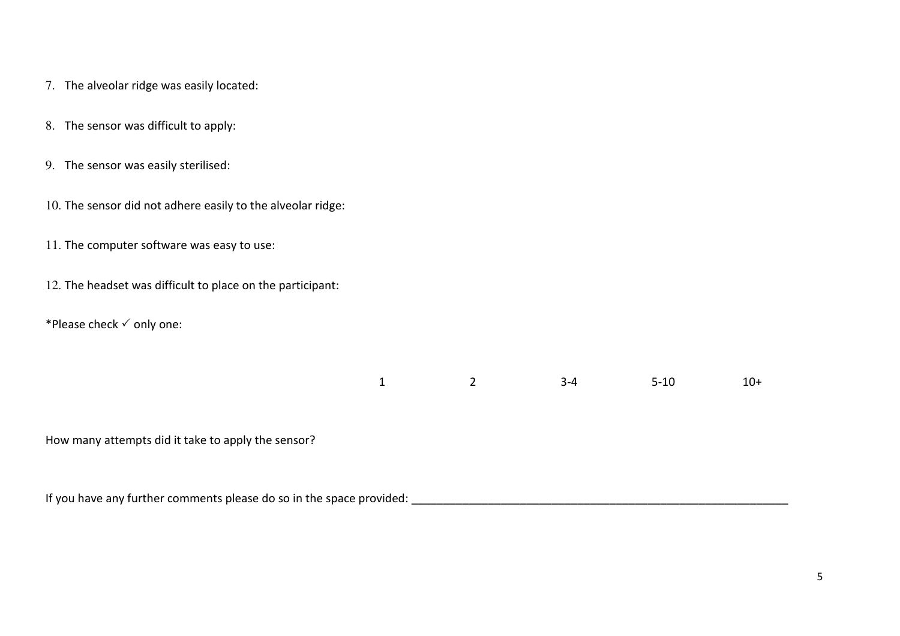7. The alveolar ridge was easily located:

8. The sensor was difficult to apply:

9. The sensor was easily sterilised:

10. The sensor did not adhere easily to the alveolar ridge:

11. The computer software was easy to use:

12. The headset was difficult to place on the participant:

*Please check ✓ only one:

| | 1 | 2 | 3-4 | 5-10 | 10+ |
|---|---|---|---|---|---|
| How many attempts did it take to apply the sensor? | | | | | |

If you have any further comments please do so in the space provided: _______________________________________________________________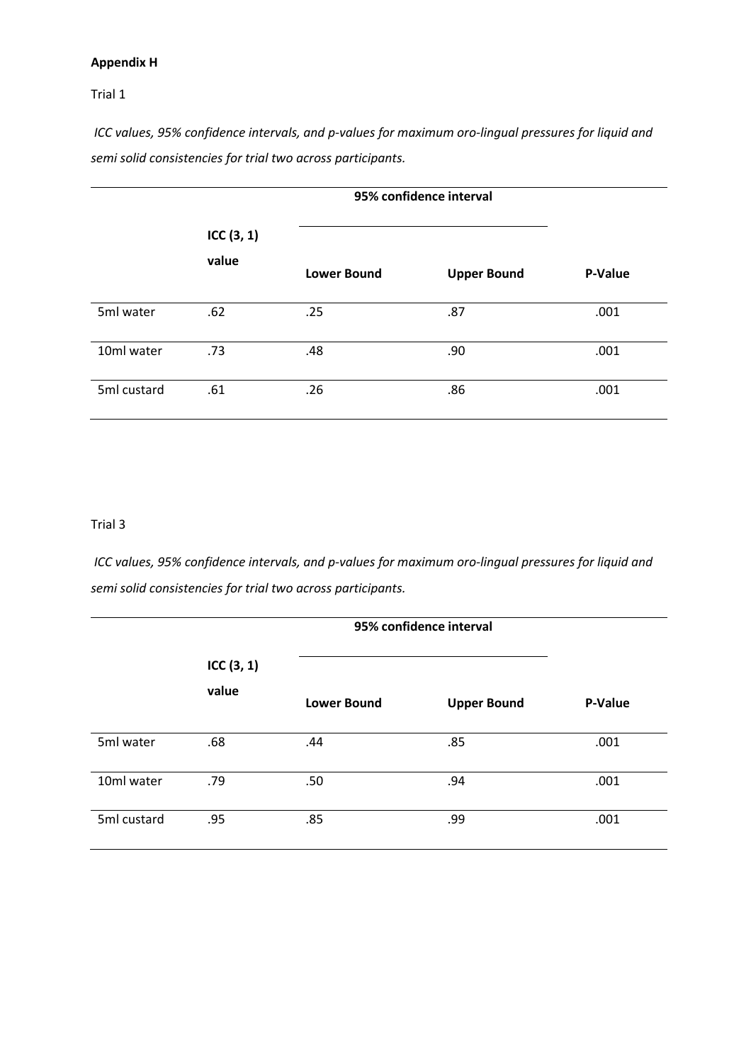**Appendix H**

Trial 1

*ICC values, 95% confidence intervals, and p-values for maximum oro-lingual pressures for liquid and semi solid consistencies for trial two across participants.*

| | ICC (3, 1) value | 95% confidence interval | | |
|---|---|---|---|---|
| | | **Lower Bound** | **Upper Bound** | **P-Value** |
| 5ml water | .62 | .25 | .87 | .001 |
| 10ml water | .73 | .48 | .90 | .001 |
| 5ml custard | .61 | .26 | .86 | .001 |

Trial 3

*ICC values, 95% confidence intervals, and p-values for maximum oro-lingual pressures for liquid and semi solid consistencies for trial two across participants.*

| | ICC (3, 1) value | 95% confidence interval | | |
|---|---|---|---|---|
| | | **Lower Bound** | **Upper Bound** | **P-Value** |
| 5ml water | .68 | .44 | .85 | .001 |
| 10ml water | .79 | .50 | .94 | .001 |
| 5ml custard | .95 | .85 | .99 | .001 |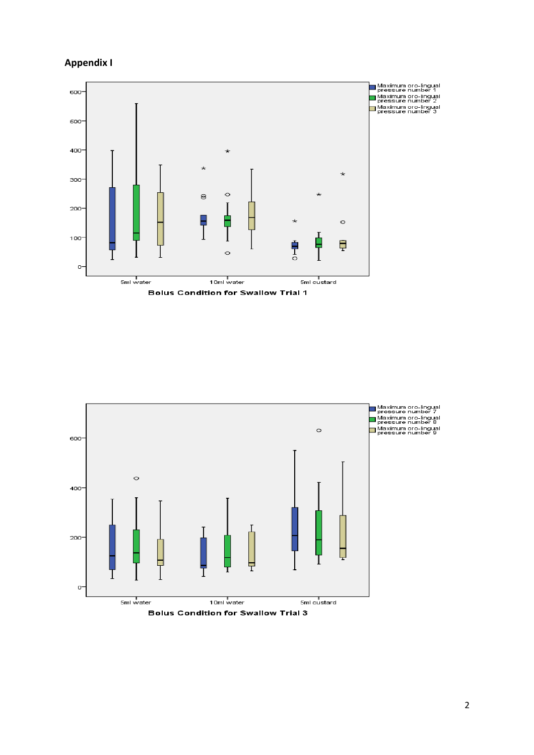## Appendix I

600
500
400
300
200
100
0

5ml water
10ml water
5ml custard

Bolus Condition for Swallow Trial 1

Maximum oro-lingual pressure number 1
Maximum oro-lingual pressure number 2
Maximum oro-lingual pressure number 3

600
400
200
0

5ml water
10ml water
5ml custard

Bolus Condition for Swallow Trial 3

Maximum oro-lingual pressure number 7
Maximum oro-lingual pressure number 8
Maximum oro-lingual pressure number 9